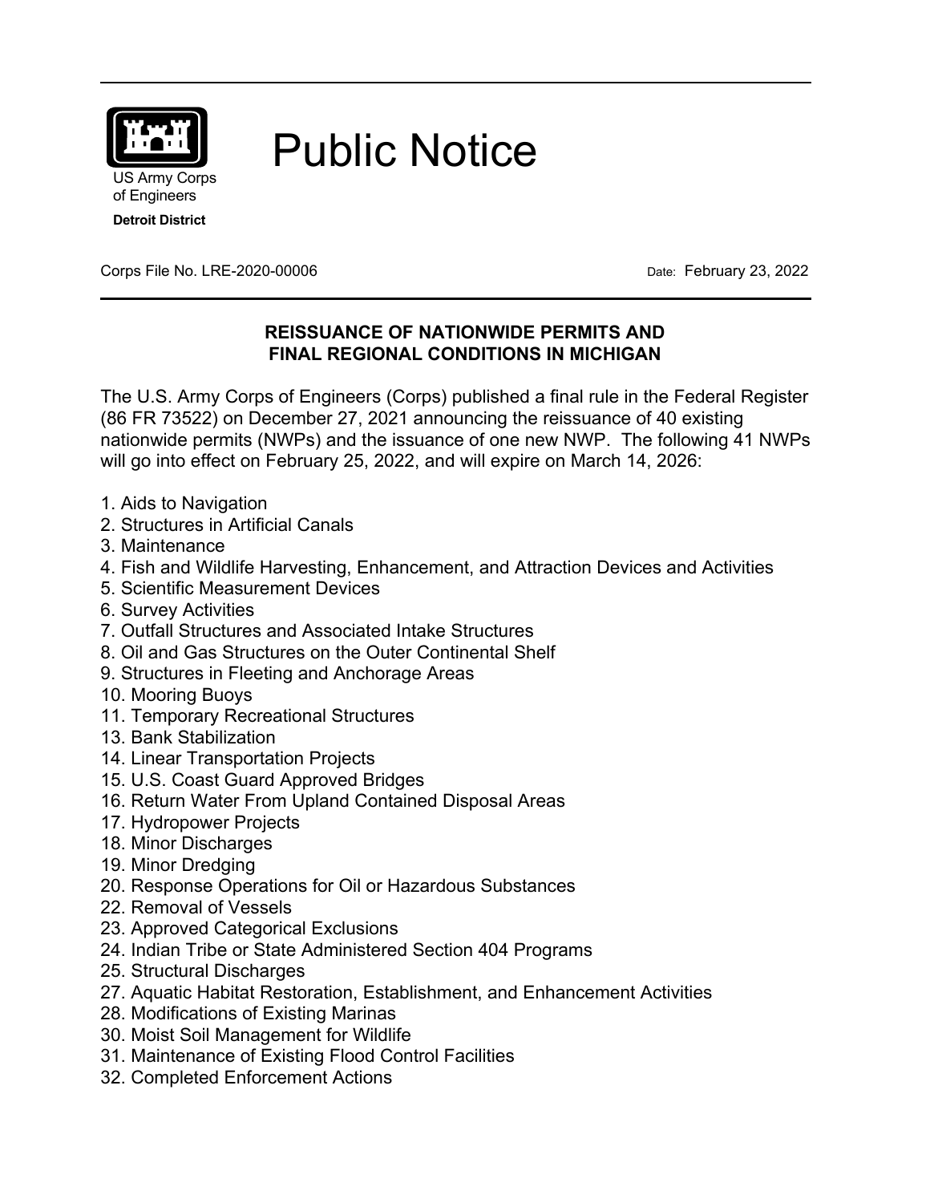US Army Corps of Engineers

**Detroit District**

# Public Notice

Corps File No. LRE-2020-00006 Date: February 23, 2022

## REISSUANCE OF NATIONWIDE PERMITS AND FINAL REGIONAL CONDITIONS IN MICHIGAN

The U.S. Army Corps of Engineers (Corps) published a final rule in the Federal Register (86 FR 73522) on December 27, 2021 announcing the reissuance of 40 existing nationwide permits (NWPs) and the issuance of one new NWP. The following 41 NWPs will go into effect on February 25, 2022, and will expire on March 14, 2026:

1. Aids to Navigation
2. Structures in Artificial Canals
3. Maintenance
4. Fish and Wildlife Harvesting, Enhancement, and Attraction Devices and Activities
5. Scientific Measurement Devices
6. Survey Activities
7. Outfall Structures and Associated Intake Structures
8. Oil and Gas Structures on the Outer Continental Shelf
9. Structures in Fleeting and Anchorage Areas
10. Mooring Buoys
11. Temporary Recreational Structures

13. Bank Stabilization
14. Linear Transportation Projects
15. U.S. Coast Guard Approved Bridges
16. Return Water From Upland Contained Disposal Areas
17. Hydropower Projects
18. Minor Discharges
19. Minor Dredging
20. Response Operations for Oil or Hazardous Substances

22. Removal of Vessels
23. Approved Categorical Exclusions
24. Indian Tribe or State Administered Section 404 Programs
25. Structural Discharges

27. Aquatic Habitat Restoration, Establishment, and Enhancement Activities
28. Modifications of Existing Marinas

30. Moist Soil Management for Wildlife
31. Maintenance of Existing Flood Control Facilities
32. Completed Enforcement Actions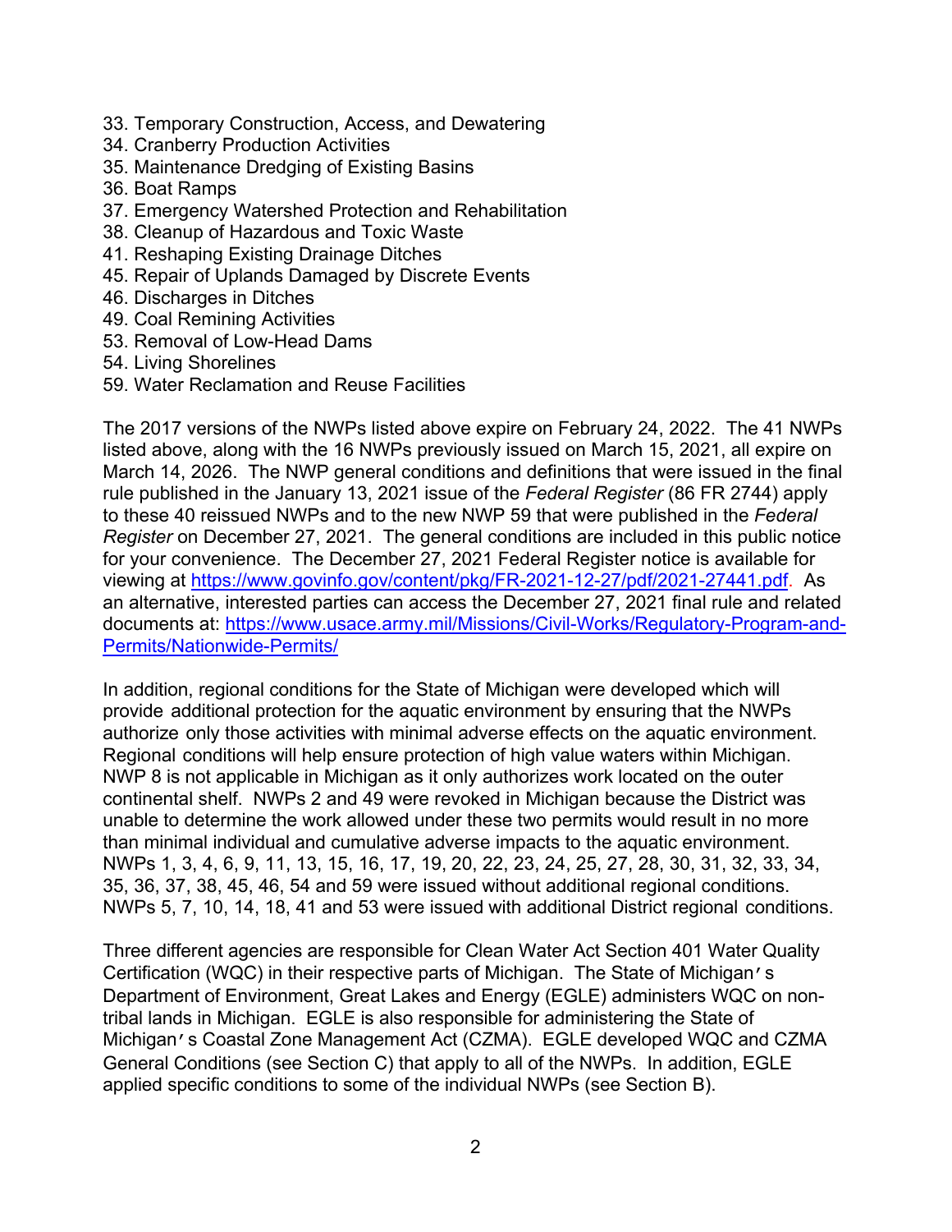33. Temporary Construction, Access, and Dewatering
34. Cranberry Production Activities
35. Maintenance Dredging of Existing Basins
36. Boat Ramps
37. Emergency Watershed Protection and Rehabilitation
38. Cleanup of Hazardous and Toxic Waste
41. Reshaping Existing Drainage Ditches
45. Repair of Uplands Damaged by Discrete Events
46. Discharges in Ditches
49. Coal Remining Activities
53. Removal of Low-Head Dams
54. Living Shorelines
59. Water Reclamation and Reuse Facilities

The 2017 versions of the NWPs listed above expire on February 24, 2022. The 41 NWPs listed above, along with the 16 NWPs previously issued on March 15, 2021, all expire on March 14, 2026. The NWP general conditions and definitions that were issued in the final rule published in the January 13, 2021 issue of the *Federal Register* (86 FR 2744) apply to these 40 reissued NWPs and to the new NWP 59 that were published in the *Federal Register* on December 27, 2021. The general conditions are included in this public notice for your convenience. The December 27, 2021 Federal Register notice is available for viewing at https://www.govinfo.gov/content/pkg/FR-2021-12-27/pdf/2021-27441.pdf. As an alternative, interested parties can access the December 27, 2021 final rule and related documents at: https://www.usace.army.mil/Missions/Civil-Works/Regulatory-Program-and-Permits/Nationwide-Permits/

In addition, regional conditions for the State of Michigan were developed which will provide additional protection for the aquatic environment by ensuring that the NWPs authorize only those activities with minimal adverse effects on the aquatic environment. Regional conditions will help ensure protection of high value waters within Michigan. NWP 8 is not applicable in Michigan as it only authorizes work located on the outer continental shelf. NWPs 2 and 49 were revoked in Michigan because the District was unable to determine the work allowed under these two permits would result in no more than minimal individual and cumulative adverse impacts to the aquatic environment. NWPs 1, 3, 4, 6, 9, 11, 13, 15, 16, 17, 19, 20, 22, 23, 24, 25, 27, 28, 30, 31, 32, 33, 34, 35, 36, 37, 38, 45, 46, 54 and 59 were issued without additional regional conditions. NWPs 5, 7, 10, 14, 18, 41 and 53 were issued with additional District regional conditions.

Three different agencies are responsible for Clean Water Act Section 401 Water Quality Certification (WQC) in their respective parts of Michigan. The State of Michigan's Department of Environment, Great Lakes and Energy (EGLE) administers WQC on non-tribal lands in Michigan. EGLE is also responsible for administering the State of Michigan's Coastal Zone Management Act (CZMA). EGLE developed WQC and CZMA General Conditions (see Section C) that apply to all of the NWPs. In addition, EGLE applied specific conditions to some of the individual NWPs (see Section B).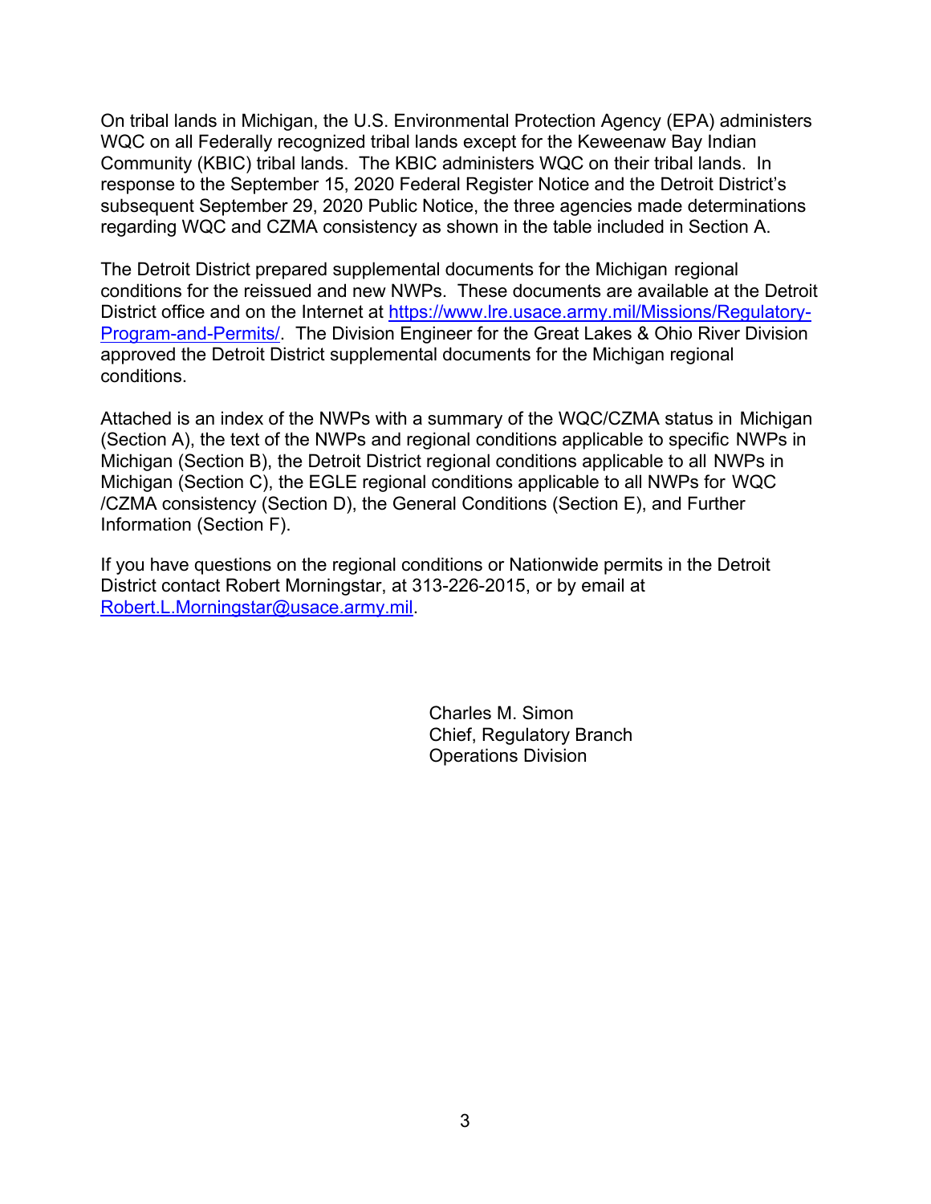On tribal lands in Michigan, the U.S. Environmental Protection Agency (EPA) administers WQC on all Federally recognized tribal lands except for the Keweenaw Bay Indian Community (KBIC) tribal lands. The KBIC administers WQC on their tribal lands. In response to the September 15, 2020 Federal Register Notice and the Detroit District's subsequent September 29, 2020 Public Notice, the three agencies made determinations regarding WQC and CZMA consistency as shown in the table included in Section A.

The Detroit District prepared supplemental documents for the Michigan regional conditions for the reissued and new NWPs. These documents are available at the Detroit District office and on the Internet at [https://www.lre.usace.army.mil/Missions/Regulatory-Program-and-Permits/](https://www.lre.usace.army.mil/Missions/Regulatory-Program-and-Permits/). The Division Engineer for the Great Lakes & Ohio River Division approved the Detroit District supplemental documents for the Michigan regional conditions.

Attached is an index of the NWPs with a summary of the WQC/CZMA status in Michigan (Section A), the text of the NWPs and regional conditions applicable to specific NWPs in Michigan (Section B), the Detroit District regional conditions applicable to all NWPs in Michigan (Section C), the EGLE regional conditions applicable to all NWPs for WQC /CZMA consistency (Section D), the General Conditions (Section E), and Further Information (Section F).

If you have questions on the regional conditions or Nationwide permits in the Detroit District contact Robert Morningstar, at 313-226-2015, or by email at [Robert.L.Morningstar@usace.army.mil](mailto:Robert.L.Morningstar@usace.army.mil).

Charles M. Simon
Chief, Regulatory Branch
Operations Division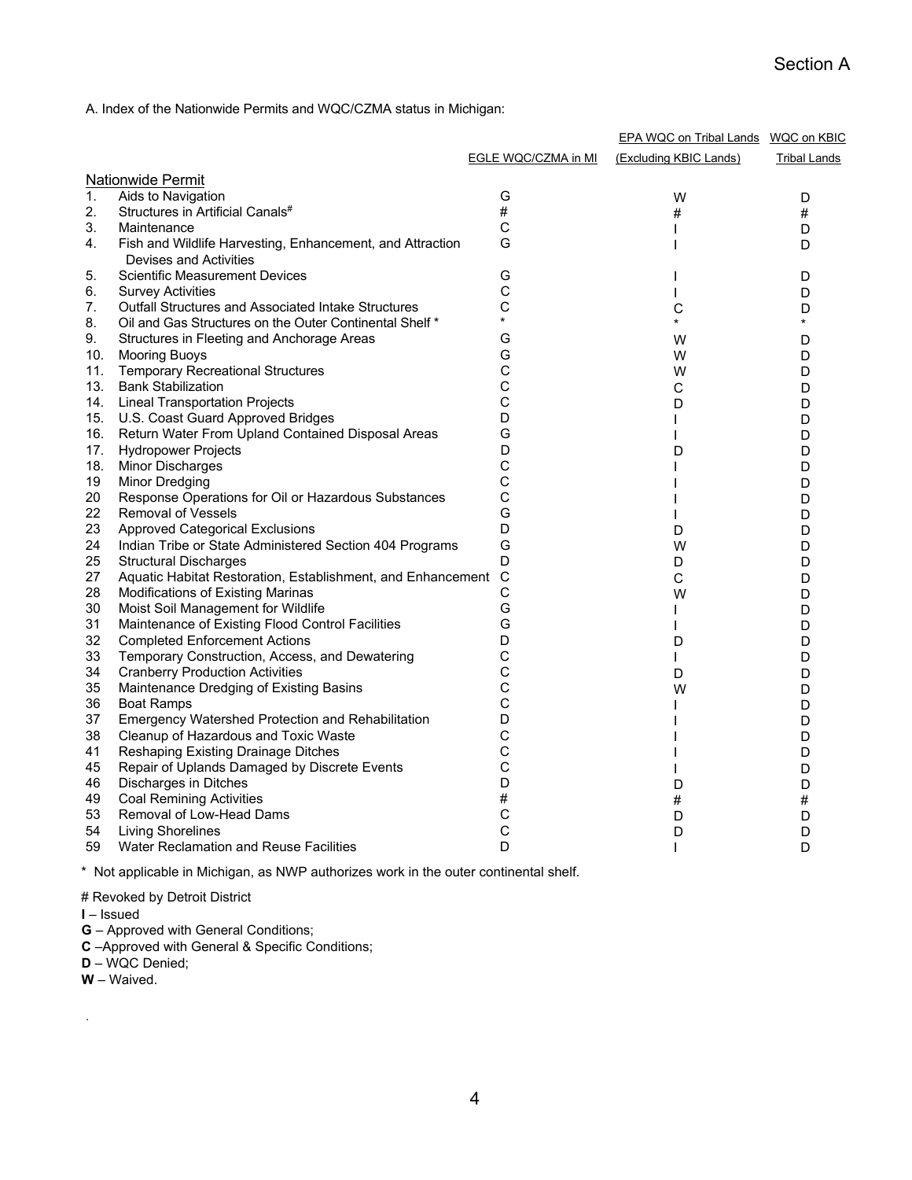Section A

A. Index of the Nationwide Permits and WQC/CZMA status in Michigan:

| Nationwide Permit | | EGLE WQC/CZMA in MI | EPA WQC on Tribal Lands (Excluding KBIC Lands) | WQC on KBIC Tribal Lands |
|---|---|---|---|---|
| 1. | Aids to Navigation | G | W | D |
| 2. | Structures in Artificial Canals# | # | # | # |
| 3. | Maintenance | C | I | D |
| 4. | Fish and Wildlife Harvesting, Enhancement, and Attraction Devises and Activities | G | I | D |
| 5. | Scientific Measurement Devices | G | I | D |
| 6. | Survey Activities | C | I | D |
| 7. | Outfall Structures and Associated Intake Structures | C | C | D |
| 8. | Oil and Gas Structures on the Outer Continental Shelf * | * | * | * |
| 9. | Structures in Fleeting and Anchorage Areas | G | W | D |
| 10. | Mooring Buoys | G | W | D |
| 11. | Temporary Recreational Structures | C | W | D |
| 13. | Bank Stabilization | C | C | D |
| 14. | Lineal Transportation Projects | C | D | D |
| 15. | U.S. Coast Guard Approved Bridges | D | I | D |
| 16. | Return Water From Upland Contained Disposal Areas | G | I | D |
| 17. | Hydropower Projects | D | D | D |
| 18. | Minor Discharges | C | I | D |
| 19 | Minor Dredging | C | I | D |
| 20 | Response Operations for Oil or Hazardous Substances | C | I | D |
| 22 | Removal of Vessels | G | I | D |
| 23 | Approved Categorical Exclusions | D | D | D |
| 24 | Indian Tribe or State Administered Section 404 Programs | G | W | D |
| 25 | Structural Discharges | D | D | D |
| 27 | Aquatic Habitat Restoration, Establishment, and Enhancement | C | C | D |
| 28 | Modifications of Existing Marinas | C | W | D |
| 30 | Moist Soil Management for Wildlife | G | I | D |
| 31 | Maintenance of Existing Flood Control Facilities | G | I | D |
| 32 | Completed Enforcement Actions | D | D | D |
| 33 | Temporary Construction, Access, and Dewatering | C | I | D |
| 34 | Cranberry Production Activities | C | D | D |
| 35 | Maintenance Dredging of Existing Basins | C | W | D |
| 36 | Boat Ramps | C | I | D |
| 37 | Emergency Watershed Protection and Rehabilitation | D | I | D |
| 38 | Cleanup of Hazardous and Toxic Waste | C | I | D |
| 41 | Reshaping Existing Drainage Ditches | C | I | D |
| 45 | Repair of Uplands Damaged by Discrete Events | C | I | D |
| 46 | Discharges in Ditches | D | D | D |
| 49 | Coal Remining Activities | # | # | # |
| 53 | Removal of Low-Head Dams | C | D | D |
| 54 | Living Shorelines | C | D | D |
| 59 | Water Reclamation and Reuse Facilities | D | I | D |

\* Not applicable in Michigan, as NWP authorizes work in the outer continental shelf.

# Revoked by Detroit District

**I** – Issued

**G** – Approved with General Conditions;

**C** –Approved with General & Specific Conditions;

**D** – WQC Denied;

**W** – Waived.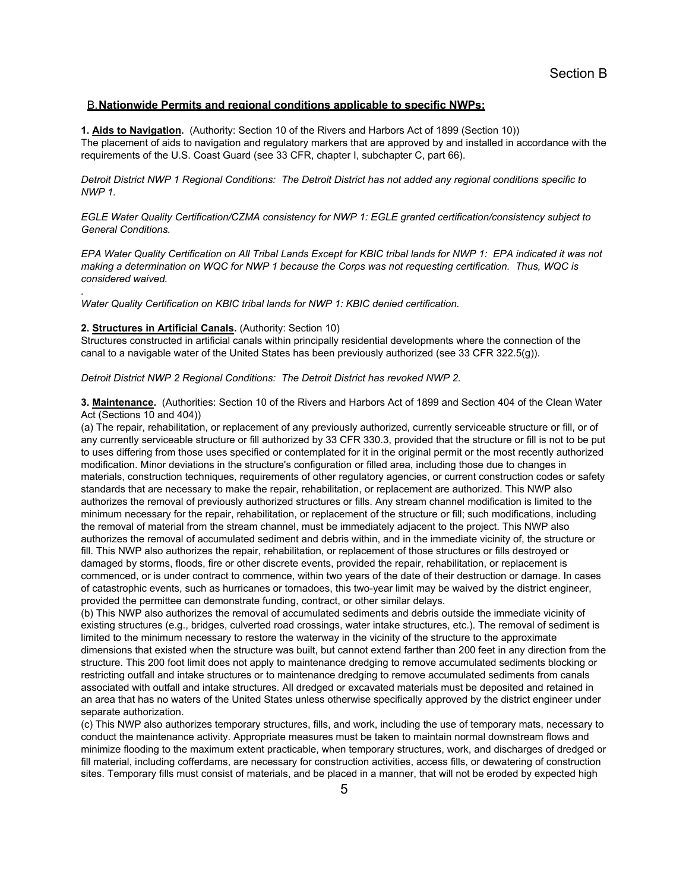## B. Nationwide Permits and regional conditions applicable to specific NWPs:

**1. Aids to Navigation.** (Authority: Section 10 of the Rivers and Harbors Act of 1899 (Section 10))
The placement of aids to navigation and regulatory markers that are approved by and installed in accordance with the requirements of the U.S. Coast Guard (see 33 CFR, chapter I, subchapter C, part 66).

*Detroit District NWP 1 Regional Conditions: The Detroit District has not added any regional conditions specific to NWP 1.*

*EGLE Water Quality Certification/CZMA consistency for NWP 1: EGLE granted certification/consistency subject to General Conditions.*

*EPA Water Quality Certification on All Tribal Lands Except for KBIC tribal lands for NWP 1: EPA indicated it was not making a determination on WQC for NWP 1 because the Corps was not requesting certification. Thus, WQC is considered waived.*

.

*Water Quality Certification on KBIC tribal lands for NWP 1: KBIC denied certification.*

**2. Structures in Artificial Canals.** (Authority: Section 10)
Structures constructed in artificial canals within principally residential developments where the connection of the canal to a navigable water of the United States has been previously authorized (see 33 CFR 322.5(g)).

*Detroit District NWP 2 Regional Conditions: The Detroit District has revoked NWP 2.*

**3. Maintenance.** (Authorities: Section 10 of the Rivers and Harbors Act of 1899 and Section 404 of the Clean Water Act (Sections 10 and 404))
(a) The repair, rehabilitation, or replacement of any previously authorized, currently serviceable structure or fill, or of any currently serviceable structure or fill authorized by 33 CFR 330.3, provided that the structure or fill is not to be put to uses differing from those uses specified or contemplated for it in the original permit or the most recently authorized modification. Minor deviations in the structure's configuration or filled area, including those due to changes in materials, construction techniques, requirements of other regulatory agencies, or current construction codes or safety standards that are necessary to make the repair, rehabilitation, or replacement are authorized. This NWP also authorizes the removal of previously authorized structures or fills. Any stream channel modification is limited to the minimum necessary for the repair, rehabilitation, or replacement of the structure or fill; such modifications, including the removal of material from the stream channel, must be immediately adjacent to the project. This NWP also authorizes the removal of accumulated sediment and debris within, and in the immediate vicinity of, the structure or fill. This NWP also authorizes the repair, rehabilitation, or replacement of those structures or fills destroyed or damaged by storms, floods, fire or other discrete events, provided the repair, rehabilitation, or replacement is commenced, or is under contract to commence, within two years of the date of their destruction or damage. In cases of catastrophic events, such as hurricanes or tornadoes, this two-year limit may be waived by the district engineer, provided the permittee can demonstrate funding, contract, or other similar delays.
(b) This NWP also authorizes the removal of accumulated sediments and debris outside the immediate vicinity of existing structures (e.g., bridges, culverted road crossings, water intake structures, etc.). The removal of sediment is limited to the minimum necessary to restore the waterway in the vicinity of the structure to the approximate dimensions that existed when the structure was built, but cannot extend farther than 200 feet in any direction from the structure. This 200 foot limit does not apply to maintenance dredging to remove accumulated sediments blocking or restricting outfall and intake structures or to maintenance dredging to remove accumulated sediments from canals associated with outfall and intake structures. All dredged or excavated materials must be deposited and retained in an area that has no waters of the United States unless otherwise specifically approved by the district engineer under separate authorization.
(c) This NWP also authorizes temporary structures, fills, and work, including the use of temporary mats, necessary to conduct the maintenance activity. Appropriate measures must be taken to maintain normal downstream flows and minimize flooding to the maximum extent practicable, when temporary structures, work, and discharges of dredged or fill material, including cofferdams, are necessary for construction activities, access fills, or dewatering of construction sites. Temporary fills must consist of materials, and be placed in a manner, that will not be eroded by expected high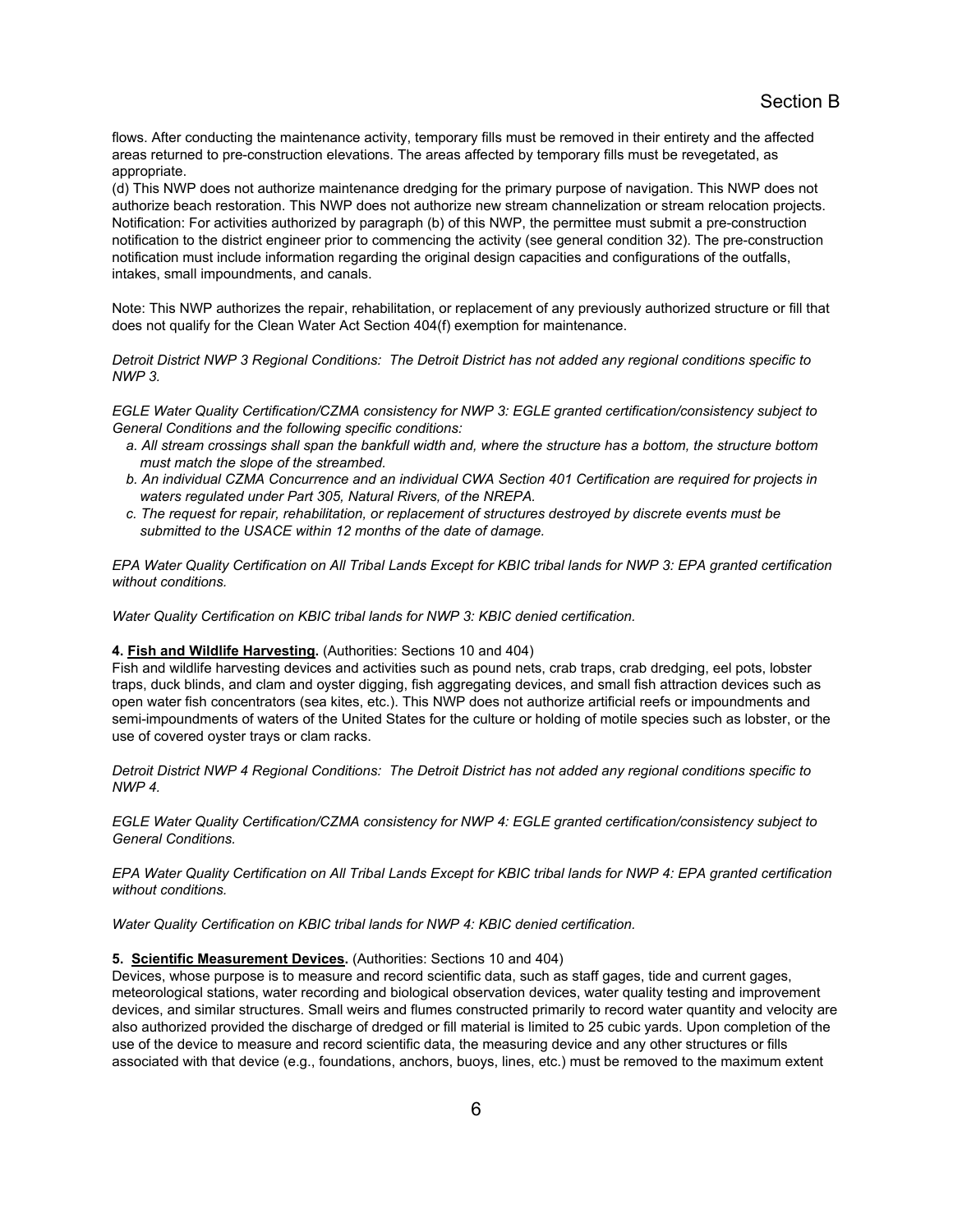flows. After conducting the maintenance activity, temporary fills must be removed in their entirety and the affected areas returned to pre-construction elevations. The areas affected by temporary fills must be revegetated, as appropriate.

(d) This NWP does not authorize maintenance dredging for the primary purpose of navigation. This NWP does not authorize beach restoration. This NWP does not authorize new stream channelization or stream relocation projects. Notification: For activities authorized by paragraph (b) of this NWP, the permittee must submit a pre-construction notification to the district engineer prior to commencing the activity (see general condition 32). The pre-construction notification must include information regarding the original design capacities and configurations of the outfalls, intakes, small impoundments, and canals.

Note: This NWP authorizes the repair, rehabilitation, or replacement of any previously authorized structure or fill that does not qualify for the Clean Water Act Section 404(f) exemption for maintenance.

*Detroit District NWP 3 Regional Conditions: The Detroit District has not added any regional conditions specific to NWP 3.*

*EGLE Water Quality Certification/CZMA consistency for NWP 3: EGLE granted certification/consistency subject to General Conditions and the following specific conditions:*

- *a. All stream crossings shall span the bankfull width and, where the structure has a bottom, the structure bottom must match the slope of the streambed.*
- *b. An individual CZMA Concurrence and an individual CWA Section 401 Certification are required for projects in waters regulated under Part 305, Natural Rivers, of the NREPA.*
- *c. The request for repair, rehabilitation, or replacement of structures destroyed by discrete events must be submitted to the USACE within 12 months of the date of damage.*

*EPA Water Quality Certification on All Tribal Lands Except for KBIC tribal lands for NWP 3: EPA granted certification without conditions.*

*Water Quality Certification on KBIC tribal lands for NWP 3: KBIC denied certification.*

**4. Fish and Wildlife Harvesting.** (Authorities: Sections 10 and 404)
Fish and wildlife harvesting devices and activities such as pound nets, crab traps, crab dredging, eel pots, lobster traps, duck blinds, and clam and oyster digging, fish aggregating devices, and small fish attraction devices such as open water fish concentrators (sea kites, etc.). This NWP does not authorize artificial reefs or impoundments and semi-impoundments of waters of the United States for the culture or holding of motile species such as lobster, or the use of covered oyster trays or clam racks.

*Detroit District NWP 4 Regional Conditions: The Detroit District has not added any regional conditions specific to NWP 4.*

*EGLE Water Quality Certification/CZMA consistency for NWP 4: EGLE granted certification/consistency subject to General Conditions.*

*EPA Water Quality Certification on All Tribal Lands Except for KBIC tribal lands for NWP 4: EPA granted certification without conditions.*

*Water Quality Certification on KBIC tribal lands for NWP 4: KBIC denied certification.*

**5. Scientific Measurement Devices.** (Authorities: Sections 10 and 404)
Devices, whose purpose is to measure and record scientific data, such as staff gages, tide and current gages, meteorological stations, water recording and biological observation devices, water quality testing and improvement devices, and similar structures. Small weirs and flumes constructed primarily to record water quantity and velocity are also authorized provided the discharge of dredged or fill material is limited to 25 cubic yards. Upon completion of the use of the device to measure and record scientific data, the measuring device and any other structures or fills associated with that device (e.g., foundations, anchors, buoys, lines, etc.) must be removed to the maximum extent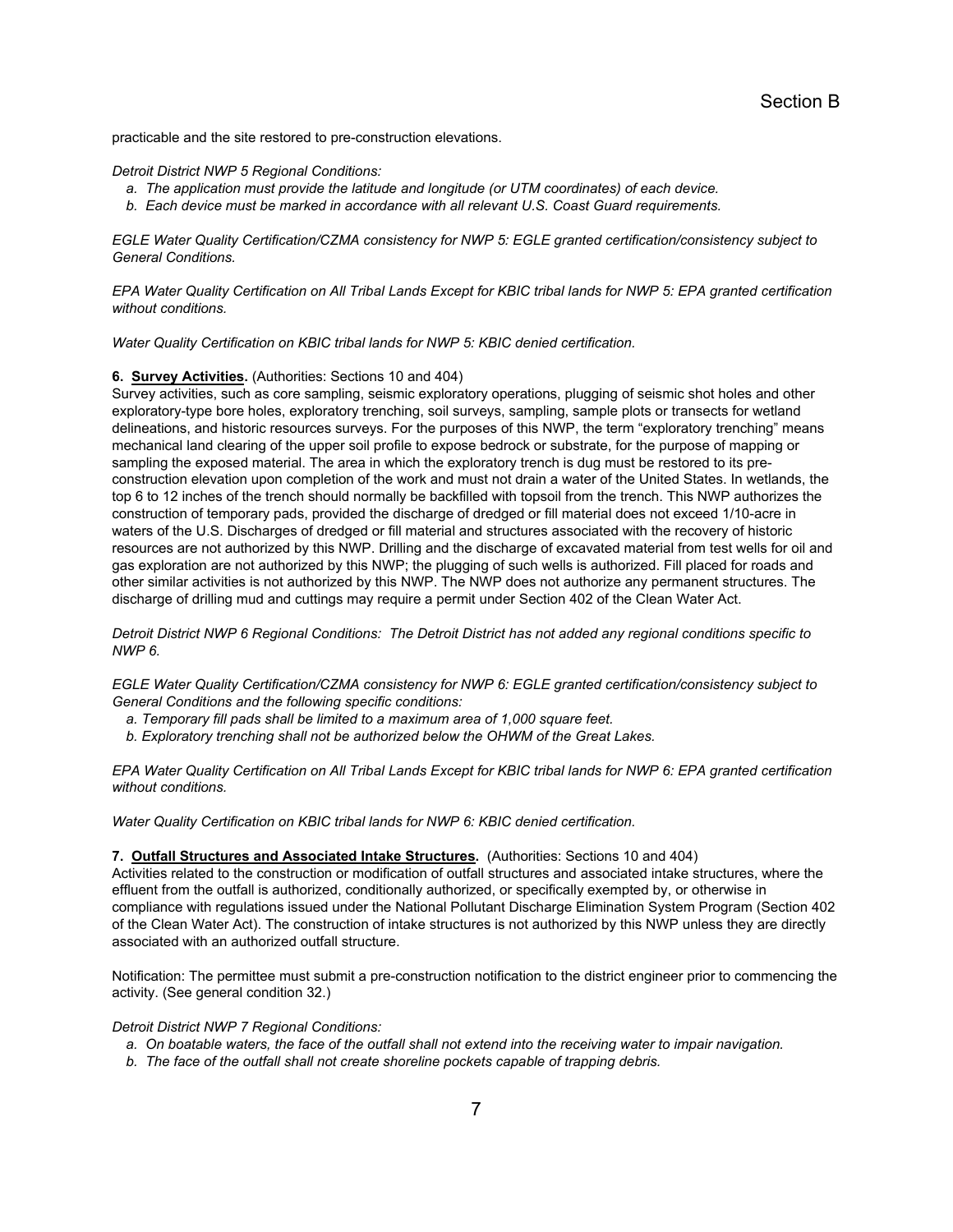practicable and the site restored to pre-construction elevations.

*Detroit District NWP 5 Regional Conditions:*

*a. The application must provide the latitude and longitude (or UTM coordinates) of each device.*
*b. Each device must be marked in accordance with all relevant U.S. Coast Guard requirements.*

*EGLE Water Quality Certification/CZMA consistency for NWP 5: EGLE granted certification/consistency subject to General Conditions.*

*EPA Water Quality Certification on All Tribal Lands Except for KBIC tribal lands for NWP 5: EPA granted certification without conditions.*

*Water Quality Certification on KBIC tribal lands for NWP 5: KBIC denied certification.*

**6. Survey Activities.** (Authorities: Sections 10 and 404)
Survey activities, such as core sampling, seismic exploratory operations, plugging of seismic shot holes and other exploratory-type bore holes, exploratory trenching, soil surveys, sampling, sample plots or transects for wetland delineations, and historic resources surveys. For the purposes of this NWP, the term "exploratory trenching" means mechanical land clearing of the upper soil profile to expose bedrock or substrate, for the purpose of mapping or sampling the exposed material. The area in which the exploratory trench is dug must be restored to its pre-construction elevation upon completion of the work and must not drain a water of the United States. In wetlands, the top 6 to 12 inches of the trench should normally be backfilled with topsoil from the trench. This NWP authorizes the construction of temporary pads, provided the discharge of dredged or fill material does not exceed 1/10-acre in waters of the U.S. Discharges of dredged or fill material and structures associated with the recovery of historic resources are not authorized by this NWP. Drilling and the discharge of excavated material from test wells for oil and gas exploration are not authorized by this NWP; the plugging of such wells is authorized. Fill placed for roads and other similar activities is not authorized by this NWP. The NWP does not authorize any permanent structures. The discharge of drilling mud and cuttings may require a permit under Section 402 of the Clean Water Act.

*Detroit District NWP 6 Regional Conditions: The Detroit District has not added any regional conditions specific to NWP 6.*

*EGLE Water Quality Certification/CZMA consistency for NWP 6: EGLE granted certification/consistency subject to General Conditions and the following specific conditions:*

*a. Temporary fill pads shall be limited to a maximum area of 1,000 square feet.*
*b. Exploratory trenching shall not be authorized below the OHWM of the Great Lakes.*

*EPA Water Quality Certification on All Tribal Lands Except for KBIC tribal lands for NWP 6: EPA granted certification without conditions.*

*Water Quality Certification on KBIC tribal lands for NWP 6: KBIC denied certification.*

**7. Outfall Structures and Associated Intake Structures.** (Authorities: Sections 10 and 404)
Activities related to the construction or modification of outfall structures and associated intake structures, where the effluent from the outfall is authorized, conditionally authorized, or specifically exempted by, or otherwise in compliance with regulations issued under the National Pollutant Discharge Elimination System Program (Section 402 of the Clean Water Act). The construction of intake structures is not authorized by this NWP unless they are directly associated with an authorized outfall structure.

Notification: The permittee must submit a pre-construction notification to the district engineer prior to commencing the activity. (See general condition 32.)

*Detroit District NWP 7 Regional Conditions:*

*a. On boatable waters, the face of the outfall shall not extend into the receiving water to impair navigation.*
*b. The face of the outfall shall not create shoreline pockets capable of trapping debris.*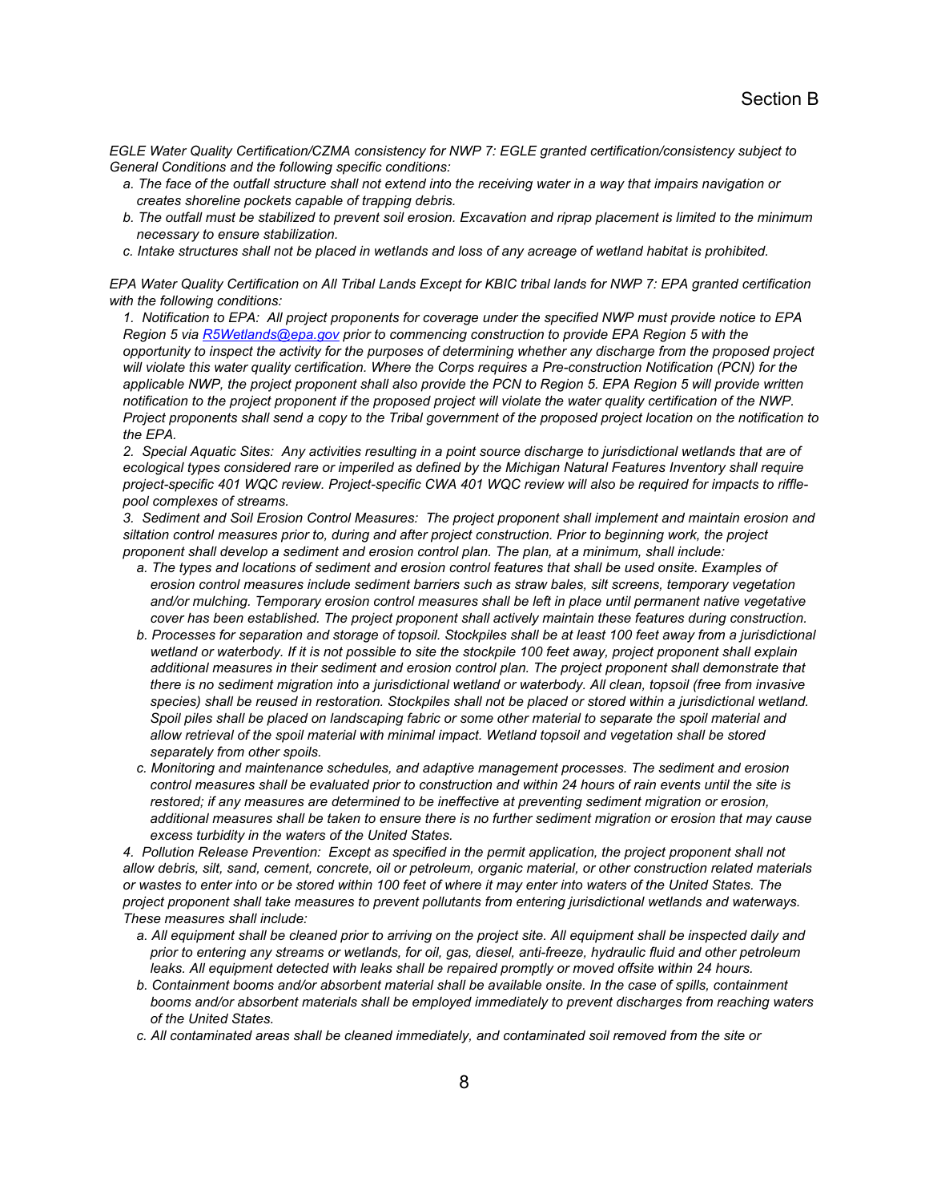*EGLE Water Quality Certification/CZMA consistency for NWP 7: EGLE granted certification/consistency subject to General Conditions and the following specific conditions:*

- *a. The face of the outfall structure shall not extend into the receiving water in a way that impairs navigation or creates shoreline pockets capable of trapping debris.*
- *b. The outfall must be stabilized to prevent soil erosion. Excavation and riprap placement is limited to the minimum necessary to ensure stabilization.*
- *c. Intake structures shall not be placed in wetlands and loss of any acreage of wetland habitat is prohibited.*

*EPA Water Quality Certification on All Tribal Lands Except for KBIC tribal lands for NWP 7: EPA granted certification with the following conditions:*

*1. Notification to EPA: All project proponents for coverage under the specified NWP must provide notice to EPA Region 5 via [R5Wetlands@epa.gov](mailto:R5Wetlands@epa.gov) prior to commencing construction to provide EPA Region 5 with the opportunity to inspect the activity for the purposes of determining whether any discharge from the proposed project will violate this water quality certification. Where the Corps requires a Pre-construction Notification (PCN) for the applicable NWP, the project proponent shall also provide the PCN to Region 5. EPA Region 5 will provide written notification to the project proponent if the proposed project will violate the water quality certification of the NWP. Project proponents shall send a copy to the Tribal government of the proposed project location on the notification to the EPA.*

*2. Special Aquatic Sites: Any activities resulting in a point source discharge to jurisdictional wetlands that are of ecological types considered rare or imperiled as defined by the Michigan Natural Features Inventory shall require project-specific 401 WQC review. Project-specific CWA 401 WQC review will also be required for impacts to riffle-pool complexes of streams.*

*3. Sediment and Soil Erosion Control Measures: The project proponent shall implement and maintain erosion and siltation control measures prior to, during and after project construction. Prior to beginning work, the project proponent shall develop a sediment and erosion control plan. The plan, at a minimum, shall include:*

- *a. The types and locations of sediment and erosion control features that shall be used onsite. Examples of erosion control measures include sediment barriers such as straw bales, silt screens, temporary vegetation and/or mulching. Temporary erosion control measures shall be left in place until permanent native vegetative cover has been established. The project proponent shall actively maintain these features during construction.*
- *b. Processes for separation and storage of topsoil. Stockpiles shall be at least 100 feet away from a jurisdictional wetland or waterbody. If it is not possible to site the stockpile 100 feet away, project proponent shall explain additional measures in their sediment and erosion control plan. The project proponent shall demonstrate that there is no sediment migration into a jurisdictional wetland or waterbody. All clean, topsoil (free from invasive species) shall be reused in restoration. Stockpiles shall not be placed or stored within a jurisdictional wetland. Spoil piles shall be placed on landscaping fabric or some other material to separate the spoil material and allow retrieval of the spoil material with minimal impact. Wetland topsoil and vegetation shall be stored separately from other spoils.*
- *c. Monitoring and maintenance schedules, and adaptive management processes. The sediment and erosion control measures shall be evaluated prior to construction and within 24 hours of rain events until the site is restored; if any measures are determined to be ineffective at preventing sediment migration or erosion, additional measures shall be taken to ensure there is no further sediment migration or erosion that may cause excess turbidity in the waters of the United States.*

*4. Pollution Release Prevention: Except as specified in the permit application, the project proponent shall not allow debris, silt, sand, cement, concrete, oil or petroleum, organic material, or other construction related materials or wastes to enter into or be stored within 100 feet of where it may enter into waters of the United States. The project proponent shall take measures to prevent pollutants from entering jurisdictional wetlands and waterways. These measures shall include:*

- *a. All equipment shall be cleaned prior to arriving on the project site. All equipment shall be inspected daily and prior to entering any streams or wetlands, for oil, gas, diesel, anti-freeze, hydraulic fluid and other petroleum leaks. All equipment detected with leaks shall be repaired promptly or moved offsite within 24 hours.*
- *b. Containment booms and/or absorbent material shall be available onsite. In the case of spills, containment booms and/or absorbent materials shall be employed immediately to prevent discharges from reaching waters of the United States.*
- *c. All contaminated areas shall be cleaned immediately, and contaminated soil removed from the site or*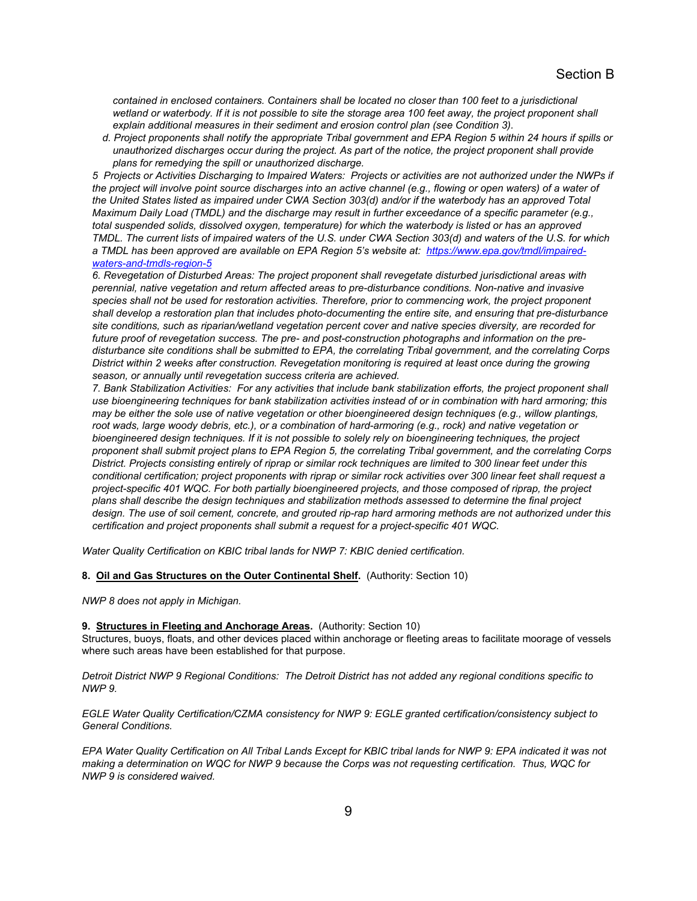*contained in enclosed containers. Containers shall be located no closer than 100 feet to a jurisdictional wetland or waterbody. If it is not possible to site the storage area 100 feet away, the project proponent shall explain additional measures in their sediment and erosion control plan (see Condition 3).*

*d. Project proponents shall notify the appropriate Tribal government and EPA Region 5 within 24 hours if spills or unauthorized discharges occur during the project. As part of the notice, the project proponent shall provide plans for remedying the spill or unauthorized discharge.*

*5 Projects or Activities Discharging to Impaired Waters: Projects or activities are not authorized under the NWPs if the project will involve point source discharges into an active channel (e.g., flowing or open waters) of a water of the United States listed as impaired under CWA Section 303(d) and/or if the waterbody has an approved Total Maximum Daily Load (TMDL) and the discharge may result in further exceedance of a specific parameter (e.g., total suspended solids, dissolved oxygen, temperature) for which the waterbody is listed or has an approved TMDL. The current lists of impaired waters of the U.S. under CWA Section 303(d) and waters of the U.S. for which a TMDL has been approved are available on EPA Region 5's website at: [https://www.epa.gov/tmdl/impaired-waters-and-tmdls-region-5](https://www.epa.gov/tmdl/impaired-waters-and-tmdls-region-5)*

*6. Revegetation of Disturbed Areas: The project proponent shall revegetate disturbed jurisdictional areas with perennial, native vegetation and return affected areas to pre-disturbance conditions. Non-native and invasive species shall not be used for restoration activities. Therefore, prior to commencing work, the project proponent shall develop a restoration plan that includes photo-documenting the entire site, and ensuring that pre-disturbance site conditions, such as riparian/wetland vegetation percent cover and native species diversity, are recorded for future proof of revegetation success. The pre- and post-construction photographs and information on the pre-disturbance site conditions shall be submitted to EPA, the correlating Tribal government, and the correlating Corps District within 2 weeks after construction. Revegetation monitoring is required at least once during the growing season, or annually until revegetation success criteria are achieved.*

*7. Bank Stabilization Activities: For any activities that include bank stabilization efforts, the project proponent shall use bioengineering techniques for bank stabilization activities instead of or in combination with hard armoring; this may be either the sole use of native vegetation or other bioengineered design techniques (e.g., willow plantings, root wads, large woody debris, etc.), or a combination of hard-armoring (e.g., rock) and native vegetation or bioengineered design techniques. If it is not possible to solely rely on bioengineering techniques, the project proponent shall submit project plans to EPA Region 5, the correlating Tribal government, and the correlating Corps District. Projects consisting entirely of riprap or similar rock techniques are limited to 300 linear feet under this conditional certification; project proponents with riprap or similar rock activities over 300 linear feet shall request a project-specific 401 WQC. For both partially bioengineered projects, and those composed of riprap, the project plans shall describe the design techniques and stabilization methods assessed to determine the final project design. The use of soil cement, concrete, and grouted rip-rap hard armoring methods are not authorized under this certification and project proponents shall submit a request for a project-specific 401 WQC.*

*Water Quality Certification on KBIC tribal lands for NWP 7: KBIC denied certification.*

**8. <u>Oil and Gas Structures on the Outer Continental Shelf</u>.** (Authority: Section 10)

*NWP 8 does not apply in Michigan.*

**9. <u>Structures in Fleeting and Anchorage Areas</u>.** (Authority: Section 10)
Structures, buoys, floats, and other devices placed within anchorage or fleeting areas to facilitate moorage of vessels where such areas have been established for that purpose.

*Detroit District NWP 9 Regional Conditions: The Detroit District has not added any regional conditions specific to NWP 9.*

*EGLE Water Quality Certification/CZMA consistency for NWP 9: EGLE granted certification/consistency subject to General Conditions.*

*EPA Water Quality Certification on All Tribal Lands Except for KBIC tribal lands for NWP 9: EPA indicated it was not making a determination on WQC for NWP 9 because the Corps was not requesting certification. Thus, WQC for NWP 9 is considered waived.*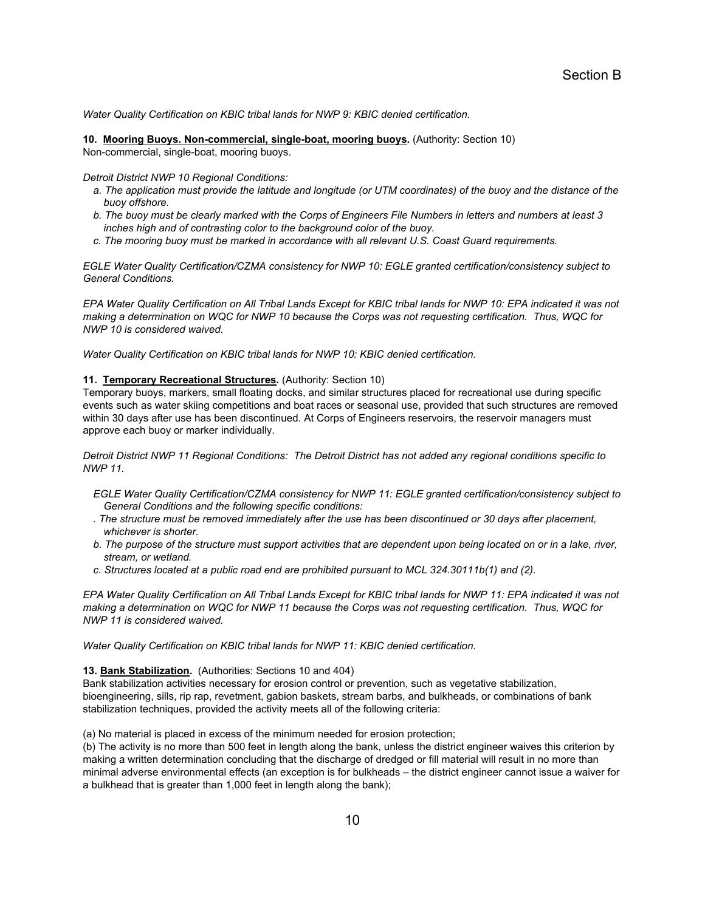*Water Quality Certification on KBIC tribal lands for NWP 9: KBIC denied certification.*

**10. Mooring Buoys. Non-commercial, single-boat, mooring buoys.** (Authority: Section 10)
Non-commercial, single-boat, mooring buoys.

*Detroit District NWP 10 Regional Conditions:*

*a. The application must provide the latitude and longitude (or UTM coordinates) of the buoy and the distance of the buoy offshore.*
*b. The buoy must be clearly marked with the Corps of Engineers File Numbers in letters and numbers at least 3 inches high and of contrasting color to the background color of the buoy.*
*c. The mooring buoy must be marked in accordance with all relevant U.S. Coast Guard requirements.*

*EGLE Water Quality Certification/CZMA consistency for NWP 10: EGLE granted certification/consistency subject to General Conditions.*

*EPA Water Quality Certification on All Tribal Lands Except for KBIC tribal lands for NWP 10: EPA indicated it was not making a determination on WQC for NWP 10 because the Corps was not requesting certification. Thus, WQC for NWP 10 is considered waived.*

*Water Quality Certification on KBIC tribal lands for NWP 10: KBIC denied certification.*

**11. Temporary Recreational Structures.** (Authority: Section 10)
Temporary buoys, markers, small floating docks, and similar structures placed for recreational use during specific events such as water skiing competitions and boat races or seasonal use, provided that such structures are removed within 30 days after use has been discontinued. At Corps of Engineers reservoirs, the reservoir managers must approve each buoy or marker individually.

*Detroit District NWP 11 Regional Conditions: The Detroit District has not added any regional conditions specific to NWP 11.*

*EGLE Water Quality Certification/CZMA consistency for NWP 11: EGLE granted certification/consistency subject to General Conditions and the following specific conditions:*

*. The structure must be removed immediately after the use has been discontinued or 30 days after placement, whichever is shorter.*
*b. The purpose of the structure must support activities that are dependent upon being located on or in a lake, river, stream, or wetland.*
*c. Structures located at a public road end are prohibited pursuant to MCL 324.30111b(1) and (2).*

*EPA Water Quality Certification on All Tribal Lands Except for KBIC tribal lands for NWP 11: EPA indicated it was not making a determination on WQC for NWP 11 because the Corps was not requesting certification. Thus, WQC for NWP 11 is considered waived.*

*Water Quality Certification on KBIC tribal lands for NWP 11: KBIC denied certification.*

**13. Bank Stabilization.** (Authorities: Sections 10 and 404)
Bank stabilization activities necessary for erosion control or prevention, such as vegetative stabilization, bioengineering, sills, rip rap, revetment, gabion baskets, stream barbs, and bulkheads, or combinations of bank stabilization techniques, provided the activity meets all of the following criteria:

(a) No material is placed in excess of the minimum needed for erosion protection;
(b) The activity is no more than 500 feet in length along the bank, unless the district engineer waives this criterion by making a written determination concluding that the discharge of dredged or fill material will result in no more than minimal adverse environmental effects (an exception is for bulkheads – the district engineer cannot issue a waiver for a bulkhead that is greater than 1,000 feet in length along the bank);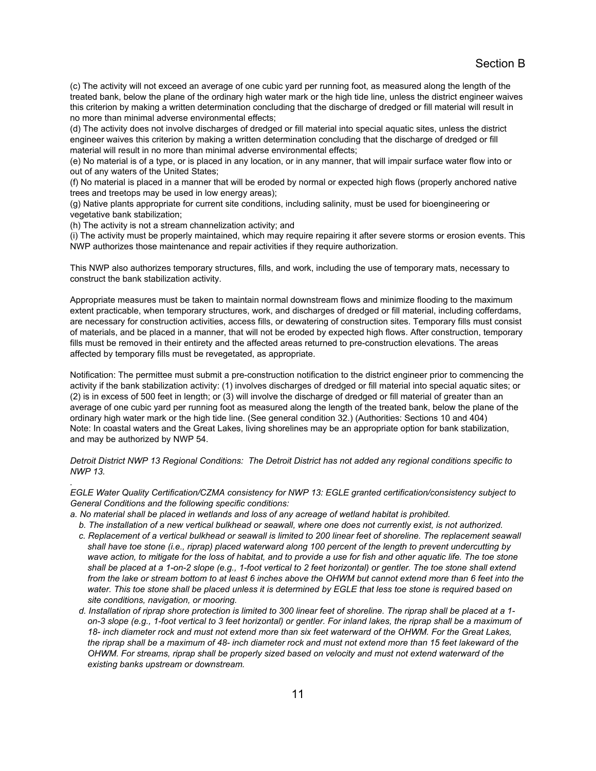(c) The activity will not exceed an average of one cubic yard per running foot, as measured along the length of the treated bank, below the plane of the ordinary high water mark or the high tide line, unless the district engineer waives this criterion by making a written determination concluding that the discharge of dredged or fill material will result in no more than minimal adverse environmental effects;
(d) The activity does not involve discharges of dredged or fill material into special aquatic sites, unless the district engineer waives this criterion by making a written determination concluding that the discharge of dredged or fill material will result in no more than minimal adverse environmental effects;
(e) No material is of a type, or is placed in any location, or in any manner, that will impair surface water flow into or out of any waters of the United States;
(f) No material is placed in a manner that will be eroded by normal or expected high flows (properly anchored native trees and treetops may be used in low energy areas);
(g) Native plants appropriate for current site conditions, including salinity, must be used for bioengineering or vegetative bank stabilization;
(h) The activity is not a stream channelization activity; and
(i) The activity must be properly maintained, which may require repairing it after severe storms or erosion events. This NWP authorizes those maintenance and repair activities if they require authorization.

This NWP also authorizes temporary structures, fills, and work, including the use of temporary mats, necessary to construct the bank stabilization activity.

Appropriate measures must be taken to maintain normal downstream flows and minimize flooding to the maximum extent practicable, when temporary structures, work, and discharges of dredged or fill material, including cofferdams, are necessary for construction activities, access fills, or dewatering of construction sites. Temporary fills must consist of materials, and be placed in a manner, that will not be eroded by expected high flows. After construction, temporary fills must be removed in their entirety and the affected areas returned to pre-construction elevations. The areas affected by temporary fills must be revegetated, as appropriate.

Notification: The permittee must submit a pre-construction notification to the district engineer prior to commencing the activity if the bank stabilization activity: (1) involves discharges of dredged or fill material into special aquatic sites; or (2) is in excess of 500 feet in length; or (3) will involve the discharge of dredged or fill material of greater than an average of one cubic yard per running foot as measured along the length of the treated bank, below the plane of the ordinary high water mark or the high tide line. (See general condition 32.) (Authorities: Sections 10 and 404)
Note: In coastal waters and the Great Lakes, living shorelines may be an appropriate option for bank stabilization, and may be authorized by NWP 54.

*Detroit District NWP 13 Regional Conditions: The Detroit District has not added any regional conditions specific to NWP 13.*

.
*EGLE Water Quality Certification/CZMA consistency for NWP 13: EGLE granted certification/consistency subject to General Conditions and the following specific conditions:*

*a. No material shall be placed in wetlands and loss of any acreage of wetland habitat is prohibited.*

*b. The installation of a new vertical bulkhead or seawall, where one does not currently exist, is not authorized.*

*c. Replacement of a vertical bulkhead or seawall is limited to 200 linear feet of shoreline. The replacement seawall shall have toe stone (i.e., riprap) placed waterward along 100 percent of the length to prevent undercutting by wave action, to mitigate for the loss of habitat, and to provide a use for fish and other aquatic life. The toe stone shall be placed at a 1-on-2 slope (e.g., 1-foot vertical to 2 feet horizontal) or gentler. The toe stone shall extend from the lake or stream bottom to at least 6 inches above the OHWM but cannot extend more than 6 feet into the water. This toe stone shall be placed unless it is determined by EGLE that less toe stone is required based on site conditions, navigation, or mooring.*

*d. Installation of riprap shore protection is limited to 300 linear feet of shoreline. The riprap shall be placed at a 1-on-3 slope (e.g., 1-foot vertical to 3 feet horizontal) or gentler. For inland lakes, the riprap shall be a maximum of 18- inch diameter rock and must not extend more than six feet waterward of the OHWM. For the Great Lakes, the riprap shall be a maximum of 48- inch diameter rock and must not extend more than 15 feet lakeward of the OHWM. For streams, riprap shall be properly sized based on velocity and must not extend waterward of the existing banks upstream or downstream.*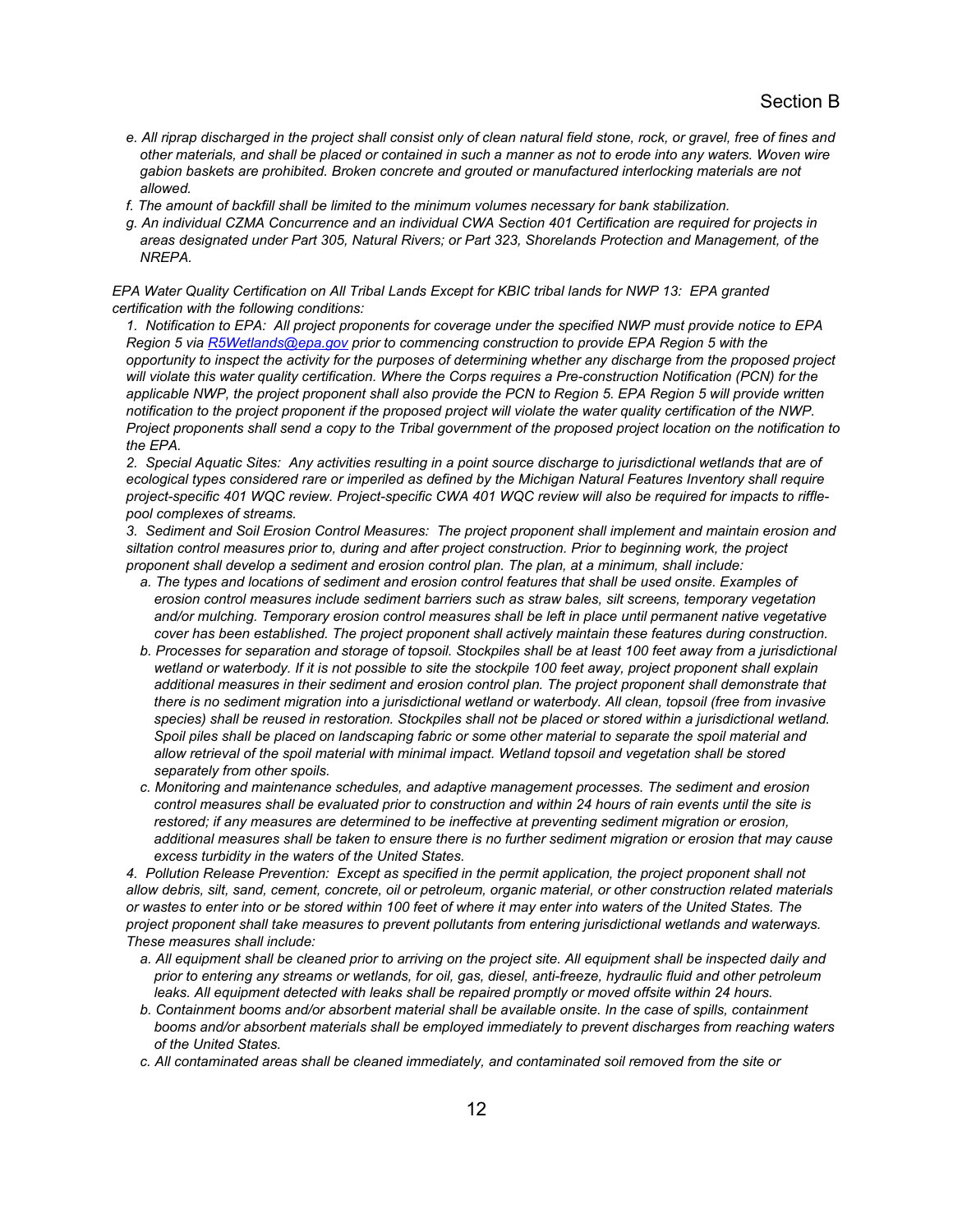*e. All riprap discharged in the project shall consist only of clean natural field stone, rock, or gravel, free of fines and other materials, and shall be placed or contained in such a manner as not to erode into any waters. Woven wire gabion baskets are prohibited. Broken concrete and grouted or manufactured interlocking materials are not allowed.*

*f. The amount of backfill shall be limited to the minimum volumes necessary for bank stabilization.*

*g. An individual CZMA Concurrence and an individual CWA Section 401 Certification are required for projects in areas designated under Part 305, Natural Rivers; or Part 323, Shorelands Protection and Management, of the NREPA.*

*EPA Water Quality Certification on All Tribal Lands Except for KBIC tribal lands for NWP 13: EPA granted certification with the following conditions:*

*1. Notification to EPA: All project proponents for coverage under the specified NWP must provide notice to EPA Region 5 via [R5Wetlands@epa.gov](mailto:R5Wetlands@epa.gov) prior to commencing construction to provide EPA Region 5 with the opportunity to inspect the activity for the purposes of determining whether any discharge from the proposed project will violate this water quality certification. Where the Corps requires a Pre-construction Notification (PCN) for the applicable NWP, the project proponent shall also provide the PCN to Region 5. EPA Region 5 will provide written notification to the project proponent if the proposed project will violate the water quality certification of the NWP. Project proponents shall send a copy to the Tribal government of the proposed project location on the notification to the EPA.*

*2. Special Aquatic Sites: Any activities resulting in a point source discharge to jurisdictional wetlands that are of ecological types considered rare or imperiled as defined by the Michigan Natural Features Inventory shall require project-specific 401 WQC review. Project-specific CWA 401 WQC review will also be required for impacts to riffle-pool complexes of streams.*

*3. Sediment and Soil Erosion Control Measures: The project proponent shall implement and maintain erosion and siltation control measures prior to, during and after project construction. Prior to beginning work, the project proponent shall develop a sediment and erosion control plan. The plan, at a minimum, shall include:*

*a. The types and locations of sediment and erosion control features that shall be used onsite. Examples of erosion control measures include sediment barriers such as straw bales, silt screens, temporary vegetation and/or mulching. Temporary erosion control measures shall be left in place until permanent native vegetative cover has been established. The project proponent shall actively maintain these features during construction.*

*b. Processes for separation and storage of topsoil. Stockpiles shall be at least 100 feet away from a jurisdictional wetland or waterbody. If it is not possible to site the stockpile 100 feet away, project proponent shall explain additional measures in their sediment and erosion control plan. The project proponent shall demonstrate that there is no sediment migration into a jurisdictional wetland or waterbody. All clean, topsoil (free from invasive species) shall be reused in restoration. Stockpiles shall not be placed or stored within a jurisdictional wetland. Spoil piles shall be placed on landscaping fabric or some other material to separate the spoil material and allow retrieval of the spoil material with minimal impact. Wetland topsoil and vegetation shall be stored separately from other spoils.*

*c. Monitoring and maintenance schedules, and adaptive management processes. The sediment and erosion control measures shall be evaluated prior to construction and within 24 hours of rain events until the site is restored; if any measures are determined to be ineffective at preventing sediment migration or erosion, additional measures shall be taken to ensure there is no further sediment migration or erosion that may cause excess turbidity in the waters of the United States.*

*4. Pollution Release Prevention: Except as specified in the permit application, the project proponent shall not allow debris, silt, sand, cement, concrete, oil or petroleum, organic material, or other construction related materials or wastes to enter into or be stored within 100 feet of where it may enter into waters of the United States. The project proponent shall take measures to prevent pollutants from entering jurisdictional wetlands and waterways. These measures shall include:*

*a. All equipment shall be cleaned prior to arriving on the project site. All equipment shall be inspected daily and prior to entering any streams or wetlands, for oil, gas, diesel, anti-freeze, hydraulic fluid and other petroleum leaks. All equipment detected with leaks shall be repaired promptly or moved offsite within 24 hours.*

*b. Containment booms and/or absorbent material shall be available onsite. In the case of spills, containment booms and/or absorbent materials shall be employed immediately to prevent discharges from reaching waters of the United States.*

*c. All contaminated areas shall be cleaned immediately, and contaminated soil removed from the site or*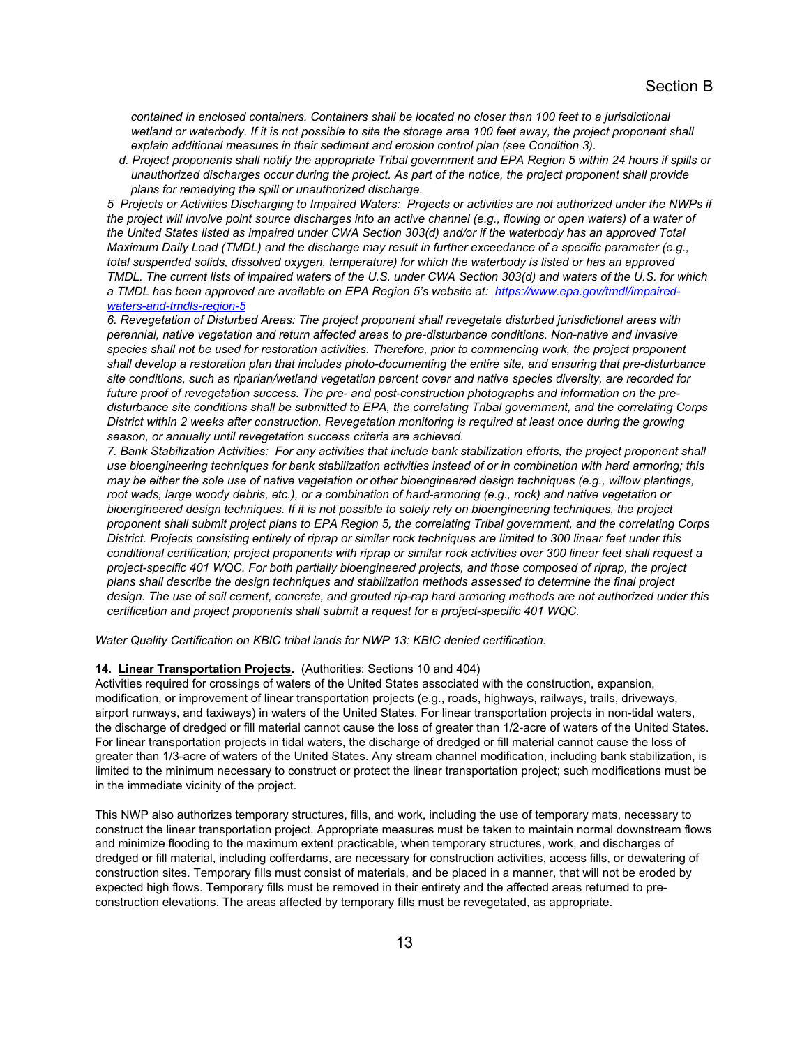*contained in enclosed containers. Containers shall be located no closer than 100 feet to a jurisdictional wetland or waterbody. If it is not possible to site the storage area 100 feet away, the project proponent shall explain additional measures in their sediment and erosion control plan (see Condition 3).*

*d. Project proponents shall notify the appropriate Tribal government and EPA Region 5 within 24 hours if spills or unauthorized discharges occur during the project. As part of the notice, the project proponent shall provide plans for remedying the spill or unauthorized discharge.*

*5 Projects or Activities Discharging to Impaired Waters: Projects or activities are not authorized under the NWPs if the project will involve point source discharges into an active channel (e.g., flowing or open waters) of a water of the United States listed as impaired under CWA Section 303(d) and/or if the waterbody has an approved Total Maximum Daily Load (TMDL) and the discharge may result in further exceedance of a specific parameter (e.g., total suspended solids, dissolved oxygen, temperature) for which the waterbody is listed or has an approved TMDL. The current lists of impaired waters of the U.S. under CWA Section 303(d) and waters of the U.S. for which a TMDL has been approved are available on EPA Region 5's website at: [https://www.epa.gov/tmdl/impaired-waters-and-tmdls-region-5](https://www.epa.gov/tmdl/impaired-waters-and-tmdls-region-5)*

*6. Revegetation of Disturbed Areas: The project proponent shall revegetate disturbed jurisdictional areas with perennial, native vegetation and return affected areas to pre-disturbance conditions. Non-native and invasive species shall not be used for restoration activities. Therefore, prior to commencing work, the project proponent shall develop a restoration plan that includes photo-documenting the entire site, and ensuring that pre-disturbance site conditions, such as riparian/wetland vegetation percent cover and native species diversity, are recorded for future proof of revegetation success. The pre- and post-construction photographs and information on the pre-disturbance site conditions shall be submitted to EPA, the correlating Tribal government, and the correlating Corps District within 2 weeks after construction. Revegetation monitoring is required at least once during the growing season, or annually until revegetation success criteria are achieved.*

*7. Bank Stabilization Activities: For any activities that include bank stabilization efforts, the project proponent shall use bioengineering techniques for bank stabilization activities instead of or in combination with hard armoring; this may be either the sole use of native vegetation or other bioengineered design techniques (e.g., willow plantings, root wads, large woody debris, etc.), or a combination of hard-armoring (e.g., rock) and native vegetation or bioengineered design techniques. If it is not possible to solely rely on bioengineering techniques, the project proponent shall submit project plans to EPA Region 5, the correlating Tribal government, and the correlating Corps District. Projects consisting entirely of riprap or similar rock techniques are limited to 300 linear feet under this conditional certification; project proponents with riprap or similar rock activities over 300 linear feet shall request a project-specific 401 WQC. For both partially bioengineered projects, and those composed of riprap, the project plans shall describe the design techniques and stabilization methods assessed to determine the final project design. The use of soil cement, concrete, and grouted rip-rap hard armoring methods are not authorized under this certification and project proponents shall submit a request for a project-specific 401 WQC.*

*Water Quality Certification on KBIC tribal lands for NWP 13: KBIC denied certification.*

**14. Linear Transportation Projects.** (Authorities: Sections 10 and 404)
Activities required for crossings of waters of the United States associated with the construction, expansion, modification, or improvement of linear transportation projects (e.g., roads, highways, railways, trails, driveways, airport runways, and taxiways) in waters of the United States. For linear transportation projects in non-tidal waters, the discharge of dredged or fill material cannot cause the loss of greater than 1/2-acre of waters of the United States. For linear transportation projects in tidal waters, the discharge of dredged or fill material cannot cause the loss of greater than 1/3-acre of waters of the United States. Any stream channel modification, including bank stabilization, is limited to the minimum necessary to construct or protect the linear transportation project; such modifications must be in the immediate vicinity of the project.

This NWP also authorizes temporary structures, fills, and work, including the use of temporary mats, necessary to construct the linear transportation project. Appropriate measures must be taken to maintain normal downstream flows and minimize flooding to the maximum extent practicable, when temporary structures, work, and discharges of dredged or fill material, including cofferdams, are necessary for construction activities, access fills, or dewatering of construction sites. Temporary fills must consist of materials, and be placed in a manner, that will not be eroded by expected high flows. Temporary fills must be removed in their entirety and the affected areas returned to pre-construction elevations. The areas affected by temporary fills must be revegetated, as appropriate.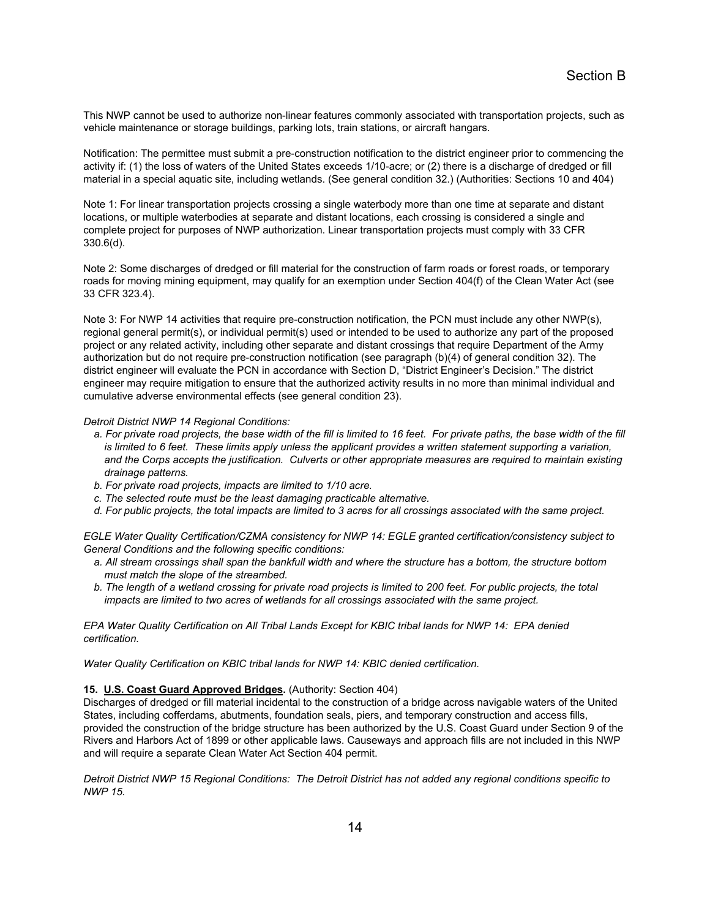This NWP cannot be used to authorize non-linear features commonly associated with transportation projects, such as vehicle maintenance or storage buildings, parking lots, train stations, or aircraft hangars.

Notification: The permittee must submit a pre-construction notification to the district engineer prior to commencing the activity if: (1) the loss of waters of the United States exceeds 1/10-acre; or (2) there is a discharge of dredged or fill material in a special aquatic site, including wetlands. (See general condition 32.) (Authorities: Sections 10 and 404)

Note 1: For linear transportation projects crossing a single waterbody more than one time at separate and distant locations, or multiple waterbodies at separate and distant locations, each crossing is considered a single and complete project for purposes of NWP authorization. Linear transportation projects must comply with 33 CFR 330.6(d).

Note 2: Some discharges of dredged or fill material for the construction of farm roads or forest roads, or temporary roads for moving mining equipment, may qualify for an exemption under Section 404(f) of the Clean Water Act (see 33 CFR 323.4).

Note 3: For NWP 14 activities that require pre-construction notification, the PCN must include any other NWP(s), regional general permit(s), or individual permit(s) used or intended to be used to authorize any part of the proposed project or any related activity, including other separate and distant crossings that require Department of the Army authorization but do not require pre-construction notification (see paragraph (b)(4) of general condition 32). The district engineer will evaluate the PCN in accordance with Section D, "District Engineer's Decision." The district engineer may require mitigation to ensure that the authorized activity results in no more than minimal individual and cumulative adverse environmental effects (see general condition 23).

*Detroit District NWP 14 Regional Conditions:*

- *a. For private road projects, the base width of the fill is limited to 16 feet. For private paths, the base width of the fill is limited to 6 feet. These limits apply unless the applicant provides a written statement supporting a variation, and the Corps accepts the justification. Culverts or other appropriate measures are required to maintain existing drainage patterns.*
- *b. For private road projects, impacts are limited to 1/10 acre.*
- *c. The selected route must be the least damaging practicable alternative.*
- *d. For public projects, the total impacts are limited to 3 acres for all crossings associated with the same project.*

*EGLE Water Quality Certification/CZMA consistency for NWP 14: EGLE granted certification/consistency subject to General Conditions and the following specific conditions:*

- *a. All stream crossings shall span the bankfull width and where the structure has a bottom, the structure bottom must match the slope of the streambed.*
- *b. The length of a wetland crossing for private road projects is limited to 200 feet. For public projects, the total impacts are limited to two acres of wetlands for all crossings associated with the same project.*

*EPA Water Quality Certification on All Tribal Lands Except for KBIC tribal lands for NWP 14: EPA denied certification.*

*Water Quality Certification on KBIC tribal lands for NWP 14: KBIC denied certification.*

**15. U.S. Coast Guard Approved Bridges.** (Authority: Section 404)
Discharges of dredged or fill material incidental to the construction of a bridge across navigable waters of the United States, including cofferdams, abutments, foundation seals, piers, and temporary construction and access fills, provided the construction of the bridge structure has been authorized by the U.S. Coast Guard under Section 9 of the Rivers and Harbors Act of 1899 or other applicable laws. Causeways and approach fills are not included in this NWP and will require a separate Clean Water Act Section 404 permit.

*Detroit District NWP 15 Regional Conditions: The Detroit District has not added any regional conditions specific to NWP 15.*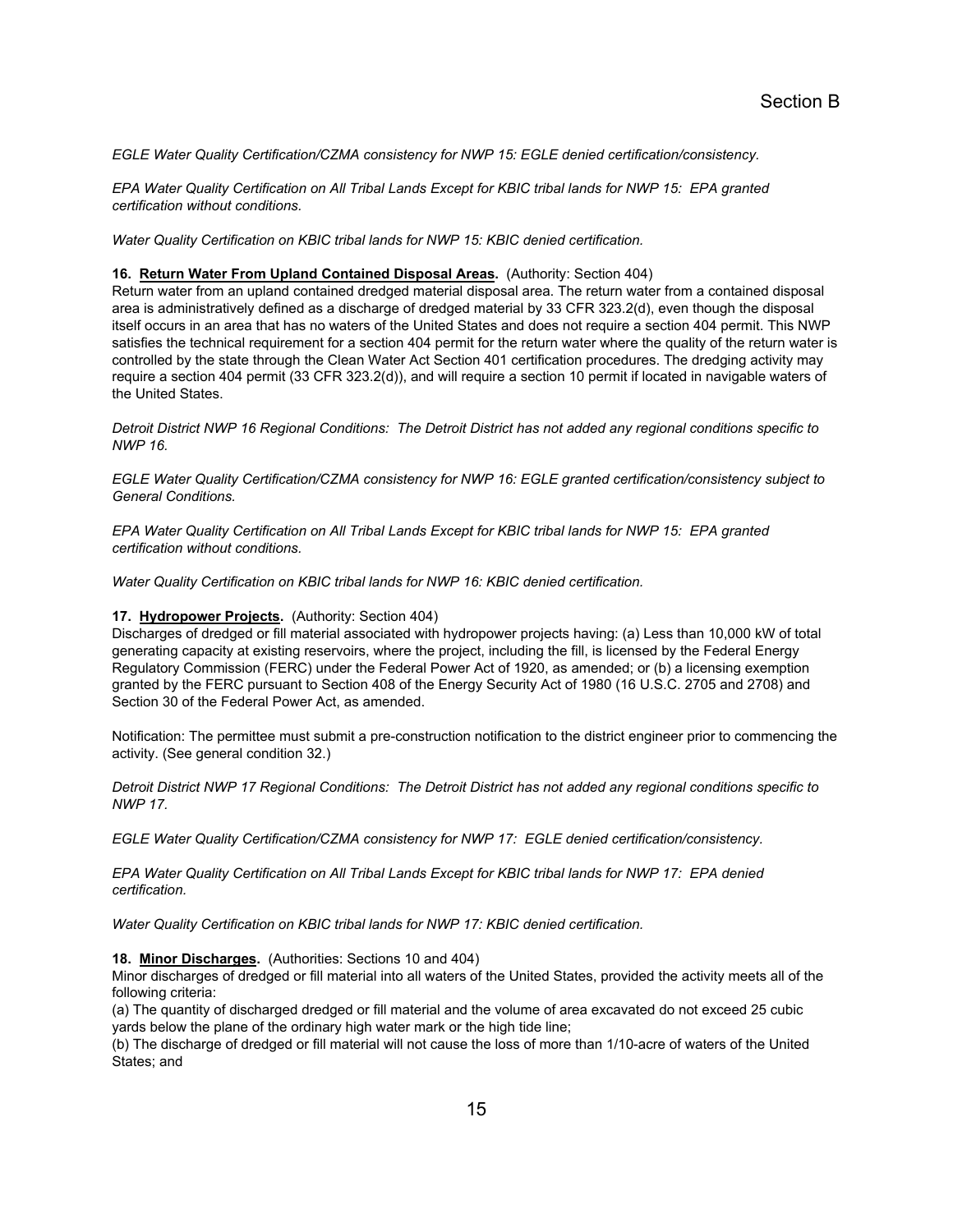*EGLE Water Quality Certification/CZMA consistency for NWP 15: EGLE denied certification/consistency.*

*EPA Water Quality Certification on All Tribal Lands Except for KBIC tribal lands for NWP 15: EPA granted certification without conditions.*

*Water Quality Certification on KBIC tribal lands for NWP 15: KBIC denied certification.*

**16. Return Water From Upland Contained Disposal Areas.** (Authority: Section 404)
Return water from an upland contained dredged material disposal area. The return water from a contained disposal area is administratively defined as a discharge of dredged material by 33 CFR 323.2(d), even though the disposal itself occurs in an area that has no waters of the United States and does not require a section 404 permit. This NWP satisfies the technical requirement for a section 404 permit for the return water where the quality of the return water is controlled by the state through the Clean Water Act Section 401 certification procedures. The dredging activity may require a section 404 permit (33 CFR 323.2(d)), and will require a section 10 permit if located in navigable waters of the United States.

*Detroit District NWP 16 Regional Conditions: The Detroit District has not added any regional conditions specific to NWP 16.*

*EGLE Water Quality Certification/CZMA consistency for NWP 16: EGLE granted certification/consistency subject to General Conditions.*

*EPA Water Quality Certification on All Tribal Lands Except for KBIC tribal lands for NWP 15: EPA granted certification without conditions.*

*Water Quality Certification on KBIC tribal lands for NWP 16: KBIC denied certification.*

**17. Hydropower Projects.** (Authority: Section 404)
Discharges of dredged or fill material associated with hydropower projects having: (a) Less than 10,000 kW of total generating capacity at existing reservoirs, where the project, including the fill, is licensed by the Federal Energy Regulatory Commission (FERC) under the Federal Power Act of 1920, as amended; or (b) a licensing exemption granted by the FERC pursuant to Section 408 of the Energy Security Act of 1980 (16 U.S.C. 2705 and 2708) and Section 30 of the Federal Power Act, as amended.

Notification: The permittee must submit a pre-construction notification to the district engineer prior to commencing the activity. (See general condition 32.)

*Detroit District NWP 17 Regional Conditions: The Detroit District has not added any regional conditions specific to NWP 17.*

*EGLE Water Quality Certification/CZMA consistency for NWP 17: EGLE denied certification/consistency.*

*EPA Water Quality Certification on All Tribal Lands Except for KBIC tribal lands for NWP 17: EPA denied certification.*

*Water Quality Certification on KBIC tribal lands for NWP 17: KBIC denied certification.*

**18. Minor Discharges.** (Authorities: Sections 10 and 404)
Minor discharges of dredged or fill material into all waters of the United States, provided the activity meets all of the following criteria:
(a) The quantity of discharged dredged or fill material and the volume of area excavated do not exceed 25 cubic yards below the plane of the ordinary high water mark or the high tide line;
(b) The discharge of dredged or fill material will not cause the loss of more than 1/10-acre of waters of the United States; and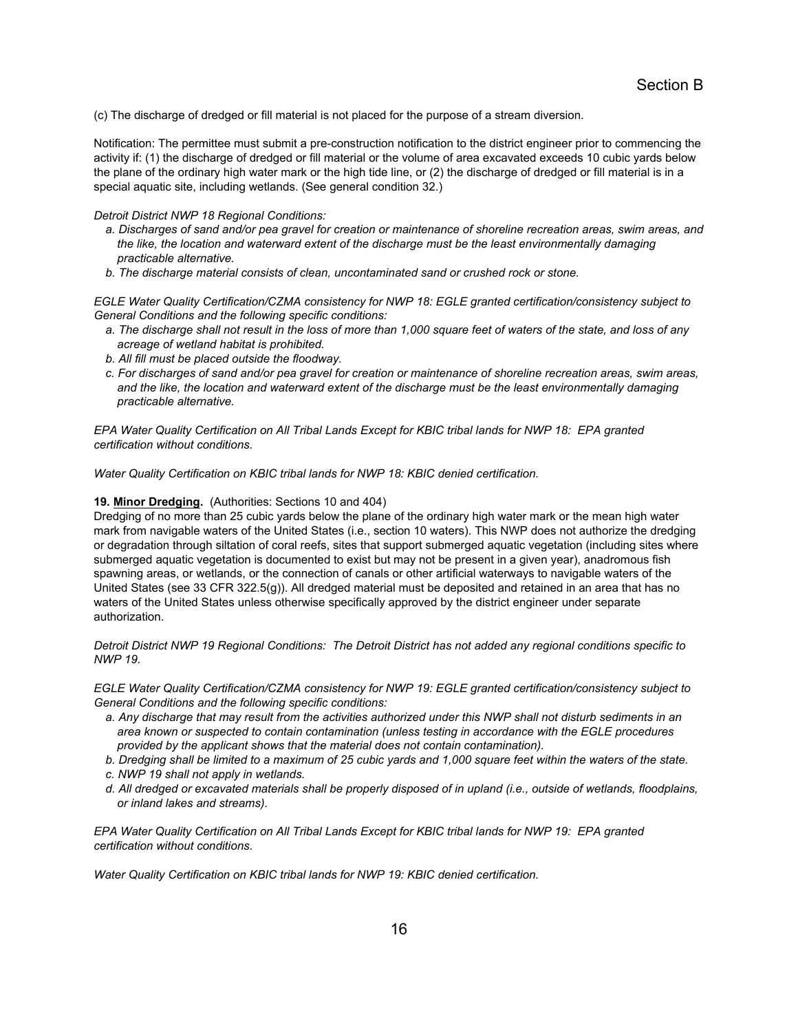(c) The discharge of dredged or fill material is not placed for the purpose of a stream diversion.

Notification: The permittee must submit a pre-construction notification to the district engineer prior to commencing the activity if: (1) the discharge of dredged or fill material or the volume of area excavated exceeds 10 cubic yards below the plane of the ordinary high water mark or the high tide line, or (2) the discharge of dredged or fill material is in a special aquatic site, including wetlands. (See general condition 32.)

*Detroit District NWP 18 Regional Conditions:*

*a. Discharges of sand and/or pea gravel for creation or maintenance of shoreline recreation areas, swim areas, and the like, the location and waterward extent of the discharge must be the least environmentally damaging practicable alternative.*

*b. The discharge material consists of clean, uncontaminated sand or crushed rock or stone.*

*EGLE Water Quality Certification/CZMA consistency for NWP 18: EGLE granted certification/consistency subject to General Conditions and the following specific conditions:*

*a. The discharge shall not result in the loss of more than 1,000 square feet of waters of the state, and loss of any acreage of wetland habitat is prohibited.*

*b. All fill must be placed outside the floodway.*

*c. For discharges of sand and/or pea gravel for creation or maintenance of shoreline recreation areas, swim areas, and the like, the location and waterward extent of the discharge must be the least environmentally damaging practicable alternative.*

*EPA Water Quality Certification on All Tribal Lands Except for KBIC tribal lands for NWP 18: EPA granted certification without conditions.*

*Water Quality Certification on KBIC tribal lands for NWP 18: KBIC denied certification.*

**19. Minor Dredging.** (Authorities: Sections 10 and 404)

Dredging of no more than 25 cubic yards below the plane of the ordinary high water mark or the mean high water mark from navigable waters of the United States (i.e., section 10 waters). This NWP does not authorize the dredging or degradation through siltation of coral reefs, sites that support submerged aquatic vegetation (including sites where submerged aquatic vegetation is documented to exist but may not be present in a given year), anadromous fish spawning areas, or wetlands, or the connection of canals or other artificial waterways to navigable waters of the United States (see 33 CFR 322.5(g)). All dredged material must be deposited and retained in an area that has no waters of the United States unless otherwise specifically approved by the district engineer under separate authorization.

*Detroit District NWP 19 Regional Conditions: The Detroit District has not added any regional conditions specific to NWP 19.*

*EGLE Water Quality Certification/CZMA consistency for NWP 19: EGLE granted certification/consistency subject to General Conditions and the following specific conditions:*

*a. Any discharge that may result from the activities authorized under this NWP shall not disturb sediments in an area known or suspected to contain contamination (unless testing in accordance with the EGLE procedures provided by the applicant shows that the material does not contain contamination).*

*b. Dredging shall be limited to a maximum of 25 cubic yards and 1,000 square feet within the waters of the state.*

*c. NWP 19 shall not apply in wetlands.*

*d. All dredged or excavated materials shall be properly disposed of in upland (i.e., outside of wetlands, floodplains, or inland lakes and streams).*

*EPA Water Quality Certification on All Tribal Lands Except for KBIC tribal lands for NWP 19: EPA granted certification without conditions.*

*Water Quality Certification on KBIC tribal lands for NWP 19: KBIC denied certification.*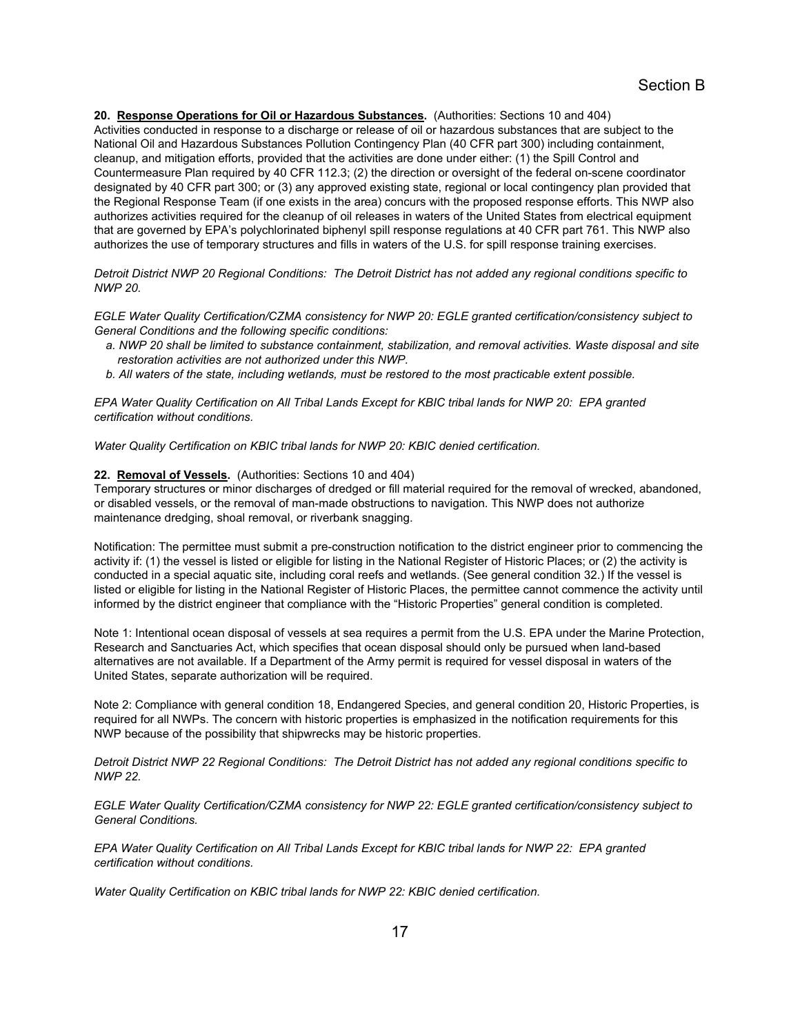**20. Response Operations for Oil or Hazardous Substances.** (Authorities: Sections 10 and 404)
Activities conducted in response to a discharge or release of oil or hazardous substances that are subject to the National Oil and Hazardous Substances Pollution Contingency Plan (40 CFR part 300) including containment, cleanup, and mitigation efforts, provided that the activities are done under either: (1) the Spill Control and Countermeasure Plan required by 40 CFR 112.3; (2) the direction or oversight of the federal on-scene coordinator designated by 40 CFR part 300; or (3) any approved existing state, regional or local contingency plan provided that the Regional Response Team (if one exists in the area) concurs with the proposed response efforts. This NWP also authorizes activities required for the cleanup of oil releases in waters of the United States from electrical equipment that are governed by EPA's polychlorinated biphenyl spill response regulations at 40 CFR part 761. This NWP also authorizes the use of temporary structures and fills in waters of the U.S. for spill response training exercises.

*Detroit District NWP 20 Regional Conditions: The Detroit District has not added any regional conditions specific to NWP 20.*

*EGLE Water Quality Certification/CZMA consistency for NWP 20: EGLE granted certification/consistency subject to General Conditions and the following specific conditions:*

- *a. NWP 20 shall be limited to substance containment, stabilization, and removal activities. Waste disposal and site restoration activities are not authorized under this NWP.*
- *b. All waters of the state, including wetlands, must be restored to the most practicable extent possible.*

*EPA Water Quality Certification on All Tribal Lands Except for KBIC tribal lands for NWP 20: EPA granted certification without conditions.*

*Water Quality Certification on KBIC tribal lands for NWP 20: KBIC denied certification.*

**22. Removal of Vessels.** (Authorities: Sections 10 and 404)
Temporary structures or minor discharges of dredged or fill material required for the removal of wrecked, abandoned, or disabled vessels, or the removal of man-made obstructions to navigation. This NWP does not authorize maintenance dredging, shoal removal, or riverbank snagging.

Notification: The permittee must submit a pre-construction notification to the district engineer prior to commencing the activity if: (1) the vessel is listed or eligible for listing in the National Register of Historic Places; or (2) the activity is conducted in a special aquatic site, including coral reefs and wetlands. (See general condition 32.) If the vessel is listed or eligible for listing in the National Register of Historic Places, the permittee cannot commence the activity until informed by the district engineer that compliance with the "Historic Properties" general condition is completed.

Note 1: Intentional ocean disposal of vessels at sea requires a permit from the U.S. EPA under the Marine Protection, Research and Sanctuaries Act, which specifies that ocean disposal should only be pursued when land-based alternatives are not available. If a Department of the Army permit is required for vessel disposal in waters of the United States, separate authorization will be required.

Note 2: Compliance with general condition 18, Endangered Species, and general condition 20, Historic Properties, is required for all NWPs. The concern with historic properties is emphasized in the notification requirements for this NWP because of the possibility that shipwrecks may be historic properties.

*Detroit District NWP 22 Regional Conditions: The Detroit District has not added any regional conditions specific to NWP 22.*

*EGLE Water Quality Certification/CZMA consistency for NWP 22: EGLE granted certification/consistency subject to General Conditions.*

*EPA Water Quality Certification on All Tribal Lands Except for KBIC tribal lands for NWP 22: EPA granted certification without conditions.*

*Water Quality Certification on KBIC tribal lands for NWP 22: KBIC denied certification.*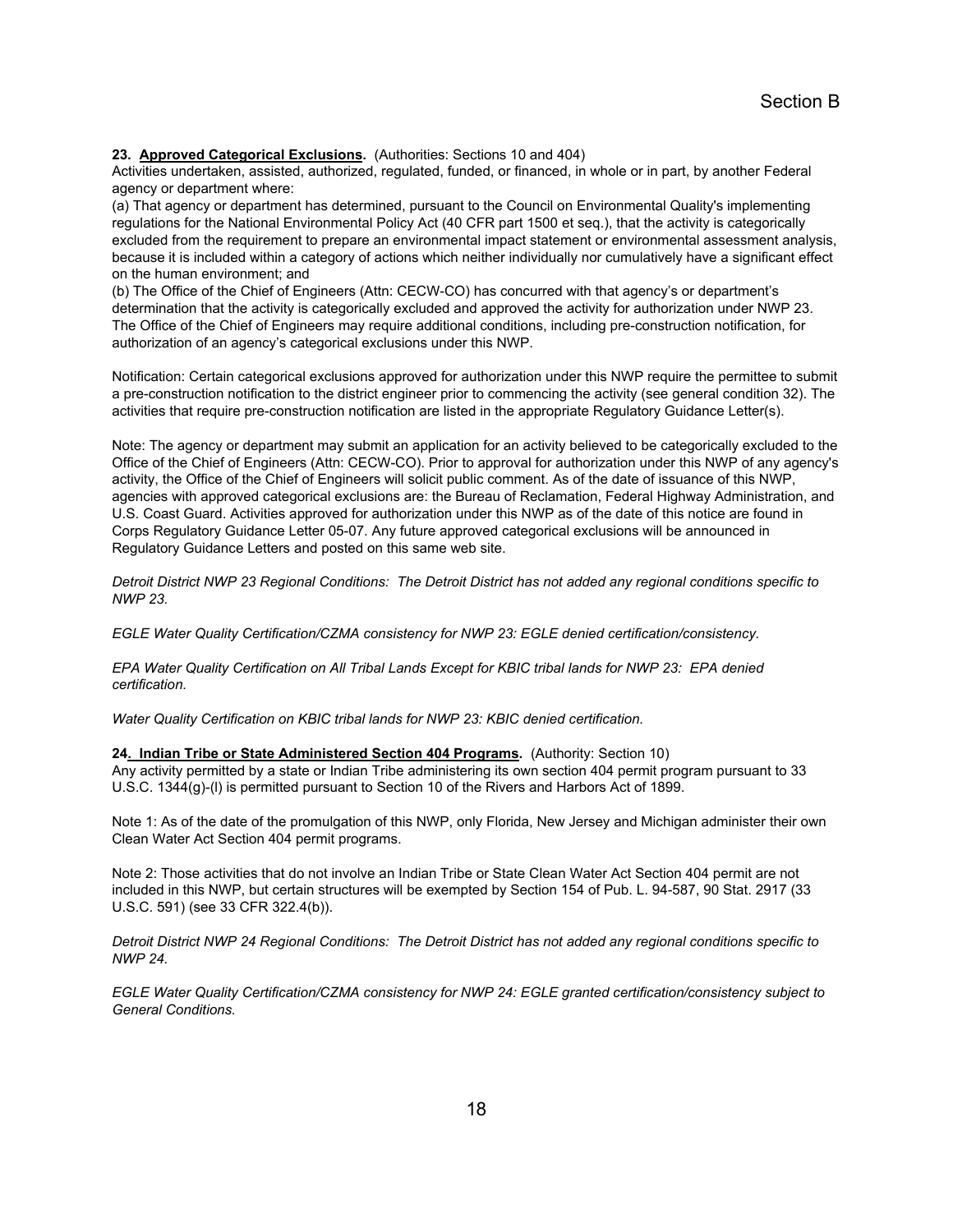**23. Approved Categorical Exclusions.** (Authorities: Sections 10 and 404)
Activities undertaken, assisted, authorized, regulated, funded, or financed, in whole or in part, by another Federal agency or department where:
(a) That agency or department has determined, pursuant to the Council on Environmental Quality's implementing regulations for the National Environmental Policy Act (40 CFR part 1500 et seq.), that the activity is categorically excluded from the requirement to prepare an environmental impact statement or environmental assessment analysis, because it is included within a category of actions which neither individually nor cumulatively have a significant effect on the human environment; and
(b) The Office of the Chief of Engineers (Attn: CECW-CO) has concurred with that agency's or department's determination that the activity is categorically excluded and approved the activity for authorization under NWP 23. The Office of the Chief of Engineers may require additional conditions, including pre-construction notification, for authorization of an agency's categorical exclusions under this NWP.

Notification: Certain categorical exclusions approved for authorization under this NWP require the permittee to submit a pre-construction notification to the district engineer prior to commencing the activity (see general condition 32). The activities that require pre-construction notification are listed in the appropriate Regulatory Guidance Letter(s).

Note: The agency or department may submit an application for an activity believed to be categorically excluded to the Office of the Chief of Engineers (Attn: CECW-CO). Prior to approval for authorization under this NWP of any agency's activity, the Office of the Chief of Engineers will solicit public comment. As of the date of issuance of this NWP, agencies with approved categorical exclusions are: the Bureau of Reclamation, Federal Highway Administration, and U.S. Coast Guard. Activities approved for authorization under this NWP as of the date of this notice are found in Corps Regulatory Guidance Letter 05-07. Any future approved categorical exclusions will be announced in Regulatory Guidance Letters and posted on this same web site.

*Detroit District NWP 23 Regional Conditions: The Detroit District has not added any regional conditions specific to NWP 23.*

*EGLE Water Quality Certification/CZMA consistency for NWP 23: EGLE denied certification/consistency.*

*EPA Water Quality Certification on All Tribal Lands Except for KBIC tribal lands for NWP 23: EPA denied certification.*

*Water Quality Certification on KBIC tribal lands for NWP 23: KBIC denied certification.*

**24. Indian Tribe or State Administered Section 404 Programs.** (Authority: Section 10)
Any activity permitted by a state or Indian Tribe administering its own section 404 permit program pursuant to 33 U.S.C. 1344(g)-(l) is permitted pursuant to Section 10 of the Rivers and Harbors Act of 1899.

Note 1: As of the date of the promulgation of this NWP, only Florida, New Jersey and Michigan administer their own Clean Water Act Section 404 permit programs.

Note 2: Those activities that do not involve an Indian Tribe or State Clean Water Act Section 404 permit are not included in this NWP, but certain structures will be exempted by Section 154 of Pub. L. 94-587, 90 Stat. 2917 (33 U.S.C. 591) (see 33 CFR 322.4(b)).

*Detroit District NWP 24 Regional Conditions: The Detroit District has not added any regional conditions specific to NWP 24.*

*EGLE Water Quality Certification/CZMA consistency for NWP 24: EGLE granted certification/consistency subject to General Conditions.*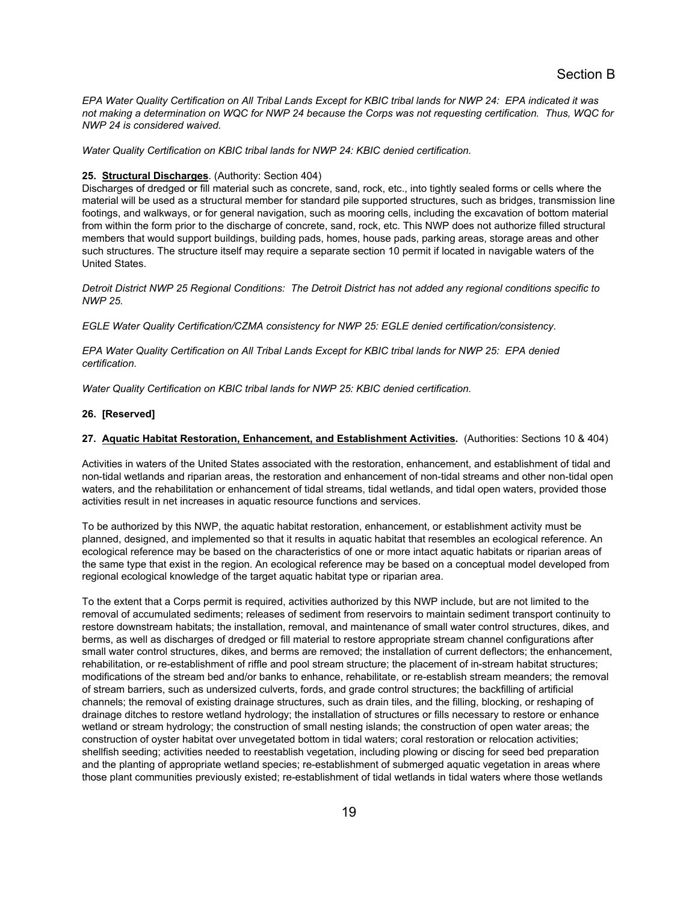*EPA Water Quality Certification on All Tribal Lands Except for KBIC tribal lands for NWP 24: EPA indicated it was not making a determination on WQC for NWP 24 because the Corps was not requesting certification. Thus, WQC for NWP 24 is considered waived.*

*Water Quality Certification on KBIC tribal lands for NWP 24: KBIC denied certification.*

**25. Structural Discharges**. (Authority: Section 404)
Discharges of dredged or fill material such as concrete, sand, rock, etc., into tightly sealed forms or cells where the material will be used as a structural member for standard pile supported structures, such as bridges, transmission line footings, and walkways, or for general navigation, such as mooring cells, including the excavation of bottom material from within the form prior to the discharge of concrete, sand, rock, etc. This NWP does not authorize filled structural members that would support buildings, building pads, homes, house pads, parking areas, storage areas and other such structures. The structure itself may require a separate section 10 permit if located in navigable waters of the United States.

*Detroit District NWP 25 Regional Conditions: The Detroit District has not added any regional conditions specific to NWP 25.*

*EGLE Water Quality Certification/CZMA consistency for NWP 25: EGLE denied certification/consistency.*

*EPA Water Quality Certification on All Tribal Lands Except for KBIC tribal lands for NWP 25: EPA denied certification.*

*Water Quality Certification on KBIC tribal lands for NWP 25: KBIC denied certification.*

**26. [Reserved]**

**27. Aquatic Habitat Restoration, Enhancement, and Establishment Activities.** (Authorities: Sections 10 & 404)

Activities in waters of the United States associated with the restoration, enhancement, and establishment of tidal and non-tidal wetlands and riparian areas, the restoration and enhancement of non-tidal streams and other non-tidal open waters, and the rehabilitation or enhancement of tidal streams, tidal wetlands, and tidal open waters, provided those activities result in net increases in aquatic resource functions and services.

To be authorized by this NWP, the aquatic habitat restoration, enhancement, or establishment activity must be planned, designed, and implemented so that it results in aquatic habitat that resembles an ecological reference. An ecological reference may be based on the characteristics of one or more intact aquatic habitats or riparian areas of the same type that exist in the region. An ecological reference may be based on a conceptual model developed from regional ecological knowledge of the target aquatic habitat type or riparian area.

To the extent that a Corps permit is required, activities authorized by this NWP include, but are not limited to the removal of accumulated sediments; releases of sediment from reservoirs to maintain sediment transport continuity to restore downstream habitats; the installation, removal, and maintenance of small water control structures, dikes, and berms, as well as discharges of dredged or fill material to restore appropriate stream channel configurations after small water control structures, dikes, and berms are removed; the installation of current deflectors; the enhancement, rehabilitation, or re-establishment of riffle and pool stream structure; the placement of in-stream habitat structures; modifications of the stream bed and/or banks to enhance, rehabilitate, or re-establish stream meanders; the removal of stream barriers, such as undersized culverts, fords, and grade control structures; the backfilling of artificial channels; the removal of existing drainage structures, such as drain tiles, and the filling, blocking, or reshaping of drainage ditches to restore wetland hydrology; the installation of structures or fills necessary to restore or enhance wetland or stream hydrology; the construction of small nesting islands; the construction of open water areas; the construction of oyster habitat over unvegetated bottom in tidal waters; coral restoration or relocation activities; shellfish seeding; activities needed to reestablish vegetation, including plowing or discing for seed bed preparation and the planting of appropriate wetland species; re-establishment of submerged aquatic vegetation in areas where those plant communities previously existed; re-establishment of tidal wetlands in tidal waters where those wetlands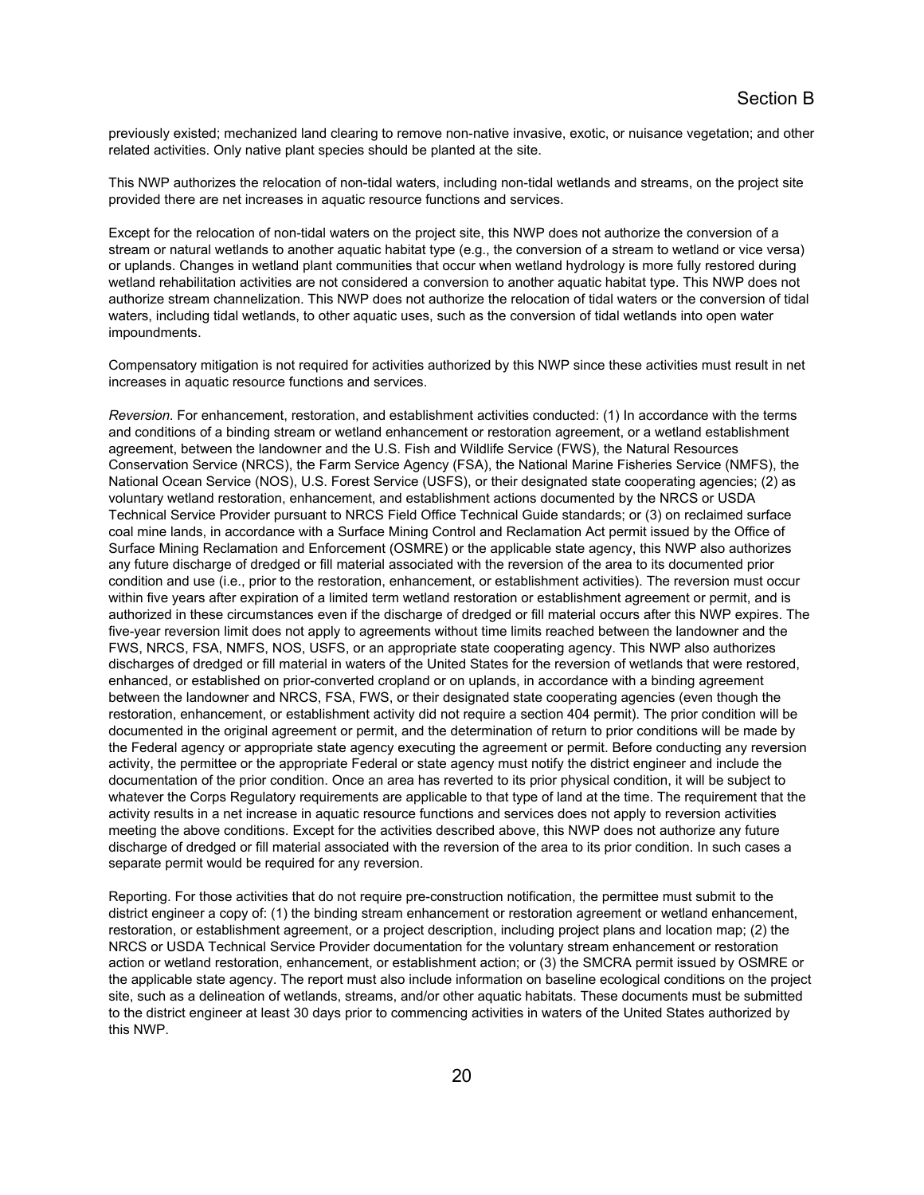previously existed; mechanized land clearing to remove non-native invasive, exotic, or nuisance vegetation; and other related activities. Only native plant species should be planted at the site.

This NWP authorizes the relocation of non-tidal waters, including non-tidal wetlands and streams, on the project site provided there are net increases in aquatic resource functions and services.

Except for the relocation of non-tidal waters on the project site, this NWP does not authorize the conversion of a stream or natural wetlands to another aquatic habitat type (e.g., the conversion of a stream to wetland or vice versa) or uplands. Changes in wetland plant communities that occur when wetland hydrology is more fully restored during wetland rehabilitation activities are not considered a conversion to another aquatic habitat type. This NWP does not authorize stream channelization. This NWP does not authorize the relocation of tidal waters or the conversion of tidal waters, including tidal wetlands, to other aquatic uses, such as the conversion of tidal wetlands into open water impoundments.

Compensatory mitigation is not required for activities authorized by this NWP since these activities must result in net increases in aquatic resource functions and services.

*Reversion*. For enhancement, restoration, and establishment activities conducted: (1) In accordance with the terms and conditions of a binding stream or wetland enhancement or restoration agreement, or a wetland establishment agreement, between the landowner and the U.S. Fish and Wildlife Service (FWS), the Natural Resources Conservation Service (NRCS), the Farm Service Agency (FSA), the National Marine Fisheries Service (NMFS), the National Ocean Service (NOS), U.S. Forest Service (USFS), or their designated state cooperating agencies; (2) as voluntary wetland restoration, enhancement, and establishment actions documented by the NRCS or USDA Technical Service Provider pursuant to NRCS Field Office Technical Guide standards; or (3) on reclaimed surface coal mine lands, in accordance with a Surface Mining Control and Reclamation Act permit issued by the Office of Surface Mining Reclamation and Enforcement (OSMRE) or the applicable state agency, this NWP also authorizes any future discharge of dredged or fill material associated with the reversion of the area to its documented prior condition and use (i.e., prior to the restoration, enhancement, or establishment activities). The reversion must occur within five years after expiration of a limited term wetland restoration or establishment agreement or permit, and is authorized in these circumstances even if the discharge of dredged or fill material occurs after this NWP expires. The five-year reversion limit does not apply to agreements without time limits reached between the landowner and the FWS, NRCS, FSA, NMFS, NOS, USFS, or an appropriate state cooperating agency. This NWP also authorizes discharges of dredged or fill material in waters of the United States for the reversion of wetlands that were restored, enhanced, or established on prior-converted cropland or on uplands, in accordance with a binding agreement between the landowner and NRCS, FSA, FWS, or their designated state cooperating agencies (even though the restoration, enhancement, or establishment activity did not require a section 404 permit). The prior condition will be documented in the original agreement or permit, and the determination of return to prior conditions will be made by the Federal agency or appropriate state agency executing the agreement or permit. Before conducting any reversion activity, the permittee or the appropriate Federal or state agency must notify the district engineer and include the documentation of the prior condition. Once an area has reverted to its prior physical condition, it will be subject to whatever the Corps Regulatory requirements are applicable to that type of land at the time. The requirement that the activity results in a net increase in aquatic resource functions and services does not apply to reversion activities meeting the above conditions. Except for the activities described above, this NWP does not authorize any future discharge of dredged or fill material associated with the reversion of the area to its prior condition. In such cases a separate permit would be required for any reversion.

Reporting. For those activities that do not require pre-construction notification, the permittee must submit to the district engineer a copy of: (1) the binding stream enhancement or restoration agreement or wetland enhancement, restoration, or establishment agreement, or a project description, including project plans and location map; (2) the NRCS or USDA Technical Service Provider documentation for the voluntary stream enhancement or restoration action or wetland restoration, enhancement, or establishment action; or (3) the SMCRA permit issued by OSMRE or the applicable state agency. The report must also include information on baseline ecological conditions on the project site, such as a delineation of wetlands, streams, and/or other aquatic habitats. These documents must be submitted to the district engineer at least 30 days prior to commencing activities in waters of the United States authorized by this NWP.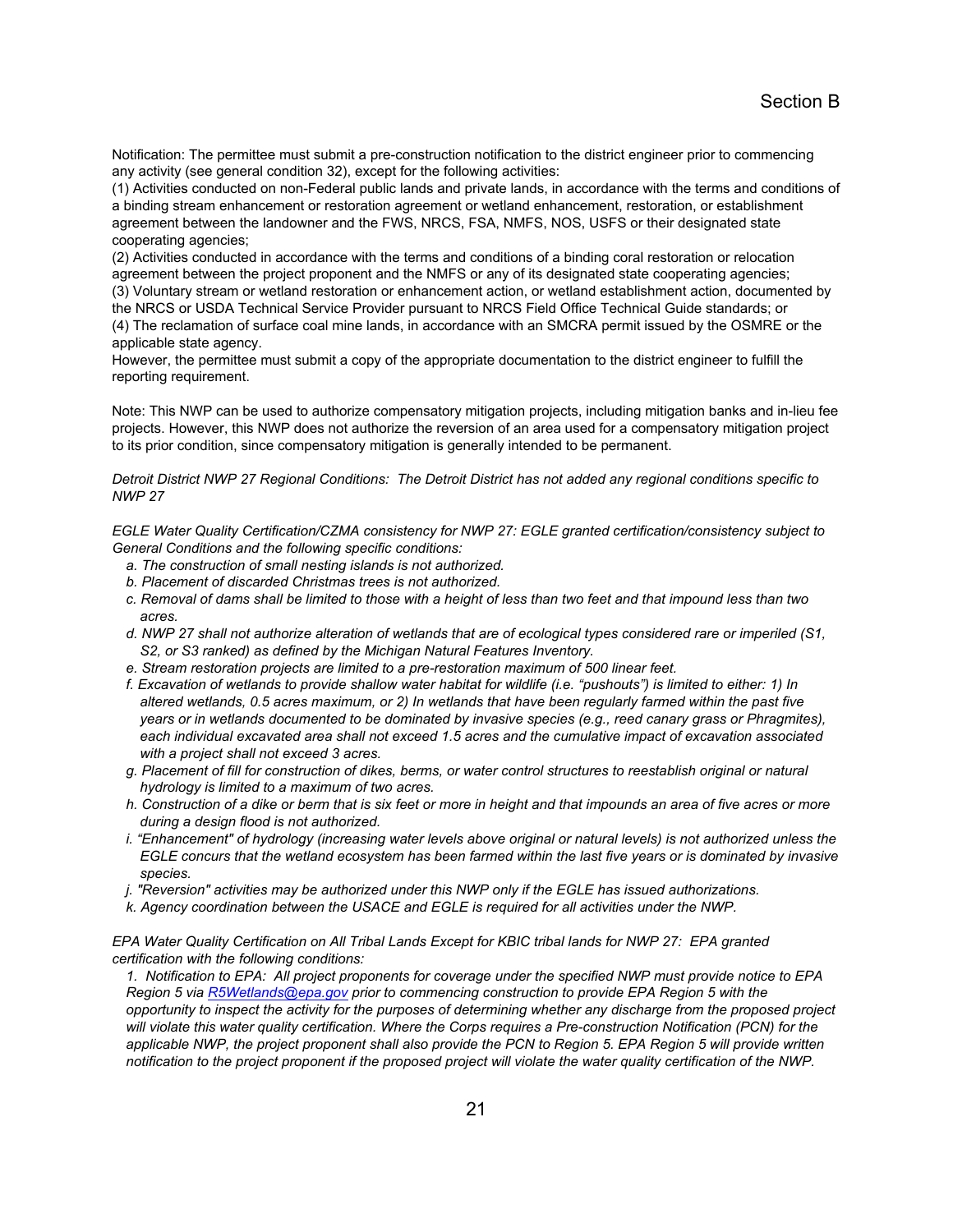Notification: The permittee must submit a pre-construction notification to the district engineer prior to commencing any activity (see general condition 32), except for the following activities:

(1) Activities conducted on non-Federal public lands and private lands, in accordance with the terms and conditions of a binding stream enhancement or restoration agreement or wetland enhancement, restoration, or establishment agreement between the landowner and the FWS, NRCS, FSA, NMFS, NOS, USFS or their designated state cooperating agencies;

(2) Activities conducted in accordance with the terms and conditions of a binding coral restoration or relocation agreement between the project proponent and the NMFS or any of its designated state cooperating agencies;

(3) Voluntary stream or wetland restoration or enhancement action, or wetland establishment action, documented by the NRCS or USDA Technical Service Provider pursuant to NRCS Field Office Technical Guide standards; or

(4) The reclamation of surface coal mine lands, in accordance with an SMCRA permit issued by the OSMRE or the applicable state agency.

However, the permittee must submit a copy of the appropriate documentation to the district engineer to fulfill the reporting requirement.

Note: This NWP can be used to authorize compensatory mitigation projects, including mitigation banks and in-lieu fee projects. However, this NWP does not authorize the reversion of an area used for a compensatory mitigation project to its prior condition, since compensatory mitigation is generally intended to be permanent.

*Detroit District NWP 27 Regional Conditions: The Detroit District has not added any regional conditions specific to NWP 27*

*EGLE Water Quality Certification/CZMA consistency for NWP 27: EGLE granted certification/consistency subject to General Conditions and the following specific conditions:*

*a. The construction of small nesting islands is not authorized.*
*b. Placement of discarded Christmas trees is not authorized.*
*c. Removal of dams shall be limited to those with a height of less than two feet and that impound less than two acres.*
*d. NWP 27 shall not authorize alteration of wetlands that are of ecological types considered rare or imperiled (S1, S2, or S3 ranked) as defined by the Michigan Natural Features Inventory.*
*e. Stream restoration projects are limited to a pre-restoration maximum of 500 linear feet.*
*f. Excavation of wetlands to provide shallow water habitat for wildlife (i.e. "pushouts") is limited to either: 1) In altered wetlands, 0.5 acres maximum, or 2) In wetlands that have been regularly farmed within the past five years or in wetlands documented to be dominated by invasive species (e.g., reed canary grass or Phragmites), each individual excavated area shall not exceed 1.5 acres and the cumulative impact of excavation associated with a project shall not exceed 3 acres.*
*g. Placement of fill for construction of dikes, berms, or water control structures to reestablish original or natural hydrology is limited to a maximum of two acres.*
*h. Construction of a dike or berm that is six feet or more in height and that impounds an area of five acres or more during a design flood is not authorized.*
*i. "Enhancement" of hydrology (increasing water levels above original or natural levels) is not authorized unless the EGLE concurs that the wetland ecosystem has been farmed within the last five years or is dominated by invasive species.*
*j. "Reversion" activities may be authorized under this NWP only if the EGLE has issued authorizations.*
*k. Agency coordination between the USACE and EGLE is required for all activities under the NWP.*

*EPA Water Quality Certification on All Tribal Lands Except for KBIC tribal lands for NWP 27: EPA granted certification with the following conditions:*

*1. Notification to EPA: All project proponents for coverage under the specified NWP must provide notice to EPA Region 5 via [R5Wetlands@epa.gov](mailto:R5Wetlands@epa.gov) prior to commencing construction to provide EPA Region 5 with the opportunity to inspect the activity for the purposes of determining whether any discharge from the proposed project will violate this water quality certification. Where the Corps requires a Pre-construction Notification (PCN) for the applicable NWP, the project proponent shall also provide the PCN to Region 5. EPA Region 5 will provide written notification to the project proponent if the proposed project will violate the water quality certification of the NWP.*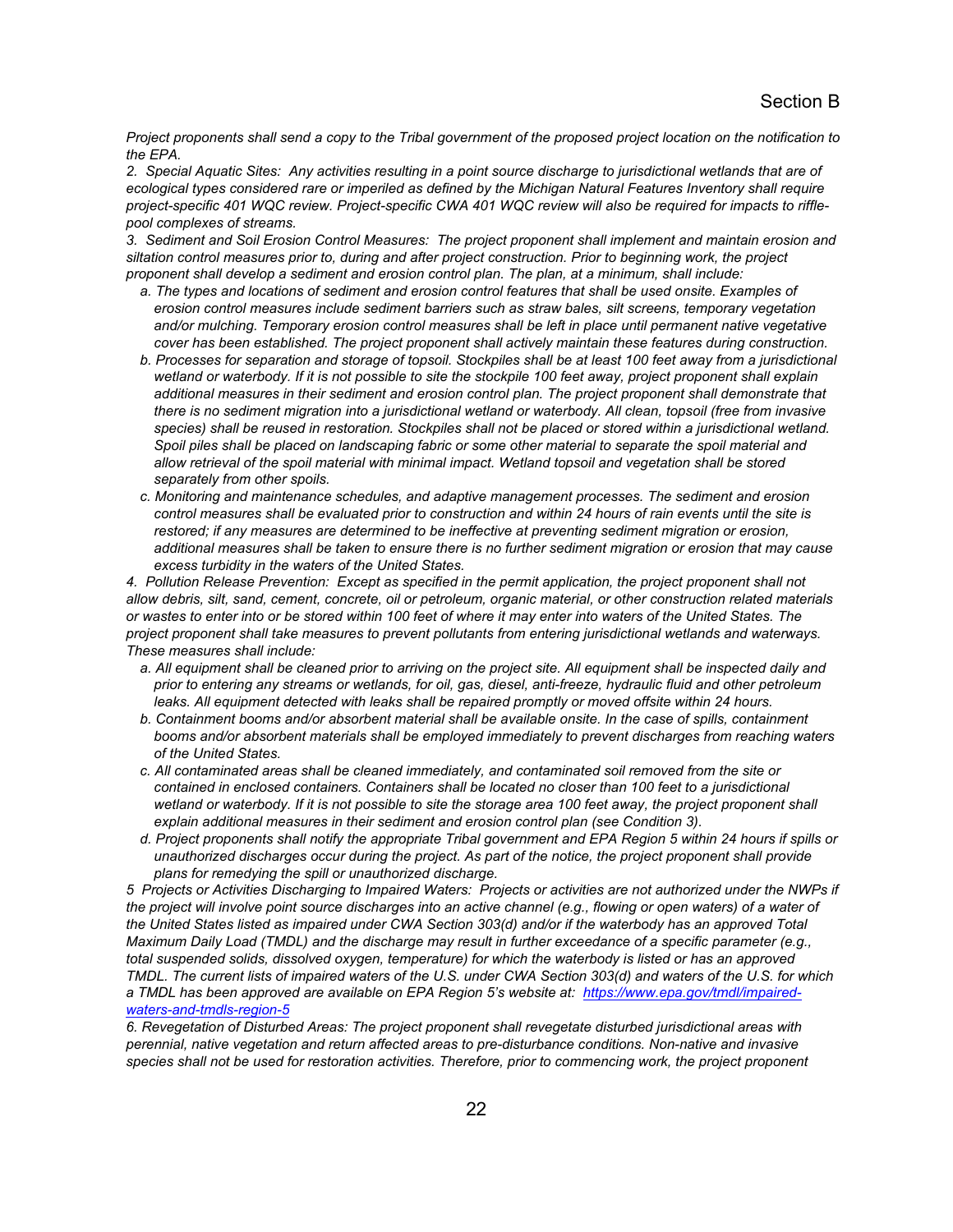*Project proponents shall send a copy to the Tribal government of the proposed project location on the notification to the EPA.*

*2. Special Aquatic Sites: Any activities resulting in a point source discharge to jurisdictional wetlands that are of ecological types considered rare or imperiled as defined by the Michigan Natural Features Inventory shall require project-specific 401 WQC review. Project-specific CWA 401 WQC review will also be required for impacts to riffle-pool complexes of streams.*

*3. Sediment and Soil Erosion Control Measures: The project proponent shall implement and maintain erosion and siltation control measures prior to, during and after project construction. Prior to beginning work, the project proponent shall develop a sediment and erosion control plan. The plan, at a minimum, shall include:*

- *a. The types and locations of sediment and erosion control features that shall be used onsite. Examples of erosion control measures include sediment barriers such as straw bales, silt screens, temporary vegetation and/or mulching. Temporary erosion control measures shall be left in place until permanent native vegetative cover has been established. The project proponent shall actively maintain these features during construction.*
- *b. Processes for separation and storage of topsoil. Stockpiles shall be at least 100 feet away from a jurisdictional wetland or waterbody. If it is not possible to site the stockpile 100 feet away, project proponent shall explain additional measures in their sediment and erosion control plan. The project proponent shall demonstrate that there is no sediment migration into a jurisdictional wetland or waterbody. All clean, topsoil (free from invasive species) shall be reused in restoration. Stockpiles shall not be placed or stored within a jurisdictional wetland. Spoil piles shall be placed on landscaping fabric or some other material to separate the spoil material and allow retrieval of the spoil material with minimal impact. Wetland topsoil and vegetation shall be stored separately from other spoils.*
- *c. Monitoring and maintenance schedules, and adaptive management processes. The sediment and erosion control measures shall be evaluated prior to construction and within 24 hours of rain events until the site is restored; if any measures are determined to be ineffective at preventing sediment migration or erosion, additional measures shall be taken to ensure there is no further sediment migration or erosion that may cause excess turbidity in the waters of the United States.*

*4. Pollution Release Prevention: Except as specified in the permit application, the project proponent shall not allow debris, silt, sand, cement, concrete, oil or petroleum, organic material, or other construction related materials or wastes to enter into or be stored within 100 feet of where it may enter into waters of the United States. The project proponent shall take measures to prevent pollutants from entering jurisdictional wetlands and waterways. These measures shall include:*

- *a. All equipment shall be cleaned prior to arriving on the project site. All equipment shall be inspected daily and prior to entering any streams or wetlands, for oil, gas, diesel, anti-freeze, hydraulic fluid and other petroleum leaks. All equipment detected with leaks shall be repaired promptly or moved offsite within 24 hours.*
- *b. Containment booms and/or absorbent material shall be available onsite. In the case of spills, containment booms and/or absorbent materials shall be employed immediately to prevent discharges from reaching waters of the United States.*
- *c. All contaminated areas shall be cleaned immediately, and contaminated soil removed from the site or contained in enclosed containers. Containers shall be located no closer than 100 feet to a jurisdictional wetland or waterbody. If it is not possible to site the storage area 100 feet away, the project proponent shall explain additional measures in their sediment and erosion control plan (see Condition 3).*
- *d. Project proponents shall notify the appropriate Tribal government and EPA Region 5 within 24 hours if spills or unauthorized discharges occur during the project. As part of the notice, the project proponent shall provide plans for remedying the spill or unauthorized discharge.*

*5 Projects or Activities Discharging to Impaired Waters: Projects or activities are not authorized under the NWPs if the project will involve point source discharges into an active channel (e.g., flowing or open waters) of a water of the United States listed as impaired under CWA Section 303(d) and/or if the waterbody has an approved Total Maximum Daily Load (TMDL) and the discharge may result in further exceedance of a specific parameter (e.g., total suspended solids, dissolved oxygen, temperature) for which the waterbody is listed or has an approved TMDL. The current lists of impaired waters of the U.S. under CWA Section 303(d) and waters of the U.S. for which a TMDL has been approved are available on EPA Region 5's website at: [https://www.epa.gov/tmdl/impaired-waters-and-tmdls-region-5](https://www.epa.gov/tmdl/impaired-waters-and-tmdls-region-5)*

*6. Revegetation of Disturbed Areas: The project proponent shall revegetate disturbed jurisdictional areas with perennial, native vegetation and return affected areas to pre-disturbance conditions. Non-native and invasive species shall not be used for restoration activities. Therefore, prior to commencing work, the project proponent*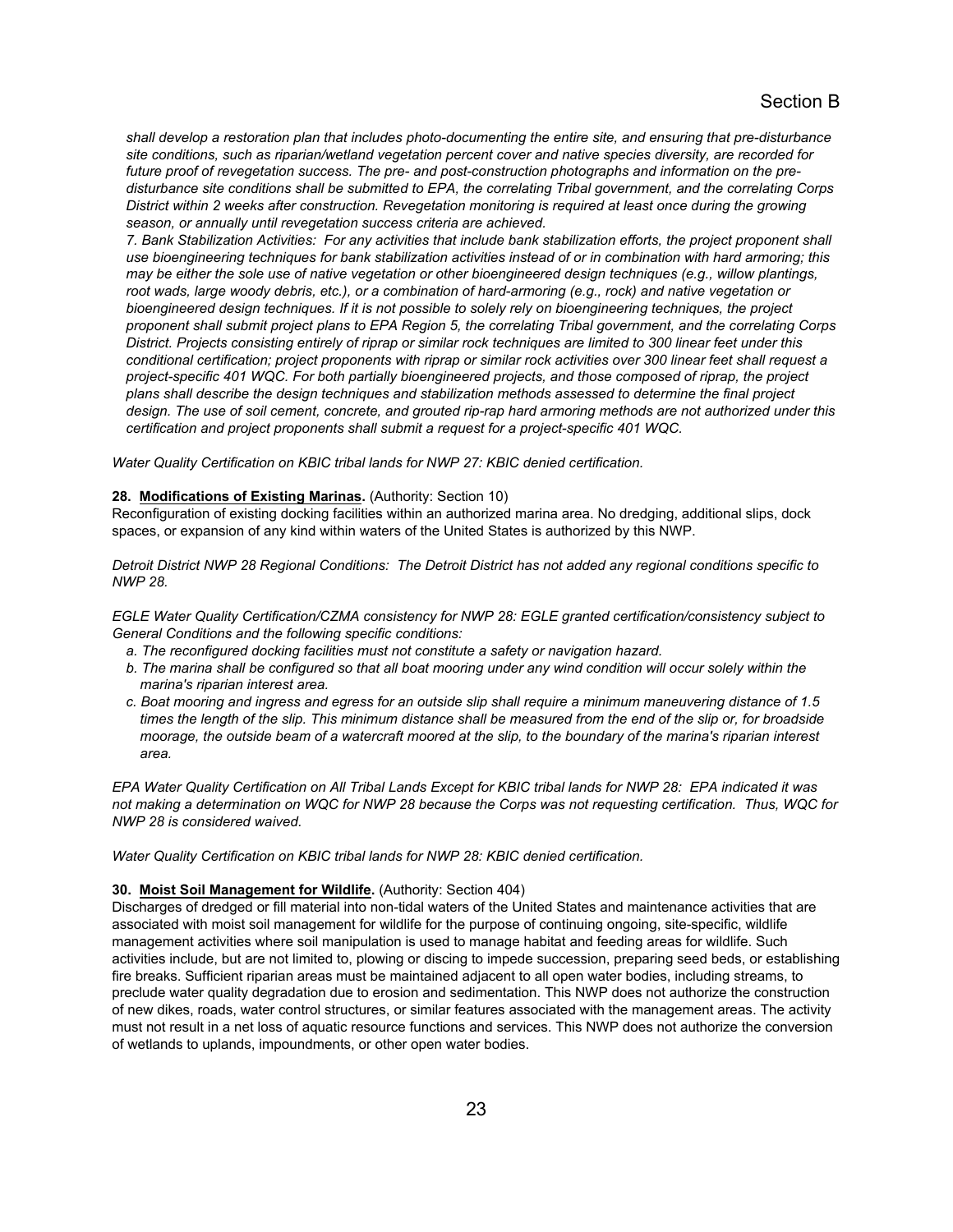*shall develop a restoration plan that includes photo-documenting the entire site, and ensuring that pre-disturbance site conditions, such as riparian/wetland vegetation percent cover and native species diversity, are recorded for future proof of revegetation success. The pre- and post-construction photographs and information on the pre-disturbance site conditions shall be submitted to EPA, the correlating Tribal government, and the correlating Corps District within 2 weeks after construction. Revegetation monitoring is required at least once during the growing season, or annually until revegetation success criteria are achieved.*

*7. Bank Stabilization Activities: For any activities that include bank stabilization efforts, the project proponent shall use bioengineering techniques for bank stabilization activities instead of or in combination with hard armoring; this may be either the sole use of native vegetation or other bioengineered design techniques (e.g., willow plantings, root wads, large woody debris, etc.), or a combination of hard-armoring (e.g., rock) and native vegetation or bioengineered design techniques. If it is not possible to solely rely on bioengineering techniques, the project proponent shall submit project plans to EPA Region 5, the correlating Tribal government, and the correlating Corps District. Projects consisting entirely of riprap or similar rock techniques are limited to 300 linear feet under this conditional certification; project proponents with riprap or similar rock activities over 300 linear feet shall request a project-specific 401 WQC. For both partially bioengineered projects, and those composed of riprap, the project plans shall describe the design techniques and stabilization methods assessed to determine the final project design. The use of soil cement, concrete, and grouted rip-rap hard armoring methods are not authorized under this certification and project proponents shall submit a request for a project-specific 401 WQC.*

*Water Quality Certification on KBIC tribal lands for NWP 27: KBIC denied certification.*

**28. Modifications of Existing Marinas.** (Authority: Section 10)
Reconfiguration of existing docking facilities within an authorized marina area. No dredging, additional slips, dock spaces, or expansion of any kind within waters of the United States is authorized by this NWP.

*Detroit District NWP 28 Regional Conditions: The Detroit District has not added any regional conditions specific to NWP 28.*

*EGLE Water Quality Certification/CZMA consistency for NWP 28: EGLE granted certification/consistency subject to General Conditions and the following specific conditions:*

*a. The reconfigured docking facilities must not constitute a safety or navigation hazard.*
*b. The marina shall be configured so that all boat mooring under any wind condition will occur solely within the marina's riparian interest area.*
*c. Boat mooring and ingress and egress for an outside slip shall require a minimum maneuvering distance of 1.5 times the length of the slip. This minimum distance shall be measured from the end of the slip or, for broadside moorage, the outside beam of a watercraft moored at the slip, to the boundary of the marina's riparian interest area.*

*EPA Water Quality Certification on All Tribal Lands Except for KBIC tribal lands for NWP 28: EPA indicated it was not making a determination on WQC for NWP 28 because the Corps was not requesting certification. Thus, WQC for NWP 28 is considered waived.*

*Water Quality Certification on KBIC tribal lands for NWP 28: KBIC denied certification.*

**30. Moist Soil Management for Wildlife.** (Authority: Section 404)
Discharges of dredged or fill material into non-tidal waters of the United States and maintenance activities that are associated with moist soil management for wildlife for the purpose of continuing ongoing, site-specific, wildlife management activities where soil manipulation is used to manage habitat and feeding areas for wildlife. Such activities include, but are not limited to, plowing or discing to impede succession, preparing seed beds, or establishing fire breaks. Sufficient riparian areas must be maintained adjacent to all open water bodies, including streams, to preclude water quality degradation due to erosion and sedimentation. This NWP does not authorize the construction of new dikes, roads, water control structures, or similar features associated with the management areas. The activity must not result in a net loss of aquatic resource functions and services. This NWP does not authorize the conversion of wetlands to uplands, impoundments, or other open water bodies.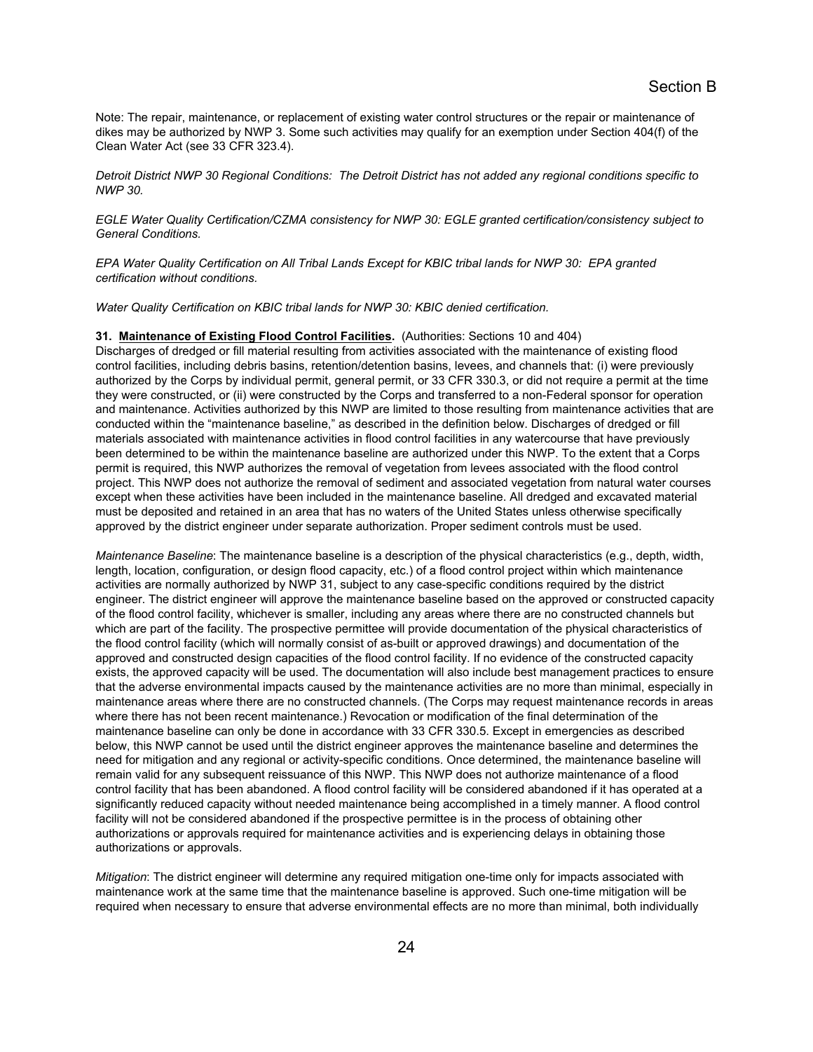Note: The repair, maintenance, or replacement of existing water control structures or the repair or maintenance of dikes may be authorized by NWP 3. Some such activities may qualify for an exemption under Section 404(f) of the Clean Water Act (see 33 CFR 323.4).

*Detroit District NWP 30 Regional Conditions: The Detroit District has not added any regional conditions specific to NWP 30.*

*EGLE Water Quality Certification/CZMA consistency for NWP 30: EGLE granted certification/consistency subject to General Conditions.*

*EPA Water Quality Certification on All Tribal Lands Except for KBIC tribal lands for NWP 30: EPA granted certification without conditions.*

*Water Quality Certification on KBIC tribal lands for NWP 30: KBIC denied certification.*

**31. Maintenance of Existing Flood Control Facilities.** (Authorities: Sections 10 and 404)
Discharges of dredged or fill material resulting from activities associated with the maintenance of existing flood control facilities, including debris basins, retention/detention basins, levees, and channels that: (i) were previously authorized by the Corps by individual permit, general permit, or 33 CFR 330.3, or did not require a permit at the time they were constructed, or (ii) were constructed by the Corps and transferred to a non-Federal sponsor for operation and maintenance. Activities authorized by this NWP are limited to those resulting from maintenance activities that are conducted within the "maintenance baseline," as described in the definition below. Discharges of dredged or fill materials associated with maintenance activities in flood control facilities in any watercourse that have previously been determined to be within the maintenance baseline are authorized under this NWP. To the extent that a Corps permit is required, this NWP authorizes the removal of vegetation from levees associated with the flood control project. This NWP does not authorize the removal of sediment and associated vegetation from natural water courses except when these activities have been included in the maintenance baseline. All dredged and excavated material must be deposited and retained in an area that has no waters of the United States unless otherwise specifically approved by the district engineer under separate authorization. Proper sediment controls must be used.

*Maintenance Baseline*: The maintenance baseline is a description of the physical characteristics (e.g., depth, width, length, location, configuration, or design flood capacity, etc.) of a flood control project within which maintenance activities are normally authorized by NWP 31, subject to any case-specific conditions required by the district engineer. The district engineer will approve the maintenance baseline based on the approved or constructed capacity of the flood control facility, whichever is smaller, including any areas where there are no constructed channels but which are part of the facility. The prospective permittee will provide documentation of the physical characteristics of the flood control facility (which will normally consist of as-built or approved drawings) and documentation of the approved and constructed design capacities of the flood control facility. If no evidence of the constructed capacity exists, the approved capacity will be used. The documentation will also include best management practices to ensure that the adverse environmental impacts caused by the maintenance activities are no more than minimal, especially in maintenance areas where there are no constructed channels. (The Corps may request maintenance records in areas where there has not been recent maintenance.) Revocation or modification of the final determination of the maintenance baseline can only be done in accordance with 33 CFR 330.5. Except in emergencies as described below, this NWP cannot be used until the district engineer approves the maintenance baseline and determines the need for mitigation and any regional or activity-specific conditions. Once determined, the maintenance baseline will remain valid for any subsequent reissuance of this NWP. This NWP does not authorize maintenance of a flood control facility that has been abandoned. A flood control facility will be considered abandoned if it has operated at a significantly reduced capacity without needed maintenance being accomplished in a timely manner. A flood control facility will not be considered abandoned if the prospective permittee is in the process of obtaining other authorizations or approvals required for maintenance activities and is experiencing delays in obtaining those authorizations or approvals.

*Mitigation*: The district engineer will determine any required mitigation one-time only for impacts associated with maintenance work at the same time that the maintenance baseline is approved. Such one-time mitigation will be required when necessary to ensure that adverse environmental effects are no more than minimal, both individually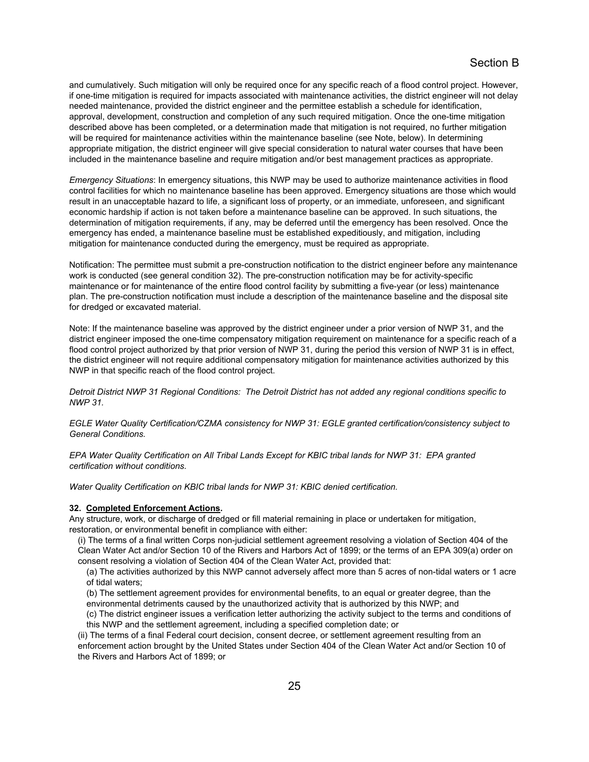and cumulatively. Such mitigation will only be required once for any specific reach of a flood control project. However, if one-time mitigation is required for impacts associated with maintenance activities, the district engineer will not delay needed maintenance, provided the district engineer and the permittee establish a schedule for identification, approval, development, construction and completion of any such required mitigation. Once the one-time mitigation described above has been completed, or a determination made that mitigation is not required, no further mitigation will be required for maintenance activities within the maintenance baseline (see Note, below). In determining appropriate mitigation, the district engineer will give special consideration to natural water courses that have been included in the maintenance baseline and require mitigation and/or best management practices as appropriate.

*Emergency Situations*: In emergency situations, this NWP may be used to authorize maintenance activities in flood control facilities for which no maintenance baseline has been approved. Emergency situations are those which would result in an unacceptable hazard to life, a significant loss of property, or an immediate, unforeseen, and significant economic hardship if action is not taken before a maintenance baseline can be approved. In such situations, the determination of mitigation requirements, if any, may be deferred until the emergency has been resolved. Once the emergency has ended, a maintenance baseline must be established expeditiously, and mitigation, including mitigation for maintenance conducted during the emergency, must be required as appropriate.

Notification: The permittee must submit a pre-construction notification to the district engineer before any maintenance work is conducted (see general condition 32). The pre-construction notification may be for activity-specific maintenance or for maintenance of the entire flood control facility by submitting a five-year (or less) maintenance plan. The pre-construction notification must include a description of the maintenance baseline and the disposal site for dredged or excavated material.

Note: If the maintenance baseline was approved by the district engineer under a prior version of NWP 31, and the district engineer imposed the one-time compensatory mitigation requirement on maintenance for a specific reach of a flood control project authorized by that prior version of NWP 31, during the period this version of NWP 31 is in effect, the district engineer will not require additional compensatory mitigation for maintenance activities authorized by this NWP in that specific reach of the flood control project.

*Detroit District NWP 31 Regional Conditions: The Detroit District has not added any regional conditions specific to NWP 31.*

*EGLE Water Quality Certification/CZMA consistency for NWP 31: EGLE granted certification/consistency subject to General Conditions.*

*EPA Water Quality Certification on All Tribal Lands Except for KBIC tribal lands for NWP 31: EPA granted certification without conditions.*

*Water Quality Certification on KBIC tribal lands for NWP 31: KBIC denied certification.*

**32. Completed Enforcement Actions.**

Any structure, work, or discharge of dredged or fill material remaining in place or undertaken for mitigation, restoration, or environmental benefit in compliance with either:

(i) The terms of a final written Corps non-judicial settlement agreement resolving a violation of Section 404 of the Clean Water Act and/or Section 10 of the Rivers and Harbors Act of 1899; or the terms of an EPA 309(a) order on consent resolving a violation of Section 404 of the Clean Water Act, provided that:

(a) The activities authorized by this NWP cannot adversely affect more than 5 acres of non-tidal waters or 1 acre of tidal waters;

(b) The settlement agreement provides for environmental benefits, to an equal or greater degree, than the environmental detriments caused by the unauthorized activity that is authorized by this NWP; and

(c) The district engineer issues a verification letter authorizing the activity subject to the terms and conditions of this NWP and the settlement agreement, including a specified completion date; or

(ii) The terms of a final Federal court decision, consent decree, or settlement agreement resulting from an enforcement action brought by the United States under Section 404 of the Clean Water Act and/or Section 10 of the Rivers and Harbors Act of 1899; or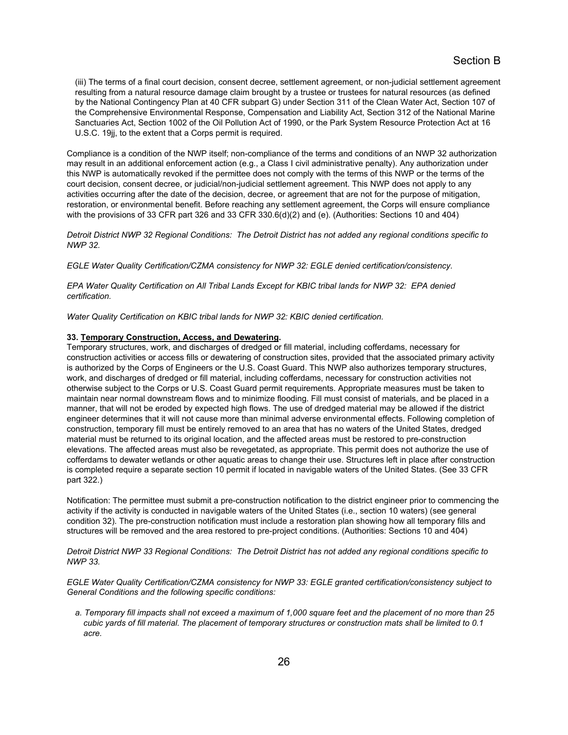(iii) The terms of a final court decision, consent decree, settlement agreement, or non-judicial settlement agreement resulting from a natural resource damage claim brought by a trustee or trustees for natural resources (as defined by the National Contingency Plan at 40 CFR subpart G) under Section 311 of the Clean Water Act, Section 107 of the Comprehensive Environmental Response, Compensation and Liability Act, Section 312 of the National Marine Sanctuaries Act, Section 1002 of the Oil Pollution Act of 1990, or the Park System Resource Protection Act at 16 U.S.C. 19jj, to the extent that a Corps permit is required.

Compliance is a condition of the NWP itself; non-compliance of the terms and conditions of an NWP 32 authorization may result in an additional enforcement action (e.g., a Class I civil administrative penalty). Any authorization under this NWP is automatically revoked if the permittee does not comply with the terms of this NWP or the terms of the court decision, consent decree, or judicial/non-judicial settlement agreement. This NWP does not apply to any activities occurring after the date of the decision, decree, or agreement that are not for the purpose of mitigation, restoration, or environmental benefit. Before reaching any settlement agreement, the Corps will ensure compliance with the provisions of 33 CFR part 326 and 33 CFR 330.6(d)(2) and (e). (Authorities: Sections 10 and 404)

*Detroit District NWP 32 Regional Conditions: The Detroit District has not added any regional conditions specific to NWP 32.*

*EGLE Water Quality Certification/CZMA consistency for NWP 32: EGLE denied certification/consistency.*

*EPA Water Quality Certification on All Tribal Lands Except for KBIC tribal lands for NWP 32: EPA denied certification.*

*Water Quality Certification on KBIC tribal lands for NWP 32: KBIC denied certification.*

**33. Temporary Construction, Access, and Dewatering.**
Temporary structures, work, and discharges of dredged or fill material, including cofferdams, necessary for construction activities or access fills or dewatering of construction sites, provided that the associated primary activity is authorized by the Corps of Engineers or the U.S. Coast Guard. This NWP also authorizes temporary structures, work, and discharges of dredged or fill material, including cofferdams, necessary for construction activities not otherwise subject to the Corps or U.S. Coast Guard permit requirements. Appropriate measures must be taken to maintain near normal downstream flows and to minimize flooding. Fill must consist of materials, and be placed in a manner, that will not be eroded by expected high flows. The use of dredged material may be allowed if the district engineer determines that it will not cause more than minimal adverse environmental effects. Following completion of construction, temporary fill must be entirely removed to an area that has no waters of the United States, dredged material must be returned to its original location, and the affected areas must be restored to pre-construction elevations. The affected areas must also be revegetated, as appropriate. This permit does not authorize the use of cofferdams to dewater wetlands or other aquatic areas to change their use. Structures left in place after construction is completed require a separate section 10 permit if located in navigable waters of the United States. (See 33 CFR part 322.)

Notification: The permittee must submit a pre-construction notification to the district engineer prior to commencing the activity if the activity is conducted in navigable waters of the United States (i.e., section 10 waters) (see general condition 32). The pre-construction notification must include a restoration plan showing how all temporary fills and structures will be removed and the area restored to pre-project conditions. (Authorities: Sections 10 and 404)

*Detroit District NWP 33 Regional Conditions: The Detroit District has not added any regional conditions specific to NWP 33.*

*EGLE Water Quality Certification/CZMA consistency for NWP 33: EGLE granted certification/consistency subject to General Conditions and the following specific conditions:*

*a. Temporary fill impacts shall not exceed a maximum of 1,000 square feet and the placement of no more than 25 cubic yards of fill material. The placement of temporary structures or construction mats shall be limited to 0.1 acre.*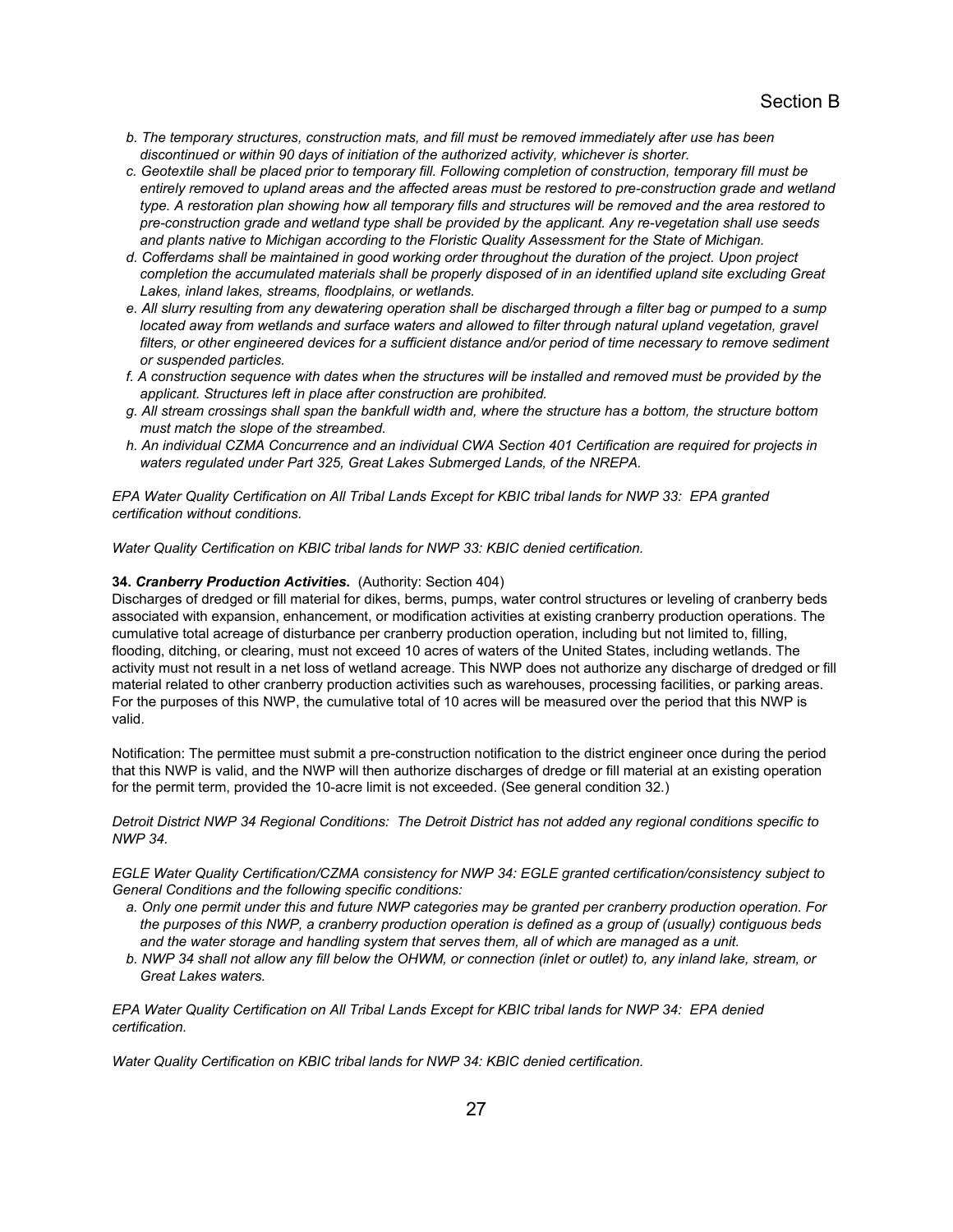*b. The temporary structures, construction mats, and fill must be removed immediately after use has been discontinued or within 90 days of initiation of the authorized activity, whichever is shorter.*

*c. Geotextile shall be placed prior to temporary fill. Following completion of construction, temporary fill must be entirely removed to upland areas and the affected areas must be restored to pre-construction grade and wetland type. A restoration plan showing how all temporary fills and structures will be removed and the area restored to pre-construction grade and wetland type shall be provided by the applicant. Any re-vegetation shall use seeds and plants native to Michigan according to the Floristic Quality Assessment for the State of Michigan.*

*d. Cofferdams shall be maintained in good working order throughout the duration of the project. Upon project completion the accumulated materials shall be properly disposed of in an identified upland site excluding Great Lakes, inland lakes, streams, floodplains, or wetlands.*

*e. All slurry resulting from any dewatering operation shall be discharged through a filter bag or pumped to a sump located away from wetlands and surface waters and allowed to filter through natural upland vegetation, gravel filters, or other engineered devices for a sufficient distance and/or period of time necessary to remove sediment or suspended particles.*

*f. A construction sequence with dates when the structures will be installed and removed must be provided by the applicant. Structures left in place after construction are prohibited.*

*g. All stream crossings shall span the bankfull width and, where the structure has a bottom, the structure bottom must match the slope of the streambed.*

*h. An individual CZMA Concurrence and an individual CWA Section 401 Certification are required for projects in waters regulated under Part 325, Great Lakes Submerged Lands, of the NREPA.*

*EPA Water Quality Certification on All Tribal Lands Except for KBIC tribal lands for NWP 33: EPA granted certification without conditions.*

*Water Quality Certification on KBIC tribal lands for NWP 33: KBIC denied certification.*

**34. *Cranberry Production Activities*.** (Authority: Section 404)
Discharges of dredged or fill material for dikes, berms, pumps, water control structures or leveling of cranberry beds associated with expansion, enhancement, or modification activities at existing cranberry production operations. The cumulative total acreage of disturbance per cranberry production operation, including but not limited to, filling, flooding, ditching, or clearing, must not exceed 10 acres of waters of the United States, including wetlands. The activity must not result in a net loss of wetland acreage. This NWP does not authorize any discharge of dredged or fill material related to other cranberry production activities such as warehouses, processing facilities, or parking areas. For the purposes of this NWP, the cumulative total of 10 acres will be measured over the period that this NWP is valid.

Notification: The permittee must submit a pre-construction notification to the district engineer once during the period that this NWP is valid, and the NWP will then authorize discharges of dredge or fill material at an existing operation for the permit term, provided the 10-acre limit is not exceeded. (See general condition 32.)

*Detroit District NWP 34 Regional Conditions: The Detroit District has not added any regional conditions specific to NWP 34.*

*EGLE Water Quality Certification/CZMA consistency for NWP 34: EGLE granted certification/consistency subject to General Conditions and the following specific conditions:*

*a. Only one permit under this and future NWP categories may be granted per cranberry production operation. For the purposes of this NWP, a cranberry production operation is defined as a group of (usually) contiguous beds and the water storage and handling system that serves them, all of which are managed as a unit.*

*b. NWP 34 shall not allow any fill below the OHWM, or connection (inlet or outlet) to, any inland lake, stream, or Great Lakes waters.*

*EPA Water Quality Certification on All Tribal Lands Except for KBIC tribal lands for NWP 34: EPA denied certification.*

*Water Quality Certification on KBIC tribal lands for NWP 34: KBIC denied certification.*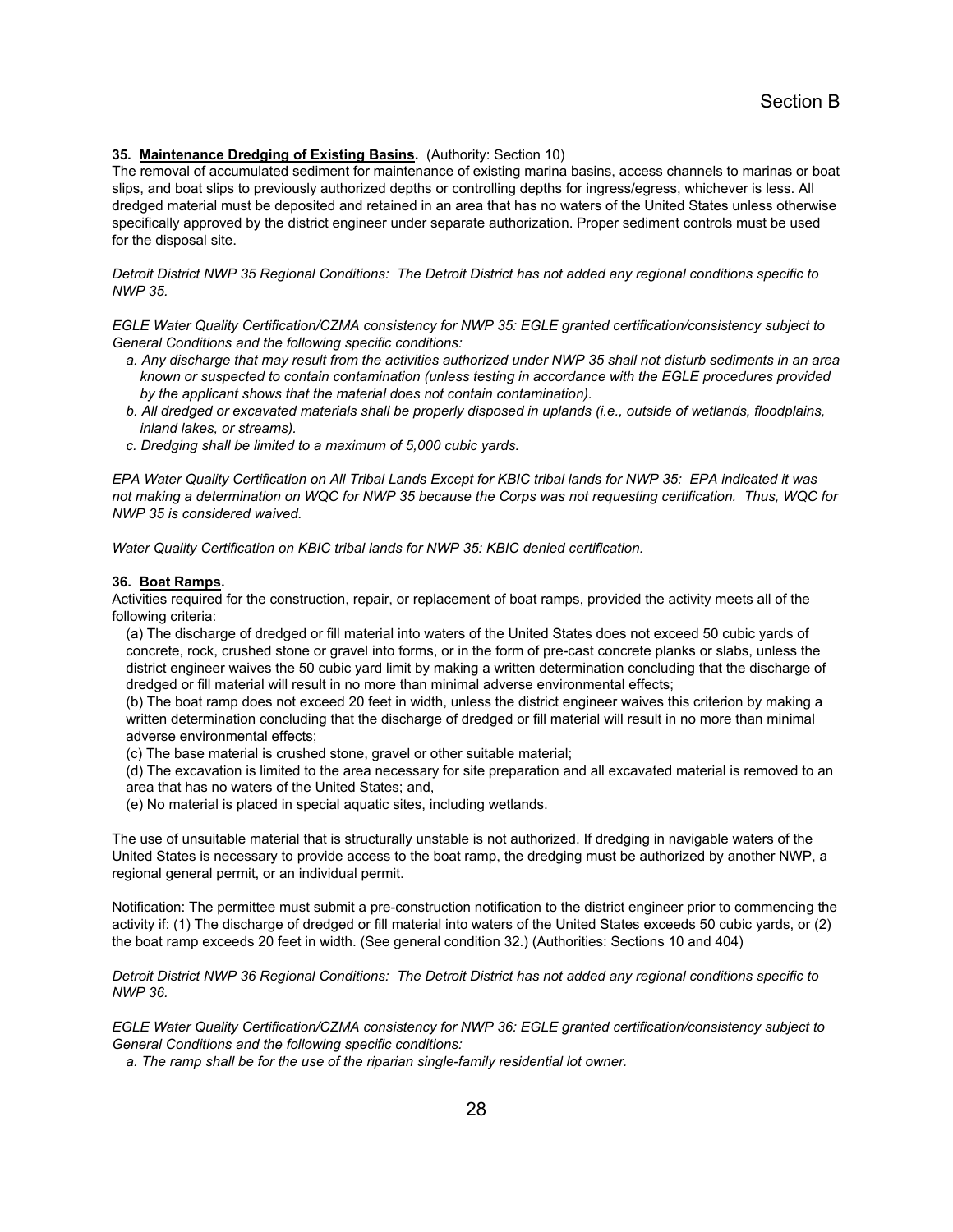**35. Maintenance Dredging of Existing Basins.** (Authority: Section 10)
The removal of accumulated sediment for maintenance of existing marina basins, access channels to marinas or boat slips, and boat slips to previously authorized depths or controlling depths for ingress/egress, whichever is less. All dredged material must be deposited and retained in an area that has no waters of the United States unless otherwise specifically approved by the district engineer under separate authorization. Proper sediment controls must be used for the disposal site.

*Detroit District NWP 35 Regional Conditions: The Detroit District has not added any regional conditions specific to NWP 35.*

*EGLE Water Quality Certification/CZMA consistency for NWP 35: EGLE granted certification/consistency subject to General Conditions and the following specific conditions:*

- *a. Any discharge that may result from the activities authorized under NWP 35 shall not disturb sediments in an area known or suspected to contain contamination (unless testing in accordance with the EGLE procedures provided by the applicant shows that the material does not contain contamination).*
- *b. All dredged or excavated materials shall be properly disposed in uplands (i.e., outside of wetlands, floodplains, inland lakes, or streams).*
- *c. Dredging shall be limited to a maximum of 5,000 cubic yards.*

*EPA Water Quality Certification on All Tribal Lands Except for KBIC tribal lands for NWP 35: EPA indicated it was not making a determination on WQC for NWP 35 because the Corps was not requesting certification. Thus, WQC for NWP 35 is considered waived.*

*Water Quality Certification on KBIC tribal lands for NWP 35: KBIC denied certification.*

**36. Boat Ramps.**
Activities required for the construction, repair, or replacement of boat ramps, provided the activity meets all of the following criteria:

(a) The discharge of dredged or fill material into waters of the United States does not exceed 50 cubic yards of concrete, rock, crushed stone or gravel into forms, or in the form of pre-cast concrete planks or slabs, unless the district engineer waives the 50 cubic yard limit by making a written determination concluding that the discharge of dredged or fill material will result in no more than minimal adverse environmental effects;
(b) The boat ramp does not exceed 20 feet in width, unless the district engineer waives this criterion by making a written determination concluding that the discharge of dredged or fill material will result in no more than minimal adverse environmental effects;
(c) The base material is crushed stone, gravel or other suitable material;
(d) The excavation is limited to the area necessary for site preparation and all excavated material is removed to an area that has no waters of the United States; and,
(e) No material is placed in special aquatic sites, including wetlands.

The use of unsuitable material that is structurally unstable is not authorized. If dredging in navigable waters of the United States is necessary to provide access to the boat ramp, the dredging must be authorized by another NWP, a regional general permit, or an individual permit.

Notification: The permittee must submit a pre-construction notification to the district engineer prior to commencing the activity if: (1) The discharge of dredged or fill material into waters of the United States exceeds 50 cubic yards, or (2) the boat ramp exceeds 20 feet in width. (See general condition 32.) (Authorities: Sections 10 and 404)

*Detroit District NWP 36 Regional Conditions: The Detroit District has not added any regional conditions specific to NWP 36.*

*EGLE Water Quality Certification/CZMA consistency for NWP 36: EGLE granted certification/consistency subject to General Conditions and the following specific conditions:*

- *a. The ramp shall be for the use of the riparian single-family residential lot owner.*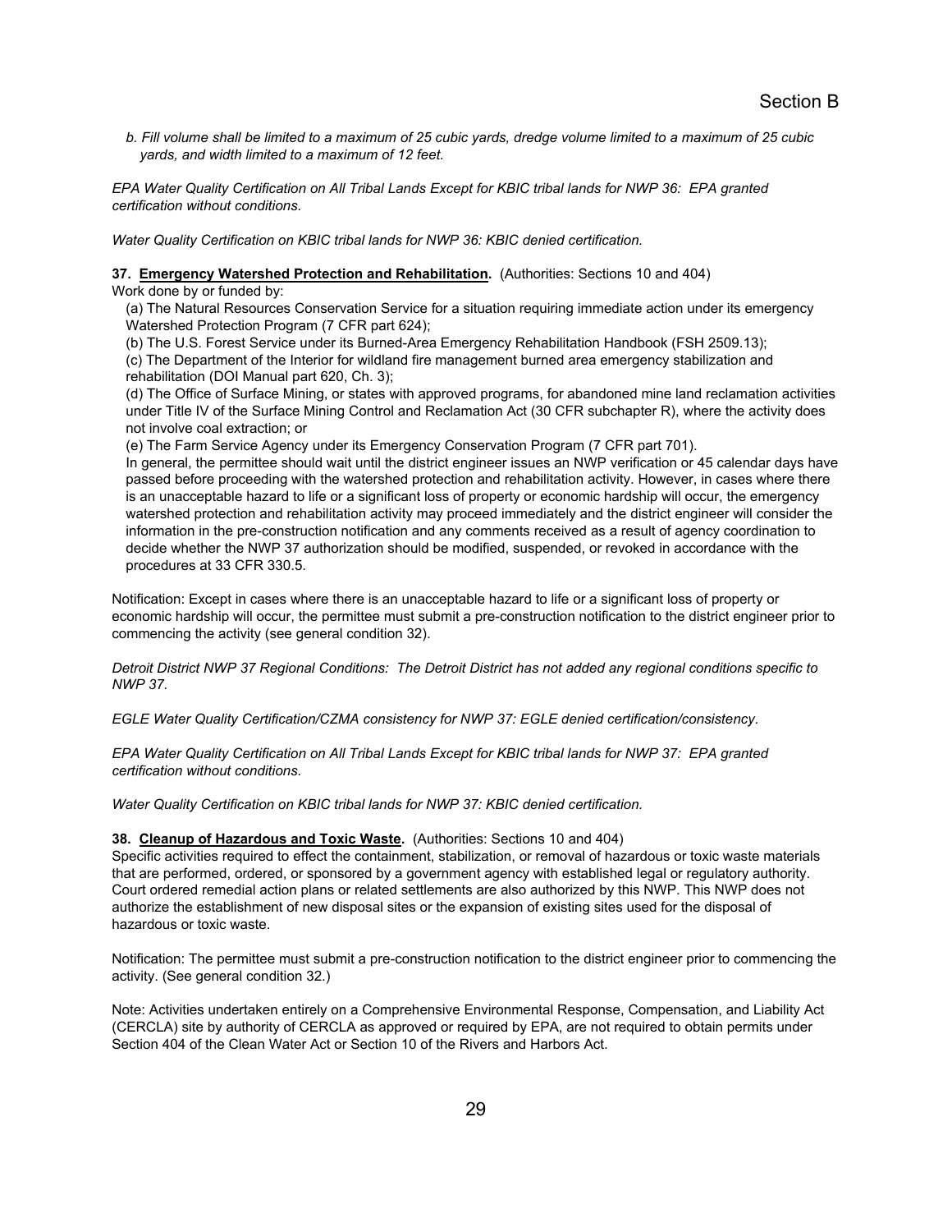*b. Fill volume shall be limited to a maximum of 25 cubic yards, dredge volume limited to a maximum of 25 cubic yards, and width limited to a maximum of 12 feet.*

*EPA Water Quality Certification on All Tribal Lands Except for KBIC tribal lands for NWP 36: EPA granted certification without conditions.*

*Water Quality Certification on KBIC tribal lands for NWP 36: KBIC denied certification.*

**37. Emergency Watershed Protection and Rehabilitation.** (Authorities: Sections 10 and 404)

Work done by or funded by:

(a) The Natural Resources Conservation Service for a situation requiring immediate action under its emergency Watershed Protection Program (7 CFR part 624);

(b) The U.S. Forest Service under its Burned-Area Emergency Rehabilitation Handbook (FSH 2509.13);

(c) The Department of the Interior for wildland fire management burned area emergency stabilization and rehabilitation (DOI Manual part 620, Ch. 3);

(d) The Office of Surface Mining, or states with approved programs, for abandoned mine land reclamation activities under Title IV of the Surface Mining Control and Reclamation Act (30 CFR subchapter R), where the activity does not involve coal extraction; or

(e) The Farm Service Agency under its Emergency Conservation Program (7 CFR part 701).

In general, the permittee should wait until the district engineer issues an NWP verification or 45 calendar days have passed before proceeding with the watershed protection and rehabilitation activity. However, in cases where there is an unacceptable hazard to life or a significant loss of property or economic hardship will occur, the emergency watershed protection and rehabilitation activity may proceed immediately and the district engineer will consider the information in the pre-construction notification and any comments received as a result of agency coordination to decide whether the NWP 37 authorization should be modified, suspended, or revoked in accordance with the procedures at 33 CFR 330.5.

Notification: Except in cases where there is an unacceptable hazard to life or a significant loss of property or economic hardship will occur, the permittee must submit a pre-construction notification to the district engineer prior to commencing the activity (see general condition 32).

*Detroit District NWP 37 Regional Conditions: The Detroit District has not added any regional conditions specific to NWP 37.*

*EGLE Water Quality Certification/CZMA consistency for NWP 37: EGLE denied certification/consistency.*

*EPA Water Quality Certification on All Tribal Lands Except for KBIC tribal lands for NWP 37: EPA granted certification without conditions.*

*Water Quality Certification on KBIC tribal lands for NWP 37: KBIC denied certification.*

**38. Cleanup of Hazardous and Toxic Waste.** (Authorities: Sections 10 and 404)

Specific activities required to effect the containment, stabilization, or removal of hazardous or toxic waste materials that are performed, ordered, or sponsored by a government agency with established legal or regulatory authority. Court ordered remedial action plans or related settlements are also authorized by this NWP. This NWP does not authorize the establishment of new disposal sites or the expansion of existing sites used for the disposal of hazardous or toxic waste.

Notification: The permittee must submit a pre-construction notification to the district engineer prior to commencing the activity. (See general condition 32.)

Note: Activities undertaken entirely on a Comprehensive Environmental Response, Compensation, and Liability Act (CERCLA) site by authority of CERCLA as approved or required by EPA, are not required to obtain permits under Section 404 of the Clean Water Act or Section 10 of the Rivers and Harbors Act.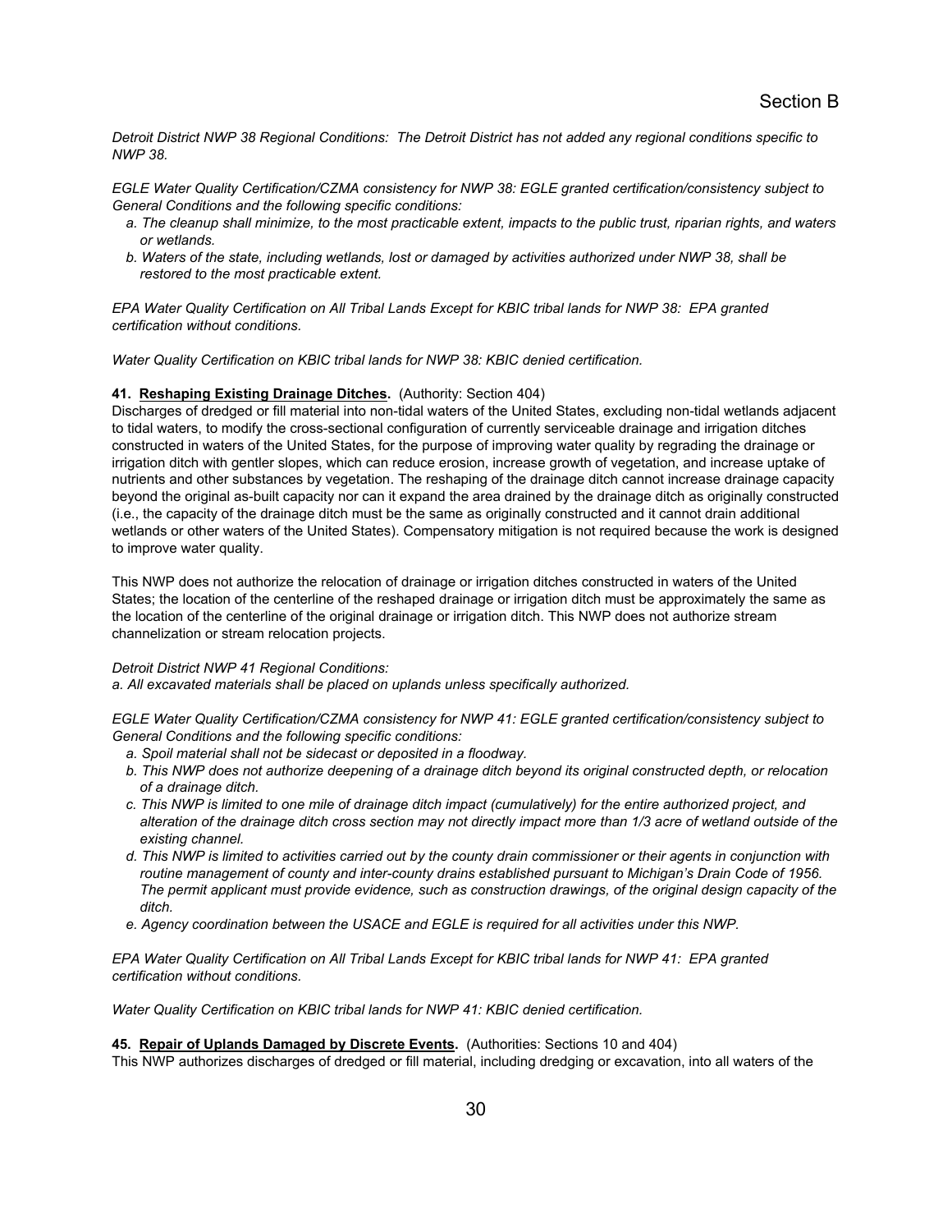*Detroit District NWP 38 Regional Conditions: The Detroit District has not added any regional conditions specific to NWP 38.*

*EGLE Water Quality Certification/CZMA consistency for NWP 38: EGLE granted certification/consistency subject to General Conditions and the following specific conditions:*

- *a. The cleanup shall minimize, to the most practicable extent, impacts to the public trust, riparian rights, and waters or wetlands.*
- *b. Waters of the state, including wetlands, lost or damaged by activities authorized under NWP 38, shall be restored to the most practicable extent.*

*EPA Water Quality Certification on All Tribal Lands Except for KBIC tribal lands for NWP 38: EPA granted certification without conditions.*

*Water Quality Certification on KBIC tribal lands for NWP 38: KBIC denied certification.*

**41. Reshaping Existing Drainage Ditches.** (Authority: Section 404)
Discharges of dredged or fill material into non-tidal waters of the United States, excluding non-tidal wetlands adjacent to tidal waters, to modify the cross-sectional configuration of currently serviceable drainage and irrigation ditches constructed in waters of the United States, for the purpose of improving water quality by regrading the drainage or irrigation ditch with gentler slopes, which can reduce erosion, increase growth of vegetation, and increase uptake of nutrients and other substances by vegetation. The reshaping of the drainage ditch cannot increase drainage capacity beyond the original as-built capacity nor can it expand the area drained by the drainage ditch as originally constructed (i.e., the capacity of the drainage ditch must be the same as originally constructed and it cannot drain additional wetlands or other waters of the United States). Compensatory mitigation is not required because the work is designed to improve water quality.

This NWP does not authorize the relocation of drainage or irrigation ditches constructed in waters of the United States; the location of the centerline of the reshaped drainage or irrigation ditch must be approximately the same as the location of the centerline of the original drainage or irrigation ditch. This NWP does not authorize stream channelization or stream relocation projects.

*Detroit District NWP 41 Regional Conditions:*
*a. All excavated materials shall be placed on uplands unless specifically authorized.*

*EGLE Water Quality Certification/CZMA consistency for NWP 41: EGLE granted certification/consistency subject to General Conditions and the following specific conditions:*

- *a. Spoil material shall not be sidecast or deposited in a floodway.*
- *b. This NWP does not authorize deepening of a drainage ditch beyond its original constructed depth, or relocation of a drainage ditch.*
- *c. This NWP is limited to one mile of drainage ditch impact (cumulatively) for the entire authorized project, and alteration of the drainage ditch cross section may not directly impact more than 1/3 acre of wetland outside of the existing channel.*
- *d. This NWP is limited to activities carried out by the county drain commissioner or their agents in conjunction with routine management of county and inter-county drains established pursuant to Michigan's Drain Code of 1956. The permit applicant must provide evidence, such as construction drawings, of the original design capacity of the ditch.*
- *e. Agency coordination between the USACE and EGLE is required for all activities under this NWP.*

*EPA Water Quality Certification on All Tribal Lands Except for KBIC tribal lands for NWP 41: EPA granted certification without conditions.*

*Water Quality Certification on KBIC tribal lands for NWP 41: KBIC denied certification.*

**45. Repair of Uplands Damaged by Discrete Events.** (Authorities: Sections 10 and 404)
This NWP authorizes discharges of dredged or fill material, including dredging or excavation, into all waters of the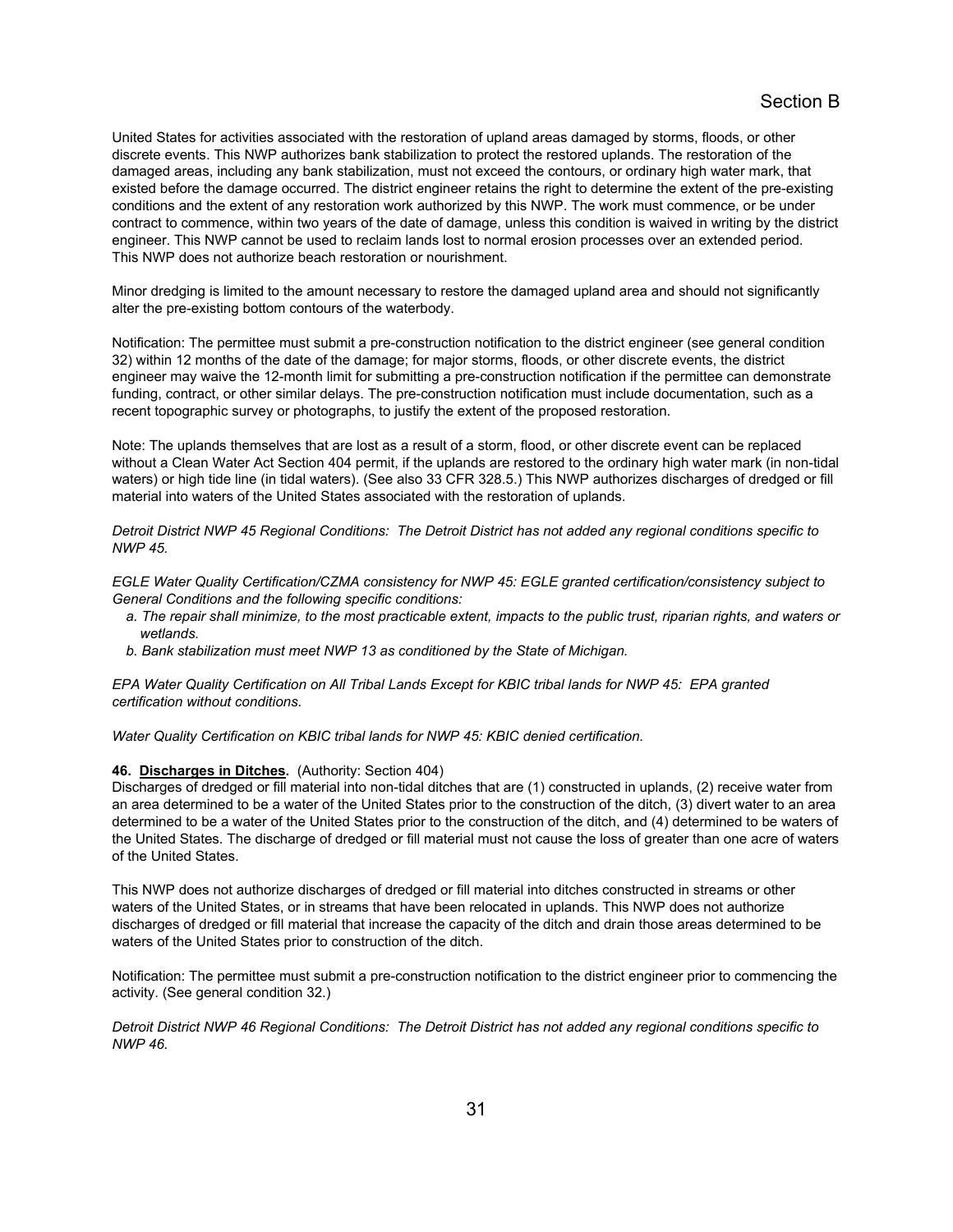United States for activities associated with the restoration of upland areas damaged by storms, floods, or other discrete events. This NWP authorizes bank stabilization to protect the restored uplands. The restoration of the damaged areas, including any bank stabilization, must not exceed the contours, or ordinary high water mark, that existed before the damage occurred. The district engineer retains the right to determine the extent of the pre-existing conditions and the extent of any restoration work authorized by this NWP. The work must commence, or be under contract to commence, within two years of the date of damage, unless this condition is waived in writing by the district engineer. This NWP cannot be used to reclaim lands lost to normal erosion processes over an extended period. This NWP does not authorize beach restoration or nourishment.

Minor dredging is limited to the amount necessary to restore the damaged upland area and should not significantly alter the pre-existing bottom contours of the waterbody.

Notification: The permittee must submit a pre-construction notification to the district engineer (see general condition 32) within 12 months of the date of the damage; for major storms, floods, or other discrete events, the district engineer may waive the 12-month limit for submitting a pre-construction notification if the permittee can demonstrate funding, contract, or other similar delays. The pre-construction notification must include documentation, such as a recent topographic survey or photographs, to justify the extent of the proposed restoration.

Note: The uplands themselves that are lost as a result of a storm, flood, or other discrete event can be replaced without a Clean Water Act Section 404 permit, if the uplands are restored to the ordinary high water mark (in non-tidal waters) or high tide line (in tidal waters). (See also 33 CFR 328.5.) This NWP authorizes discharges of dredged or fill material into waters of the United States associated with the restoration of uplands.

*Detroit District NWP 45 Regional Conditions: The Detroit District has not added any regional conditions specific to NWP 45.*

*EGLE Water Quality Certification/CZMA consistency for NWP 45: EGLE granted certification/consistency subject to General Conditions and the following specific conditions:*

- *a. The repair shall minimize, to the most practicable extent, impacts to the public trust, riparian rights, and waters or wetlands.*
- *b. Bank stabilization must meet NWP 13 as conditioned by the State of Michigan.*

*EPA Water Quality Certification on All Tribal Lands Except for KBIC tribal lands for NWP 45: EPA granted certification without conditions.*

*Water Quality Certification on KBIC tribal lands for NWP 45: KBIC denied certification.*

**46. Discharges in Ditches.** (Authority: Section 404)
Discharges of dredged or fill material into non-tidal ditches that are (1) constructed in uplands, (2) receive water from an area determined to be a water of the United States prior to the construction of the ditch, (3) divert water to an area determined to be a water of the United States prior to the construction of the ditch, and (4) determined to be waters of the United States. The discharge of dredged or fill material must not cause the loss of greater than one acre of waters of the United States.

This NWP does not authorize discharges of dredged or fill material into ditches constructed in streams or other waters of the United States, or in streams that have been relocated in uplands. This NWP does not authorize discharges of dredged or fill material that increase the capacity of the ditch and drain those areas determined to be waters of the United States prior to construction of the ditch.

Notification: The permittee must submit a pre-construction notification to the district engineer prior to commencing the activity. (See general condition 32.)

*Detroit District NWP 46 Regional Conditions: The Detroit District has not added any regional conditions specific to NWP 46.*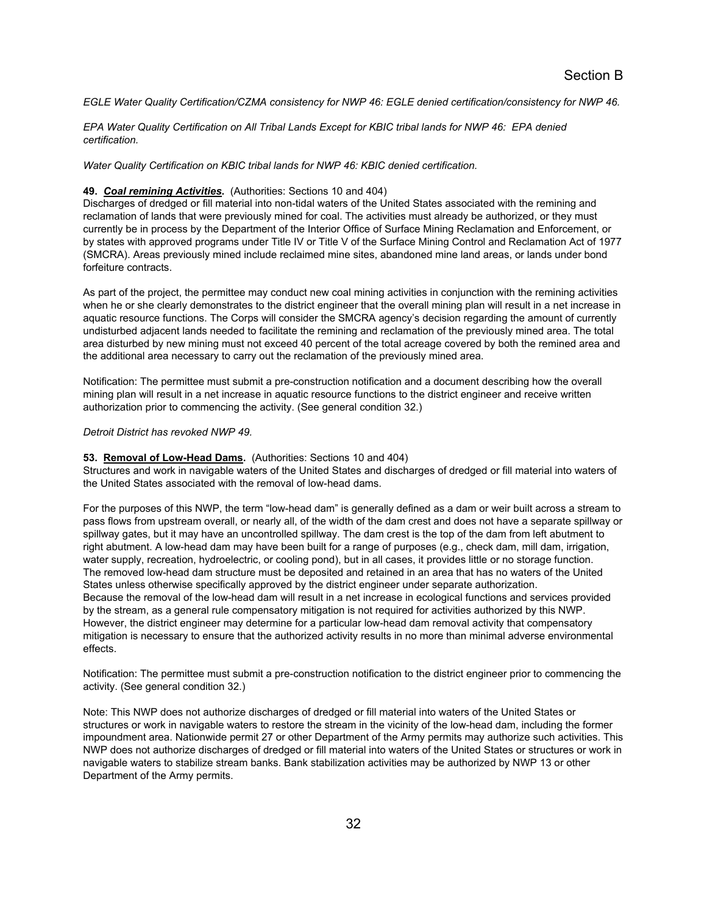*EGLE Water Quality Certification/CZMA consistency for NWP 46: EGLE denied certification/consistency for NWP 46.*

*EPA Water Quality Certification on All Tribal Lands Except for KBIC tribal lands for NWP 46: EPA denied certification.*

*Water Quality Certification on KBIC tribal lands for NWP 46: KBIC denied certification.*

**49. *Coal remining Activities*.** (Authorities: Sections 10 and 404)
Discharges of dredged or fill material into non-tidal waters of the United States associated with the remining and reclamation of lands that were previously mined for coal. The activities must already be authorized, or they must currently be in process by the Department of the Interior Office of Surface Mining Reclamation and Enforcement, or by states with approved programs under Title IV or Title V of the Surface Mining Control and Reclamation Act of 1977 (SMCRA). Areas previously mined include reclaimed mine sites, abandoned mine land areas, or lands under bond forfeiture contracts.

As part of the project, the permittee may conduct new coal mining activities in conjunction with the remining activities when he or she clearly demonstrates to the district engineer that the overall mining plan will result in a net increase in aquatic resource functions. The Corps will consider the SMCRA agency's decision regarding the amount of currently undisturbed adjacent lands needed to facilitate the remining and reclamation of the previously mined area. The total area disturbed by new mining must not exceed 40 percent of the total acreage covered by both the remined area and the additional area necessary to carry out the reclamation of the previously mined area.

Notification: The permittee must submit a pre-construction notification and a document describing how the overall mining plan will result in a net increase in aquatic resource functions to the district engineer and receive written authorization prior to commencing the activity. (See general condition 32.)

*Detroit District has revoked NWP 49.*

**53. Removal of Low-Head Dams.** (Authorities: Sections 10 and 404)
Structures and work in navigable waters of the United States and discharges of dredged or fill material into waters of the United States associated with the removal of low-head dams.

For the purposes of this NWP, the term "low-head dam" is generally defined as a dam or weir built across a stream to pass flows from upstream overall, or nearly all, of the width of the dam crest and does not have a separate spillway or spillway gates, but it may have an uncontrolled spillway. The dam crest is the top of the dam from left abutment to right abutment. A low-head dam may have been built for a range of purposes (e.g., check dam, mill dam, irrigation, water supply, recreation, hydroelectric, or cooling pond), but in all cases, it provides little or no storage function. The removed low-head dam structure must be deposited and retained in an area that has no waters of the United States unless otherwise specifically approved by the district engineer under separate authorization.
Because the removal of the low-head dam will result in a net increase in ecological functions and services provided by the stream, as a general rule compensatory mitigation is not required for activities authorized by this NWP. However, the district engineer may determine for a particular low-head dam removal activity that compensatory mitigation is necessary to ensure that the authorized activity results in no more than minimal adverse environmental effects.

Notification: The permittee must submit a pre-construction notification to the district engineer prior to commencing the activity. (See general condition 32.)

Note: This NWP does not authorize discharges of dredged or fill material into waters of the United States or structures or work in navigable waters to restore the stream in the vicinity of the low-head dam, including the former impoundment area. Nationwide permit 27 or other Department of the Army permits may authorize such activities. This NWP does not authorize discharges of dredged or fill material into waters of the United States or structures or work in navigable waters to stabilize stream banks. Bank stabilization activities may be authorized by NWP 13 or other Department of the Army permits.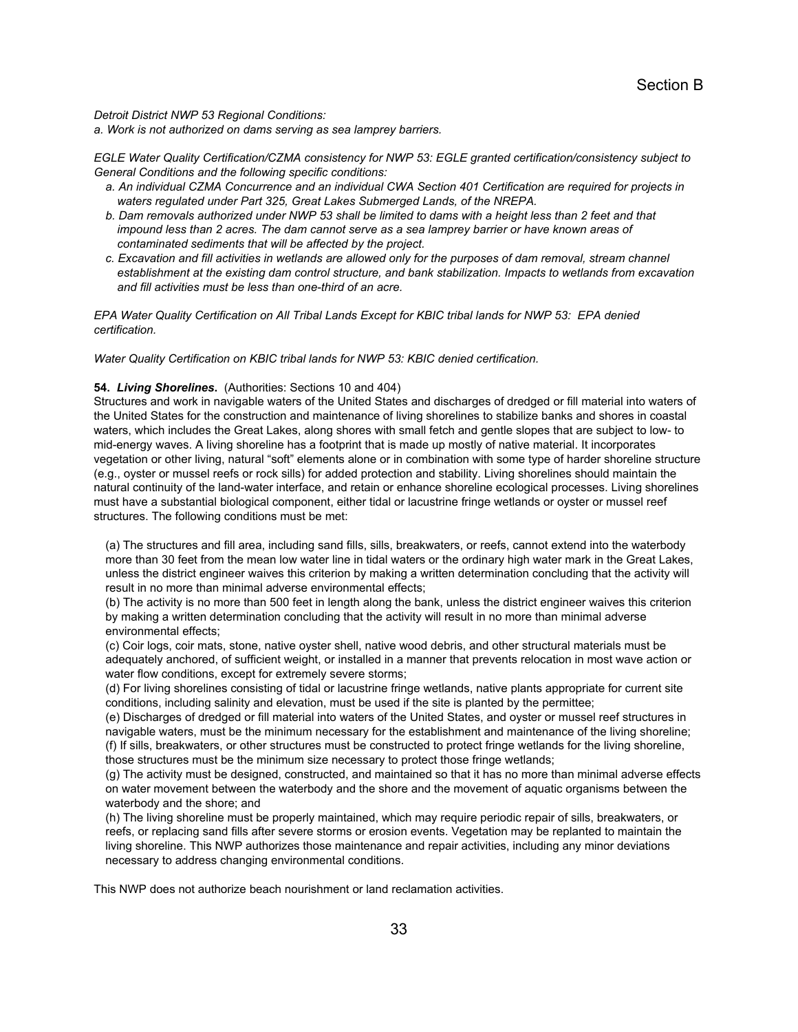*Detroit District NWP 53 Regional Conditions:*
*a. Work is not authorized on dams serving as sea lamprey barriers.*

*EGLE Water Quality Certification/CZMA consistency for NWP 53: EGLE granted certification/consistency subject to General Conditions and the following specific conditions:*

*a. An individual CZMA Concurrence and an individual CWA Section 401 Certification are required for projects in waters regulated under Part 325, Great Lakes Submerged Lands, of the NREPA.*
*b. Dam removals authorized under NWP 53 shall be limited to dams with a height less than 2 feet and that impound less than 2 acres. The dam cannot serve as a sea lamprey barrier or have known areas of contaminated sediments that will be affected by the project.*
*c. Excavation and fill activities in wetlands are allowed only for the purposes of dam removal, stream channel establishment at the existing dam control structure, and bank stabilization. Impacts to wetlands from excavation and fill activities must be less than one-third of an acre.*

*EPA Water Quality Certification on All Tribal Lands Except for KBIC tribal lands for NWP 53: EPA denied certification.*

*Water Quality Certification on KBIC tribal lands for NWP 53: KBIC denied certification.*

**54. *Living Shorelines*.** (Authorities: Sections 10 and 404)
Structures and work in navigable waters of the United States and discharges of dredged or fill material into waters of the United States for the construction and maintenance of living shorelines to stabilize banks and shores in coastal waters, which includes the Great Lakes, along shores with small fetch and gentle slopes that are subject to low- to mid-energy waves. A living shoreline has a footprint that is made up mostly of native material. It incorporates vegetation or other living, natural "soft" elements alone or in combination with some type of harder shoreline structure (e.g., oyster or mussel reefs or rock sills) for added protection and stability. Living shorelines should maintain the natural continuity of the land-water interface, and retain or enhance shoreline ecological processes. Living shorelines must have a substantial biological component, either tidal or lacustrine fringe wetlands or oyster or mussel reef structures. The following conditions must be met:

(a) The structures and fill area, including sand fills, sills, breakwaters, or reefs, cannot extend into the waterbody more than 30 feet from the mean low water line in tidal waters or the ordinary high water mark in the Great Lakes, unless the district engineer waives this criterion by making a written determination concluding that the activity will result in no more than minimal adverse environmental effects;
(b) The activity is no more than 500 feet in length along the bank, unless the district engineer waives this criterion by making a written determination concluding that the activity will result in no more than minimal adverse environmental effects;
(c) Coir logs, coir mats, stone, native oyster shell, native wood debris, and other structural materials must be adequately anchored, of sufficient weight, or installed in a manner that prevents relocation in most wave action or water flow conditions, except for extremely severe storms;
(d) For living shorelines consisting of tidal or lacustrine fringe wetlands, native plants appropriate for current site conditions, including salinity and elevation, must be used if the site is planted by the permittee;
(e) Discharges of dredged or fill material into waters of the United States, and oyster or mussel reef structures in navigable waters, must be the minimum necessary for the establishment and maintenance of the living shoreline;
(f) If sills, breakwaters, or other structures must be constructed to protect fringe wetlands for the living shoreline, those structures must be the minimum size necessary to protect those fringe wetlands;
(g) The activity must be designed, constructed, and maintained so that it has no more than minimal adverse effects on water movement between the waterbody and the shore and the movement of aquatic organisms between the waterbody and the shore; and
(h) The living shoreline must be properly maintained, which may require periodic repair of sills, breakwaters, or reefs, or replacing sand fills after severe storms or erosion events. Vegetation may be replanted to maintain the living shoreline. This NWP authorizes those maintenance and repair activities, including any minor deviations necessary to address changing environmental conditions.

This NWP does not authorize beach nourishment or land reclamation activities.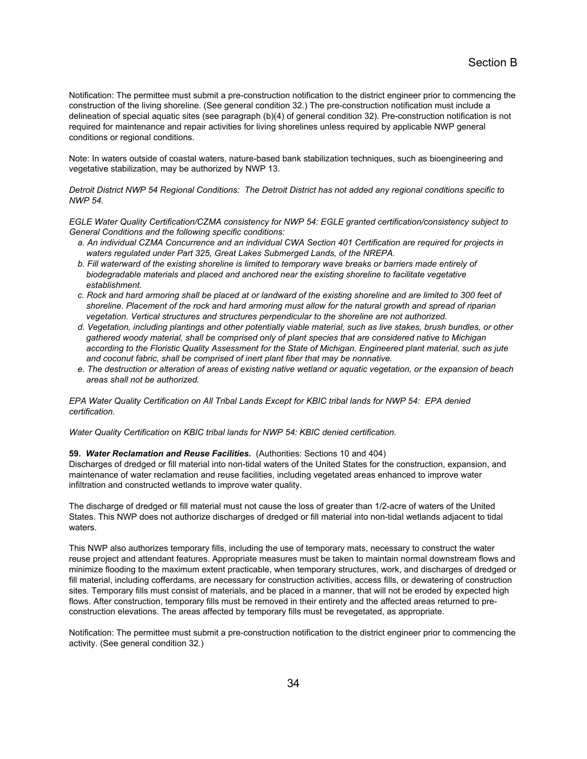Notification: The permittee must submit a pre-construction notification to the district engineer prior to commencing the construction of the living shoreline. (See general condition 32.) The pre-construction notification must include a delineation of special aquatic sites (see paragraph (b)(4) of general condition 32). Pre-construction notification is not required for maintenance and repair activities for living shorelines unless required by applicable NWP general conditions or regional conditions.

Note: In waters outside of coastal waters, nature-based bank stabilization techniques, such as bioengineering and vegetative stabilization, may be authorized by NWP 13.

*Detroit District NWP 54 Regional Conditions: The Detroit District has not added any regional conditions specific to NWP 54.*

*EGLE Water Quality Certification/CZMA consistency for NWP 54: EGLE granted certification/consistency subject to General Conditions and the following specific conditions:*

*a. An individual CZMA Concurrence and an individual CWA Section 401 Certification are required for projects in waters regulated under Part 325, Great Lakes Submerged Lands, of the NREPA.*

*b. Fill waterward of the existing shoreline is limited to temporary wave breaks or barriers made entirely of biodegradable materials and placed and anchored near the existing shoreline to facilitate vegetative establishment.*

*c. Rock and hard armoring shall be placed at or landward of the existing shoreline and are limited to 300 feet of shoreline. Placement of the rock and hard armoring must allow for the natural growth and spread of riparian vegetation. Vertical structures and structures perpendicular to the shoreline are not authorized.*

*d. Vegetation, including plantings and other potentially viable material, such as live stakes, brush bundles, or other gathered woody material, shall be comprised only of plant species that are considered native to Michigan according to the Floristic Quality Assessment for the State of Michigan. Engineered plant material, such as jute and coconut fabric, shall be comprised of inert plant fiber that may be nonnative.*

*e. The destruction or alteration of areas of existing native wetland or aquatic vegetation, or the expansion of beach areas shall not be authorized.*

*EPA Water Quality Certification on All Tribal Lands Except for KBIC tribal lands for NWP 54: EPA denied certification.*

*Water Quality Certification on KBIC tribal lands for NWP 54: KBIC denied certification.*

**59. *Water Reclamation and Reuse Facilities*.** (Authorities: Sections 10 and 404)
Discharges of dredged or fill material into non-tidal waters of the United States for the construction, expansion, and maintenance of water reclamation and reuse facilities, including vegetated areas enhanced to improve water infiltration and constructed wetlands to improve water quality.

The discharge of dredged or fill material must not cause the loss of greater than 1/2-acre of waters of the United States. This NWP does not authorize discharges of dredged or fill material into non-tidal wetlands adjacent to tidal waters.

This NWP also authorizes temporary fills, including the use of temporary mats, necessary to construct the water reuse project and attendant features. Appropriate measures must be taken to maintain normal downstream flows and minimize flooding to the maximum extent practicable, when temporary structures, work, and discharges of dredged or fill material, including cofferdams, are necessary for construction activities, access fills, or dewatering of construction sites. Temporary fills must consist of materials, and be placed in a manner, that will not be eroded by expected high flows. After construction, temporary fills must be removed in their entirety and the affected areas returned to pre-construction elevations. The areas affected by temporary fills must be revegetated, as appropriate.

Notification: The permittee must submit a pre-construction notification to the district engineer prior to commencing the activity. (See general condition 32.)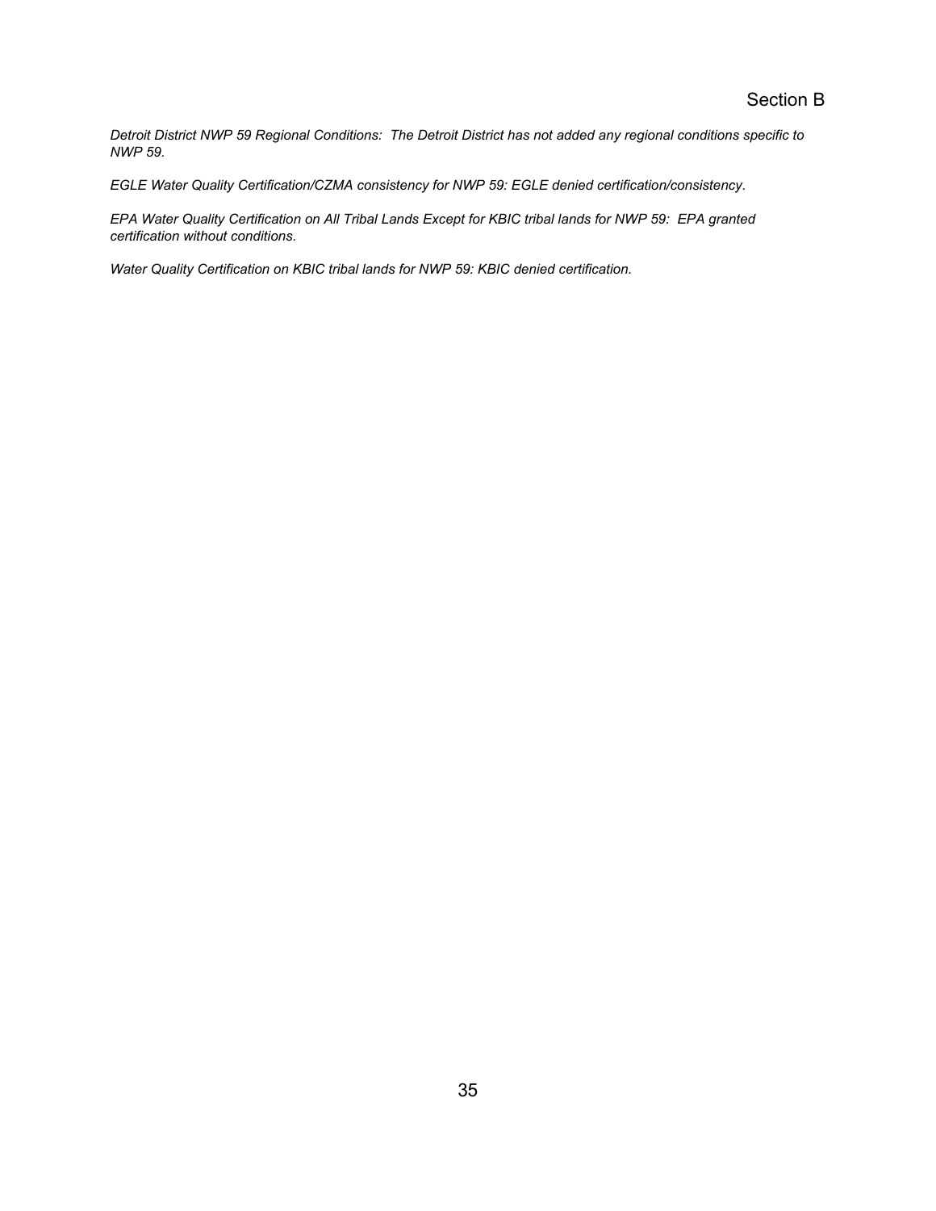*Detroit District NWP 59 Regional Conditions: The Detroit District has not added any regional conditions specific to NWP 59.*

*EGLE Water Quality Certification/CZMA consistency for NWP 59: EGLE denied certification/consistency.*

*EPA Water Quality Certification on All Tribal Lands Except for KBIC tribal lands for NWP 59: EPA granted certification without conditions.*

*Water Quality Certification on KBIC tribal lands for NWP 59: KBIC denied certification.*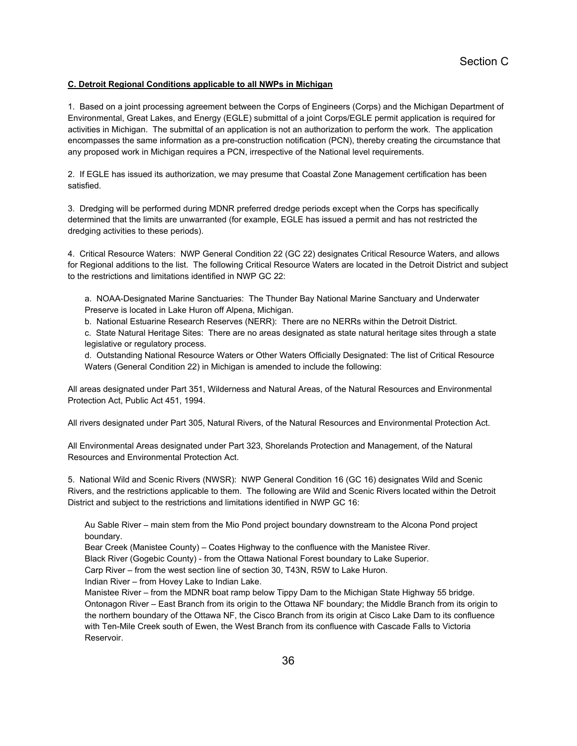Section C

**C. Detroit Regional Conditions applicable to all NWPs in Michigan**

1. Based on a joint processing agreement between the Corps of Engineers (Corps) and the Michigan Department of Environmental, Great Lakes, and Energy (EGLE) submittal of a joint Corps/EGLE permit application is required for activities in Michigan. The submittal of an application is not an authorization to perform the work. The application encompasses the same information as a pre-construction notification (PCN), thereby creating the circumstance that any proposed work in Michigan requires a PCN, irrespective of the National level requirements.

2. If EGLE has issued its authorization, we may presume that Coastal Zone Management certification has been satisfied.

3. Dredging will be performed during MDNR preferred dredge periods except when the Corps has specifically determined that the limits are unwarranted (for example, EGLE has issued a permit and has not restricted the dredging activities to these periods).

4. Critical Resource Waters: NWP General Condition 22 (GC 22) designates Critical Resource Waters, and allows for Regional additions to the list. The following Critical Resource Waters are located in the Detroit District and subject to the restrictions and limitations identified in NWP GC 22:

a. NOAA-Designated Marine Sanctuaries: The Thunder Bay National Marine Sanctuary and Underwater Preserve is located in Lake Huron off Alpena, Michigan.

b. National Estuarine Research Reserves (NERR): There are no NERRs within the Detroit District.

c. State Natural Heritage Sites: There are no areas designated as state natural heritage sites through a state legislative or regulatory process.

d. Outstanding National Resource Waters or Other Waters Officially Designated: The list of Critical Resource Waters (General Condition 22) in Michigan is amended to include the following:

All areas designated under Part 351, Wilderness and Natural Areas, of the Natural Resources and Environmental Protection Act, Public Act 451, 1994.

All rivers designated under Part 305, Natural Rivers, of the Natural Resources and Environmental Protection Act.

All Environmental Areas designated under Part 323, Shorelands Protection and Management, of the Natural Resources and Environmental Protection Act.

5. National Wild and Scenic Rivers (NWSR): NWP General Condition 16 (GC 16) designates Wild and Scenic Rivers, and the restrictions applicable to them. The following are Wild and Scenic Rivers located within the Detroit District and subject to the restrictions and limitations identified in NWP GC 16:

Au Sable River – main stem from the Mio Pond project boundary downstream to the Alcona Pond project boundary.

Bear Creek (Manistee County) – Coates Highway to the confluence with the Manistee River.

Black River (Gogebic County) - from the Ottawa National Forest boundary to Lake Superior.

Carp River – from the west section line of section 30, T43N, R5W to Lake Huron.

Indian River – from Hovey Lake to Indian Lake.

Manistee River – from the MDNR boat ramp below Tippy Dam to the Michigan State Highway 55 bridge.

Ontonagon River – East Branch from its origin to the Ottawa NF boundary; the Middle Branch from its origin to the northern boundary of the Ottawa NF, the Cisco Branch from its origin at Cisco Lake Dam to its confluence with Ten-Mile Creek south of Ewen, the West Branch from its confluence with Cascade Falls to Victoria Reservoir.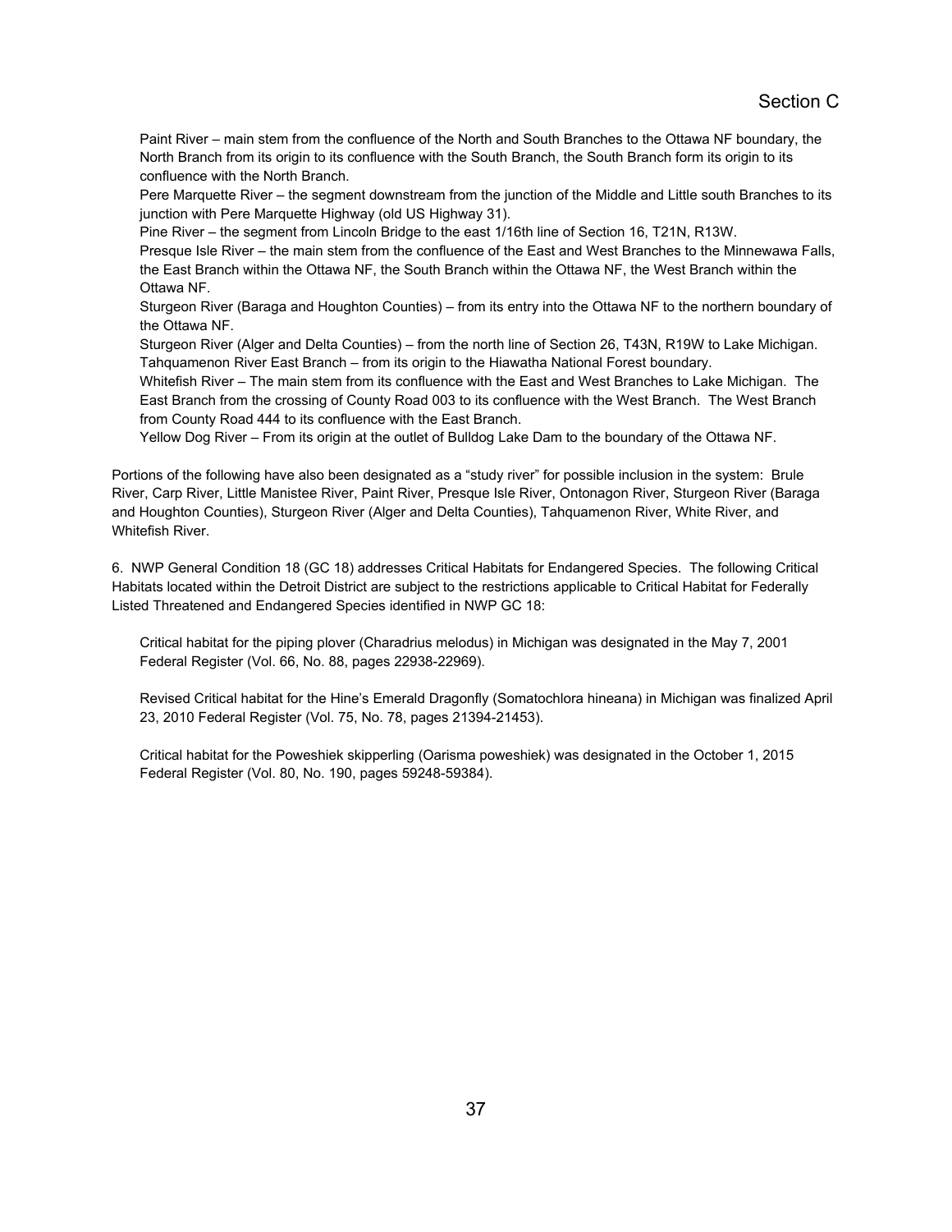Paint River – main stem from the confluence of the North and South Branches to the Ottawa NF boundary, the North Branch from its origin to its confluence with the South Branch, the South Branch form its origin to its confluence with the North Branch.

Pere Marquette River – the segment downstream from the junction of the Middle and Little south Branches to its junction with Pere Marquette Highway (old US Highway 31).

Pine River – the segment from Lincoln Bridge to the east 1/16th line of Section 16, T21N, R13W.

Presque Isle River – the main stem from the confluence of the East and West Branches to the Minnewawa Falls, the East Branch within the Ottawa NF, the South Branch within the Ottawa NF, the West Branch within the Ottawa NF.

Sturgeon River (Baraga and Houghton Counties) – from its entry into the Ottawa NF to the northern boundary of the Ottawa NF.

Sturgeon River (Alger and Delta Counties) – from the north line of Section 26, T43N, R19W to Lake Michigan.

Tahquamenon River East Branch – from its origin to the Hiawatha National Forest boundary.

Whitefish River – The main stem from its confluence with the East and West Branches to Lake Michigan. The East Branch from the crossing of County Road 003 to its confluence with the West Branch. The West Branch from County Road 444 to its confluence with the East Branch.

Yellow Dog River – From its origin at the outlet of Bulldog Lake Dam to the boundary of the Ottawa NF.

Portions of the following have also been designated as a "study river" for possible inclusion in the system: Brule River, Carp River, Little Manistee River, Paint River, Presque Isle River, Ontonagon River, Sturgeon River (Baraga and Houghton Counties), Sturgeon River (Alger and Delta Counties), Tahquamenon River, White River, and Whitefish River.

6. NWP General Condition 18 (GC 18) addresses Critical Habitats for Endangered Species. The following Critical Habitats located within the Detroit District are subject to the restrictions applicable to Critical Habitat for Federally Listed Threatened and Endangered Species identified in NWP GC 18:

Critical habitat for the piping plover (Charadrius melodus) in Michigan was designated in the May 7, 2001 Federal Register (Vol. 66, No. 88, pages 22938-22969).

Revised Critical habitat for the Hine's Emerald Dragonfly (Somatochlora hineana) in Michigan was finalized April 23, 2010 Federal Register (Vol. 75, No. 78, pages 21394-21453).

Critical habitat for the Poweshiek skipperling (Oarisma poweshiek) was designated in the October 1, 2015 Federal Register (Vol. 80, No. 190, pages 59248-59384).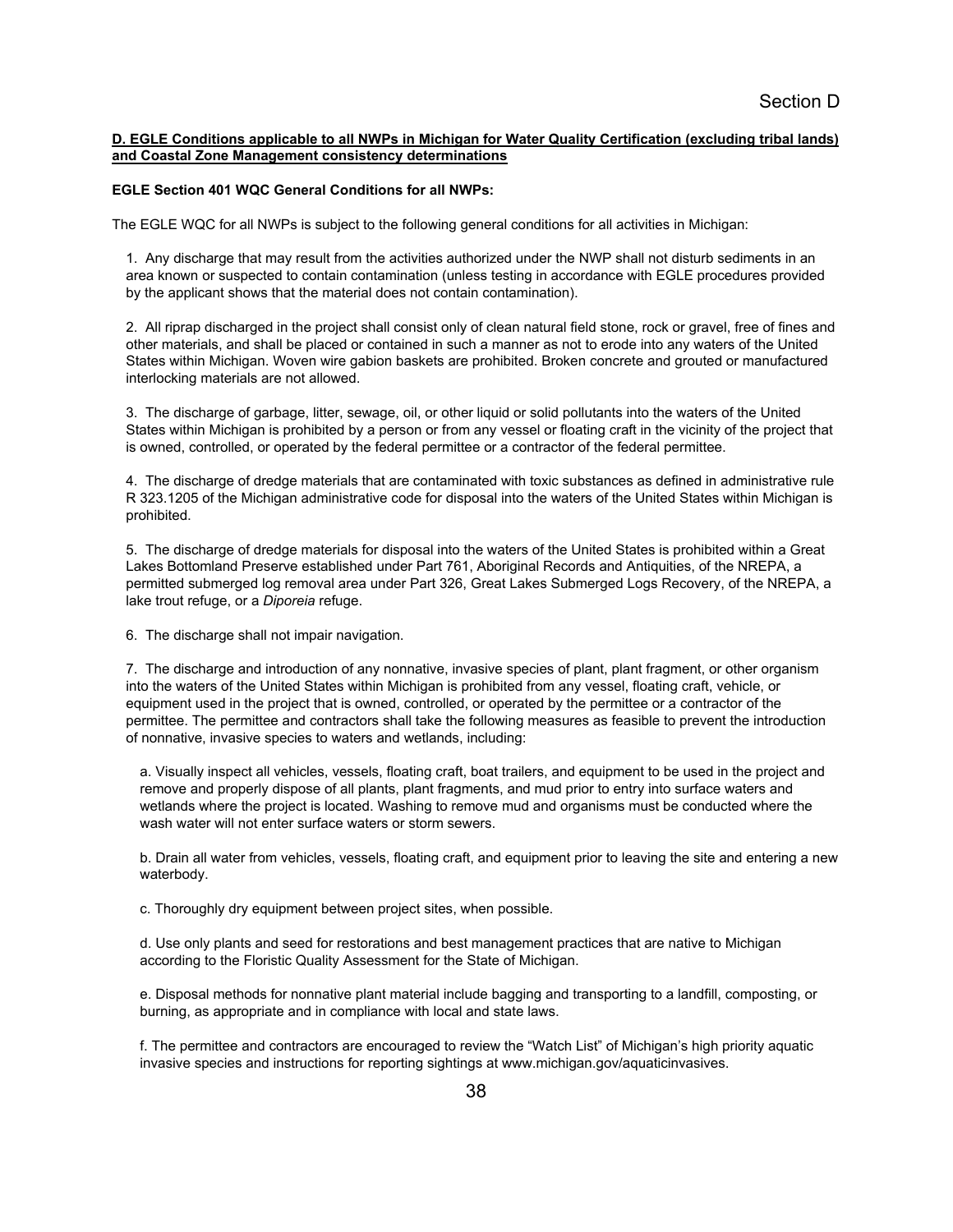Section D

**D. EGLE Conditions applicable to all NWPs in Michigan for Water Quality Certification (excluding tribal lands) and Coastal Zone Management consistency determinations**

**EGLE Section 401 WQC General Conditions for all NWPs:**

The EGLE WQC for all NWPs is subject to the following general conditions for all activities in Michigan:

1. Any discharge that may result from the activities authorized under the NWP shall not disturb sediments in an area known or suspected to contain contamination (unless testing in accordance with EGLE procedures provided by the applicant shows that the material does not contain contamination).

2. All riprap discharged in the project shall consist only of clean natural field stone, rock or gravel, free of fines and other materials, and shall be placed or contained in such a manner as not to erode into any waters of the United States within Michigan. Woven wire gabion baskets are prohibited. Broken concrete and grouted or manufactured interlocking materials are not allowed.

3. The discharge of garbage, litter, sewage, oil, or other liquid or solid pollutants into the waters of the United States within Michigan is prohibited by a person or from any vessel or floating craft in the vicinity of the project that is owned, controlled, or operated by the federal permittee or a contractor of the federal permittee.

4. The discharge of dredge materials that are contaminated with toxic substances as defined in administrative rule R 323.1205 of the Michigan administrative code for disposal into the waters of the United States within Michigan is prohibited.

5. The discharge of dredge materials for disposal into the waters of the United States is prohibited within a Great Lakes Bottomland Preserve established under Part 761, Aboriginal Records and Antiquities, of the NREPA, a permitted submerged log removal area under Part 326, Great Lakes Submerged Logs Recovery, of the NREPA, a lake trout refuge, or a *Diporeia* refuge.

6. The discharge shall not impair navigation.

7. The discharge and introduction of any nonnative, invasive species of plant, plant fragment, or other organism into the waters of the United States within Michigan is prohibited from any vessel, floating craft, vehicle, or equipment used in the project that is owned, controlled, or operated by the permittee or a contractor of the permittee. The permittee and contractors shall take the following measures as feasible to prevent the introduction of nonnative, invasive species to waters and wetlands, including:

   a. Visually inspect all vehicles, vessels, floating craft, boat trailers, and equipment to be used in the project and remove and properly dispose of all plants, plant fragments, and mud prior to entry into surface waters and wetlands where the project is located. Washing to remove mud and organisms must be conducted where the wash water will not enter surface waters or storm sewers.

   b. Drain all water from vehicles, vessels, floating craft, and equipment prior to leaving the site and entering a new waterbody.

   c. Thoroughly dry equipment between project sites, when possible.

   d. Use only plants and seed for restorations and best management practices that are native to Michigan according to the Floristic Quality Assessment for the State of Michigan.

   e. Disposal methods for nonnative plant material include bagging and transporting to a landfill, composting, or burning, as appropriate and in compliance with local and state laws.

   f. The permittee and contractors are encouraged to review the "Watch List" of Michigan's high priority aquatic invasive species and instructions for reporting sightings at www.michigan.gov/aquaticinvasives.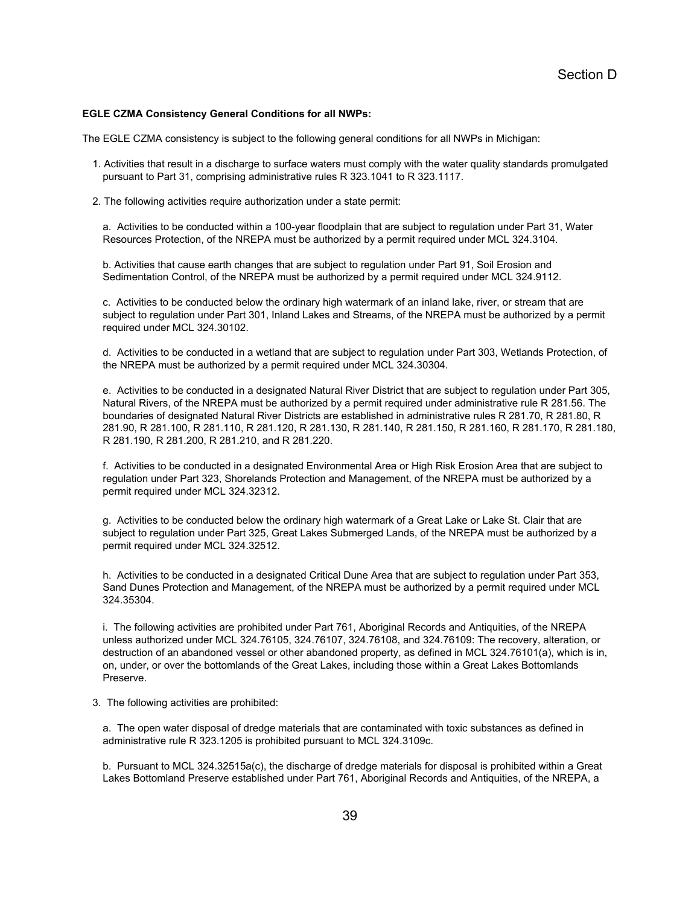Section D

**EGLE CZMA Consistency General Conditions for all NWPs:**

The EGLE CZMA consistency is subject to the following general conditions for all NWPs in Michigan:

1. Activities that result in a discharge to surface waters must comply with the water quality standards promulgated pursuant to Part 31, comprising administrative rules R 323.1041 to R 323.1117.

2. The following activities require authorization under a state permit:

   a. Activities to be conducted within a 100-year floodplain that are subject to regulation under Part 31, Water Resources Protection, of the NREPA must be authorized by a permit required under MCL 324.3104.

   b. Activities that cause earth changes that are subject to regulation under Part 91, Soil Erosion and Sedimentation Control, of the NREPA must be authorized by a permit required under MCL 324.9112.

   c. Activities to be conducted below the ordinary high watermark of an inland lake, river, or stream that are subject to regulation under Part 301, Inland Lakes and Streams, of the NREPA must be authorized by a permit required under MCL 324.30102.

   d. Activities to be conducted in a wetland that are subject to regulation under Part 303, Wetlands Protection, of the NREPA must be authorized by a permit required under MCL 324.30304.

   e. Activities to be conducted in a designated Natural River District that are subject to regulation under Part 305, Natural Rivers, of the NREPA must be authorized by a permit required under administrative rule R 281.56. The boundaries of designated Natural River Districts are established in administrative rules R 281.70, R 281.80, R 281.90, R 281.100, R 281.110, R 281.120, R 281.130, R 281.140, R 281.150, R 281.160, R 281.170, R 281.180, R 281.190, R 281.200, R 281.210, and R 281.220.

   f. Activities to be conducted in a designated Environmental Area or High Risk Erosion Area that are subject to regulation under Part 323, Shorelands Protection and Management, of the NREPA must be authorized by a permit required under MCL 324.32312.

   g. Activities to be conducted below the ordinary high watermark of a Great Lake or Lake St. Clair that are subject to regulation under Part 325, Great Lakes Submerged Lands, of the NREPA must be authorized by a permit required under MCL 324.32512.

   h. Activities to be conducted in a designated Critical Dune Area that are subject to regulation under Part 353, Sand Dunes Protection and Management, of the NREPA must be authorized by a permit required under MCL 324.35304.

   i. The following activities are prohibited under Part 761, Aboriginal Records and Antiquities, of the NREPA unless authorized under MCL 324.76105, 324.76107, 324.76108, and 324.76109: The recovery, alteration, or destruction of an abandoned vessel or other abandoned property, as defined in MCL 324.76101(a), which is in, on, under, or over the bottomlands of the Great Lakes, including those within a Great Lakes Bottomlands Preserve.

3. The following activities are prohibited:

   a. The open water disposal of dredge materials that are contaminated with toxic substances as defined in administrative rule R 323.1205 is prohibited pursuant to MCL 324.3109c.

   b. Pursuant to MCL 324.32515a(c), the discharge of dredge materials for disposal is prohibited within a Great Lakes Bottomland Preserve established under Part 761, Aboriginal Records and Antiquities, of the NREPA, a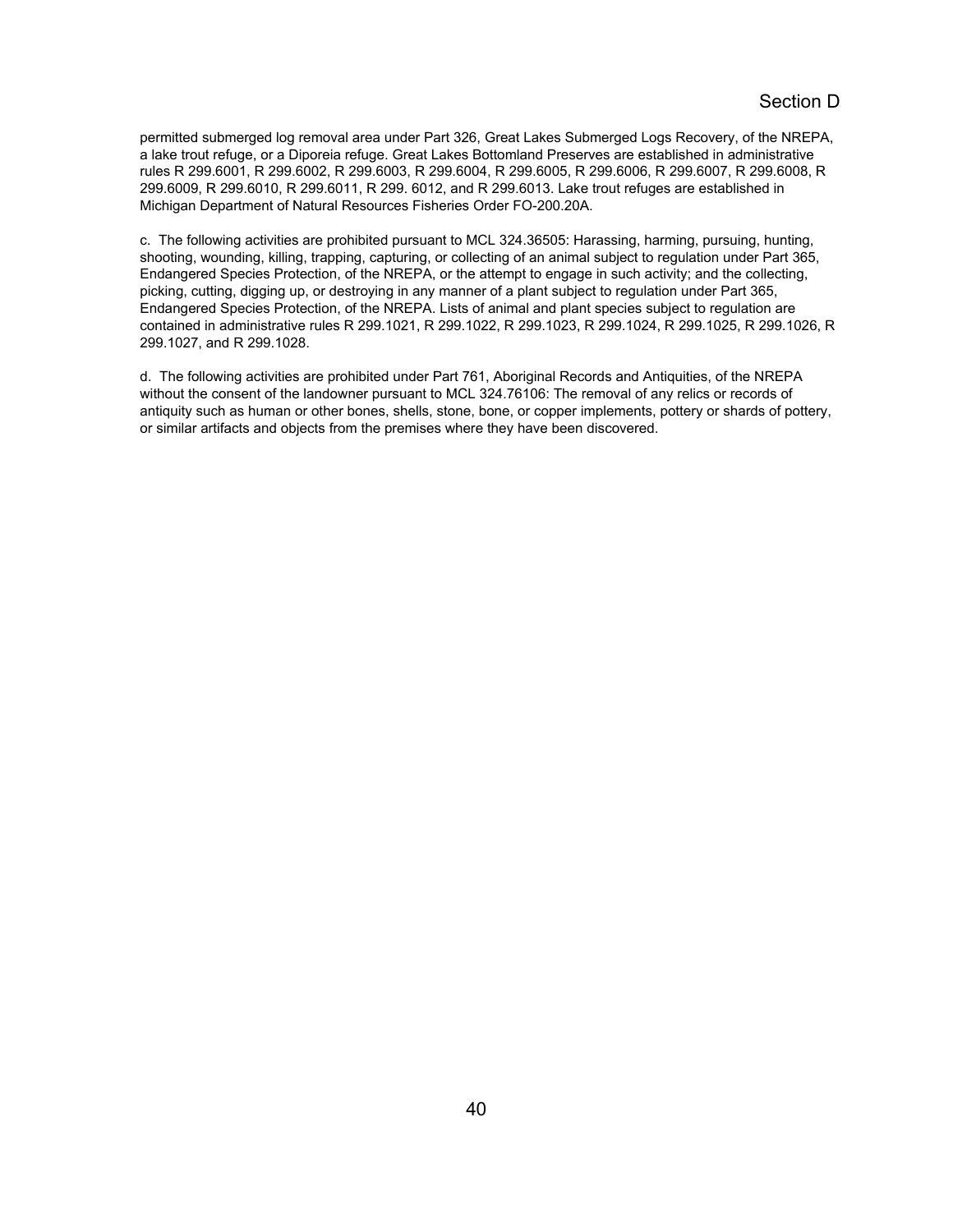permitted submerged log removal area under Part 326, Great Lakes Submerged Logs Recovery, of the NREPA, a lake trout refuge, or a Diporeia refuge. Great Lakes Bottomland Preserves are established in administrative rules R 299.6001, R 299.6002, R 299.6003, R 299.6004, R 299.6005, R 299.6006, R 299.6007, R 299.6008, R 299.6009, R 299.6010, R 299.6011, R 299. 6012, and R 299.6013. Lake trout refuges are established in Michigan Department of Natural Resources Fisheries Order FO-200.20A.

c. The following activities are prohibited pursuant to MCL 324.36505: Harassing, harming, pursuing, hunting, shooting, wounding, killing, trapping, capturing, or collecting of an animal subject to regulation under Part 365, Endangered Species Protection, of the NREPA, or the attempt to engage in such activity; and the collecting, picking, cutting, digging up, or destroying in any manner of a plant subject to regulation under Part 365, Endangered Species Protection, of the NREPA. Lists of animal and plant species subject to regulation are contained in administrative rules R 299.1021, R 299.1022, R 299.1023, R 299.1024, R 299.1025, R 299.1026, R 299.1027, and R 299.1028.

d. The following activities are prohibited under Part 761, Aboriginal Records and Antiquities, of the NREPA without the consent of the landowner pursuant to MCL 324.76106: The removal of any relics or records of antiquity such as human or other bones, shells, stone, bone, or copper implements, pottery or shards of pottery, or similar artifacts and objects from the premises where they have been discovered.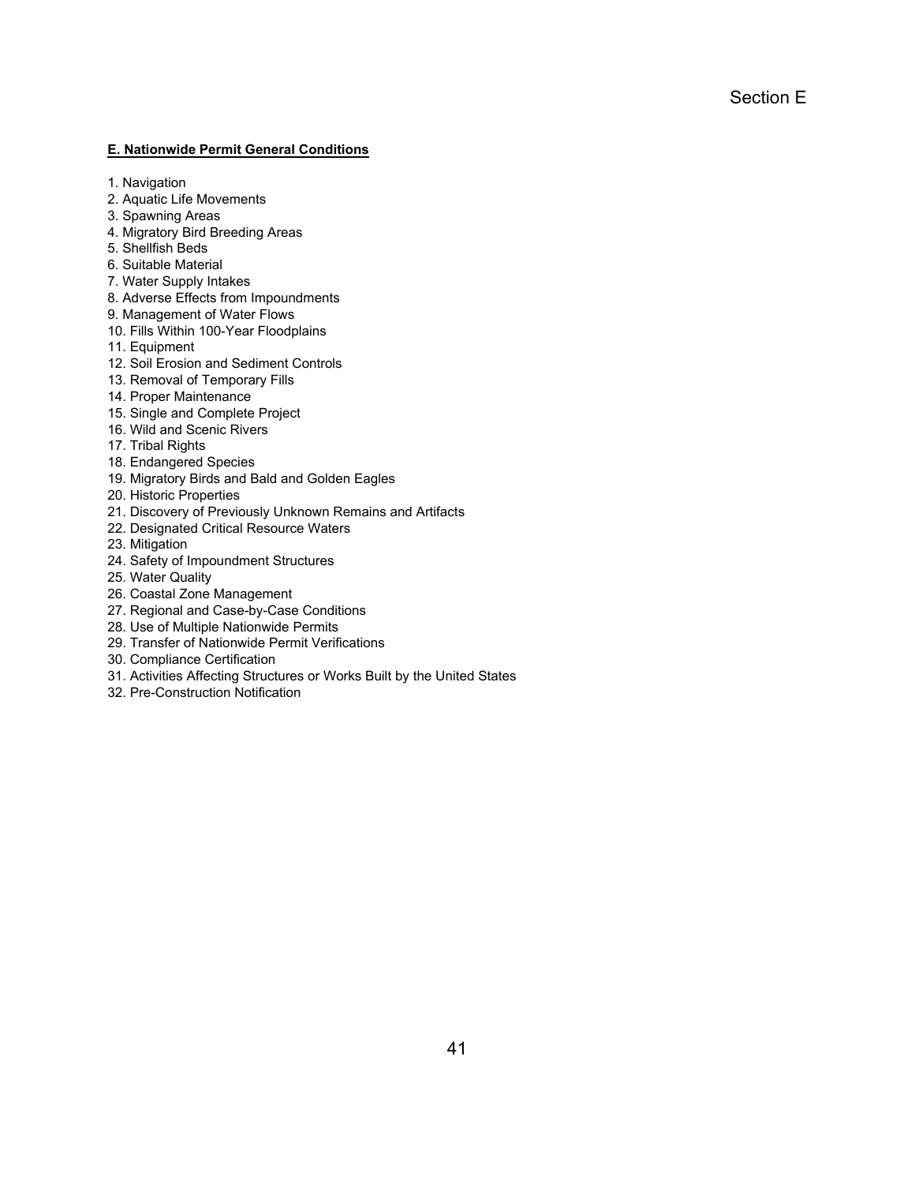Section E

## E. Nationwide Permit General Conditions

1. Navigation
2. Aquatic Life Movements
3. Spawning Areas
4. Migratory Bird Breeding Areas
5. Shellfish Beds
6. Suitable Material
7. Water Supply Intakes
8. Adverse Effects from Impoundments
9. Management of Water Flows
10. Fills Within 100-Year Floodplains
11. Equipment
12. Soil Erosion and Sediment Controls
13. Removal of Temporary Fills
14. Proper Maintenance
15. Single and Complete Project
16. Wild and Scenic Rivers
17. Tribal Rights
18. Endangered Species
19. Migratory Birds and Bald and Golden Eagles
20. Historic Properties
21. Discovery of Previously Unknown Remains and Artifacts
22. Designated Critical Resource Waters
23. Mitigation
24. Safety of Impoundment Structures
25. Water Quality
26. Coastal Zone Management
27. Regional and Case-by-Case Conditions
28. Use of Multiple Nationwide Permits
29. Transfer of Nationwide Permit Verifications
30. Compliance Certification
31. Activities Affecting Structures or Works Built by the United States
32. Pre-Construction Notification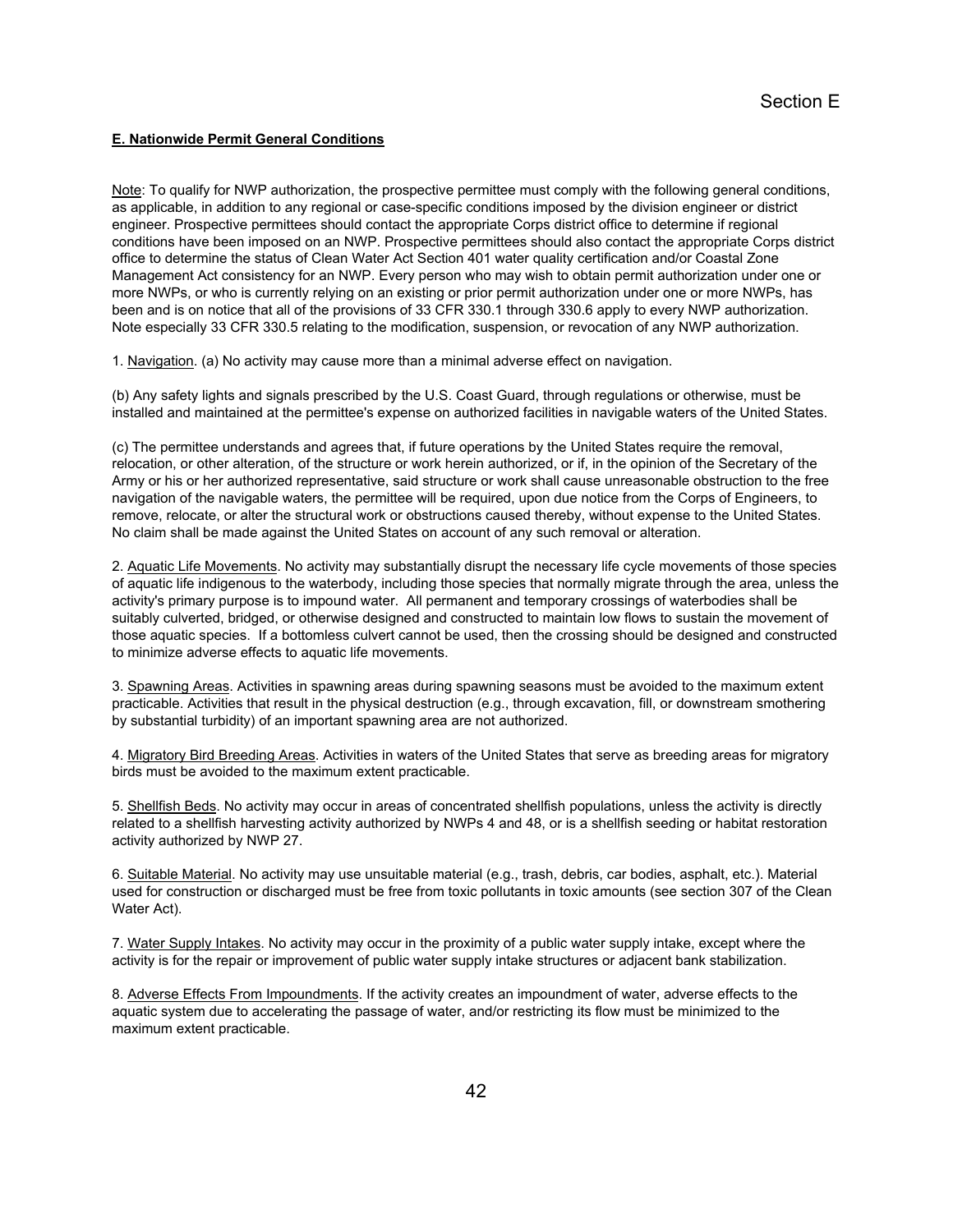## E. Nationwide Permit General Conditions

Note: To qualify for NWP authorization, the prospective permittee must comply with the following general conditions, as applicable, in addition to any regional or case-specific conditions imposed by the division engineer or district engineer. Prospective permittees should contact the appropriate Corps district office to determine if regional conditions have been imposed on an NWP. Prospective permittees should also contact the appropriate Corps district office to determine the status of Clean Water Act Section 401 water quality certification and/or Coastal Zone Management Act consistency for an NWP. Every person who may wish to obtain permit authorization under one or more NWPs, or who is currently relying on an existing or prior permit authorization under one or more NWPs, has been and is on notice that all of the provisions of 33 CFR 330.1 through 330.6 apply to every NWP authorization. Note especially 33 CFR 330.5 relating to the modification, suspension, or revocation of any NWP authorization.

1. Navigation. (a) No activity may cause more than a minimal adverse effect on navigation.

(b) Any safety lights and signals prescribed by the U.S. Coast Guard, through regulations or otherwise, must be installed and maintained at the permittee's expense on authorized facilities in navigable waters of the United States.

(c) The permittee understands and agrees that, if future operations by the United States require the removal, relocation, or other alteration, of the structure or work herein authorized, or if, in the opinion of the Secretary of the Army or his or her authorized representative, said structure or work shall cause unreasonable obstruction to the free navigation of the navigable waters, the permittee will be required, upon due notice from the Corps of Engineers, to remove, relocate, or alter the structural work or obstructions caused thereby, without expense to the United States. No claim shall be made against the United States on account of any such removal or alteration.

2. Aquatic Life Movements. No activity may substantially disrupt the necessary life cycle movements of those species of aquatic life indigenous to the waterbody, including those species that normally migrate through the area, unless the activity's primary purpose is to impound water. All permanent and temporary crossings of waterbodies shall be suitably culverted, bridged, or otherwise designed and constructed to maintain low flows to sustain the movement of those aquatic species. If a bottomless culvert cannot be used, then the crossing should be designed and constructed to minimize adverse effects to aquatic life movements.

3. Spawning Areas. Activities in spawning areas during spawning seasons must be avoided to the maximum extent practicable. Activities that result in the physical destruction (e.g., through excavation, fill, or downstream smothering by substantial turbidity) of an important spawning area are not authorized.

4. Migratory Bird Breeding Areas. Activities in waters of the United States that serve as breeding areas for migratory birds must be avoided to the maximum extent practicable.

5. Shellfish Beds. No activity may occur in areas of concentrated shellfish populations, unless the activity is directly related to a shellfish harvesting activity authorized by NWPs 4 and 48, or is a shellfish seeding or habitat restoration activity authorized by NWP 27.

6. Suitable Material. No activity may use unsuitable material (e.g., trash, debris, car bodies, asphalt, etc.). Material used for construction or discharged must be free from toxic pollutants in toxic amounts (see section 307 of the Clean Water Act).

7. Water Supply Intakes. No activity may occur in the proximity of a public water supply intake, except where the activity is for the repair or improvement of public water supply intake structures or adjacent bank stabilization.

8. Adverse Effects From Impoundments. If the activity creates an impoundment of water, adverse effects to the aquatic system due to accelerating the passage of water, and/or restricting its flow must be minimized to the maximum extent practicable.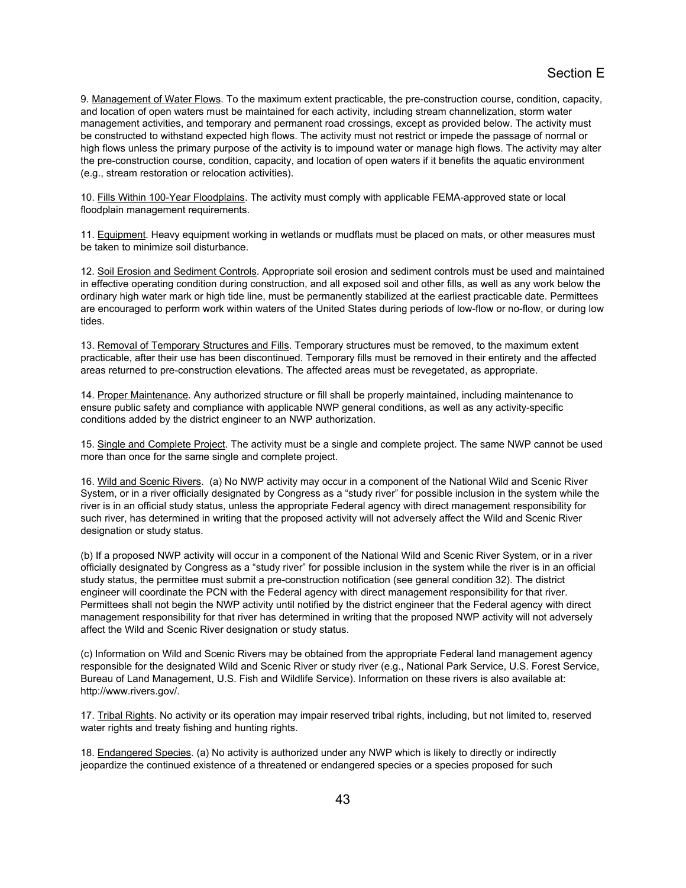9. Management of Water Flows. To the maximum extent practicable, the pre-construction course, condition, capacity, and location of open waters must be maintained for each activity, including stream channelization, storm water management activities, and temporary and permanent road crossings, except as provided below. The activity must be constructed to withstand expected high flows. The activity must not restrict or impede the passage of normal or high flows unless the primary purpose of the activity is to impound water or manage high flows. The activity may alter the pre-construction course, condition, capacity, and location of open waters if it benefits the aquatic environment (e.g., stream restoration or relocation activities).

10. Fills Within 100-Year Floodplains. The activity must comply with applicable FEMA-approved state or local floodplain management requirements.

11. Equipment. Heavy equipment working in wetlands or mudflats must be placed on mats, or other measures must be taken to minimize soil disturbance.

12. Soil Erosion and Sediment Controls. Appropriate soil erosion and sediment controls must be used and maintained in effective operating condition during construction, and all exposed soil and other fills, as well as any work below the ordinary high water mark or high tide line, must be permanently stabilized at the earliest practicable date. Permittees are encouraged to perform work within waters of the United States during periods of low-flow or no-flow, or during low tides.

13. Removal of Temporary Structures and Fills. Temporary structures must be removed, to the maximum extent practicable, after their use has been discontinued. Temporary fills must be removed in their entirety and the affected areas returned to pre-construction elevations. The affected areas must be revegetated, as appropriate.

14. Proper Maintenance. Any authorized structure or fill shall be properly maintained, including maintenance to ensure public safety and compliance with applicable NWP general conditions, as well as any activity-specific conditions added by the district engineer to an NWP authorization.

15. Single and Complete Project. The activity must be a single and complete project. The same NWP cannot be used more than once for the same single and complete project.

16. Wild and Scenic Rivers. (a) No NWP activity may occur in a component of the National Wild and Scenic River System, or in a river officially designated by Congress as a “study river” for possible inclusion in the system while the river is in an official study status, unless the appropriate Federal agency with direct management responsibility for such river, has determined in writing that the proposed activity will not adversely affect the Wild and Scenic River designation or study status.

(b) If a proposed NWP activity will occur in a component of the National Wild and Scenic River System, or in a river officially designated by Congress as a “study river” for possible inclusion in the system while the river is in an official study status, the permittee must submit a pre-construction notification (see general condition 32). The district engineer will coordinate the PCN with the Federal agency with direct management responsibility for that river. Permittees shall not begin the NWP activity until notified by the district engineer that the Federal agency with direct management responsibility for that river has determined in writing that the proposed NWP activity will not adversely affect the Wild and Scenic River designation or study status.

(c) Information on Wild and Scenic Rivers may be obtained from the appropriate Federal land management agency responsible for the designated Wild and Scenic River or study river (e.g., National Park Service, U.S. Forest Service, Bureau of Land Management, U.S. Fish and Wildlife Service). Information on these rivers is also available at: http://www.rivers.gov/.

17. Tribal Rights. No activity or its operation may impair reserved tribal rights, including, but not limited to, reserved water rights and treaty fishing and hunting rights.

18. Endangered Species. (a) No activity is authorized under any NWP which is likely to directly or indirectly jeopardize the continued existence of a threatened or endangered species or a species proposed for such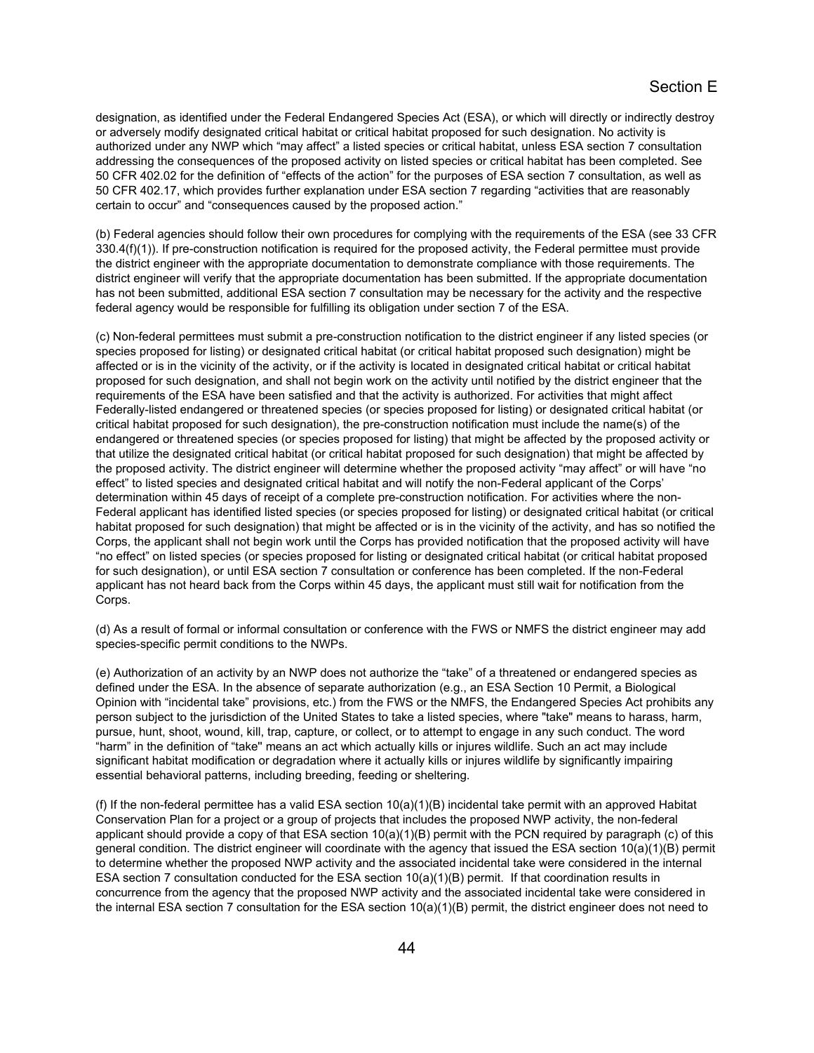designation, as identified under the Federal Endangered Species Act (ESA), or which will directly or indirectly destroy or adversely modify designated critical habitat or critical habitat proposed for such designation. No activity is authorized under any NWP which "may affect" a listed species or critical habitat, unless ESA section 7 consultation addressing the consequences of the proposed activity on listed species or critical habitat has been completed. See 50 CFR 402.02 for the definition of "effects of the action" for the purposes of ESA section 7 consultation, as well as 50 CFR 402.17, which provides further explanation under ESA section 7 regarding "activities that are reasonably certain to occur" and "consequences caused by the proposed action."

(b) Federal agencies should follow their own procedures for complying with the requirements of the ESA (see 33 CFR 330.4(f)(1)). If pre-construction notification is required for the proposed activity, the Federal permittee must provide the district engineer with the appropriate documentation to demonstrate compliance with those requirements. The district engineer will verify that the appropriate documentation has been submitted. If the appropriate documentation has not been submitted, additional ESA section 7 consultation may be necessary for the activity and the respective federal agency would be responsible for fulfilling its obligation under section 7 of the ESA.

(c) Non-federal permittees must submit a pre-construction notification to the district engineer if any listed species (or species proposed for listing) or designated critical habitat (or critical habitat proposed such designation) might be affected or is in the vicinity of the activity, or if the activity is located in designated critical habitat or critical habitat proposed for such designation, and shall not begin work on the activity until notified by the district engineer that the requirements of the ESA have been satisfied and that the activity is authorized. For activities that might affect Federally-listed endangered or threatened species (or species proposed for listing) or designated critical habitat (or critical habitat proposed for such designation), the pre-construction notification must include the name(s) of the endangered or threatened species (or species proposed for listing) that might be affected by the proposed activity or that utilize the designated critical habitat (or critical habitat proposed for such designation) that might be affected by the proposed activity. The district engineer will determine whether the proposed activity "may affect" or will have "no effect" to listed species and designated critical habitat and will notify the non-Federal applicant of the Corps' determination within 45 days of receipt of a complete pre-construction notification. For activities where the non-Federal applicant has identified listed species (or species proposed for listing) or designated critical habitat (or critical habitat proposed for such designation) that might be affected or is in the vicinity of the activity, and has so notified the Corps, the applicant shall not begin work until the Corps has provided notification that the proposed activity will have "no effect" on listed species (or species proposed for listing or designated critical habitat (or critical habitat proposed for such designation), or until ESA section 7 consultation or conference has been completed. If the non-Federal applicant has not heard back from the Corps within 45 days, the applicant must still wait for notification from the Corps.

(d) As a result of formal or informal consultation or conference with the FWS or NMFS the district engineer may add species-specific permit conditions to the NWPs.

(e) Authorization of an activity by an NWP does not authorize the "take" of a threatened or endangered species as defined under the ESA. In the absence of separate authorization (e.g., an ESA Section 10 Permit, a Biological Opinion with "incidental take" provisions, etc.) from the FWS or the NMFS, the Endangered Species Act prohibits any person subject to the jurisdiction of the United States to take a listed species, where "take" means to harass, harm, pursue, hunt, shoot, wound, kill, trap, capture, or collect, or to attempt to engage in any such conduct. The word "harm" in the definition of "take" means an act which actually kills or injures wildlife. Such an act may include significant habitat modification or degradation where it actually kills or injures wildlife by significantly impairing essential behavioral patterns, including breeding, feeding or sheltering.

(f) If the non-federal permittee has a valid ESA section 10(a)(1)(B) incidental take permit with an approved Habitat Conservation Plan for a project or a group of projects that includes the proposed NWP activity, the non-federal applicant should provide a copy of that ESA section 10(a)(1)(B) permit with the PCN required by paragraph (c) of this general condition. The district engineer will coordinate with the agency that issued the ESA section 10(a)(1)(B) permit to determine whether the proposed NWP activity and the associated incidental take were considered in the internal ESA section 7 consultation conducted for the ESA section 10(a)(1)(B) permit. If that coordination results in concurrence from the agency that the proposed NWP activity and the associated incidental take were considered in the internal ESA section 7 consultation for the ESA section 10(a)(1)(B) permit, the district engineer does not need to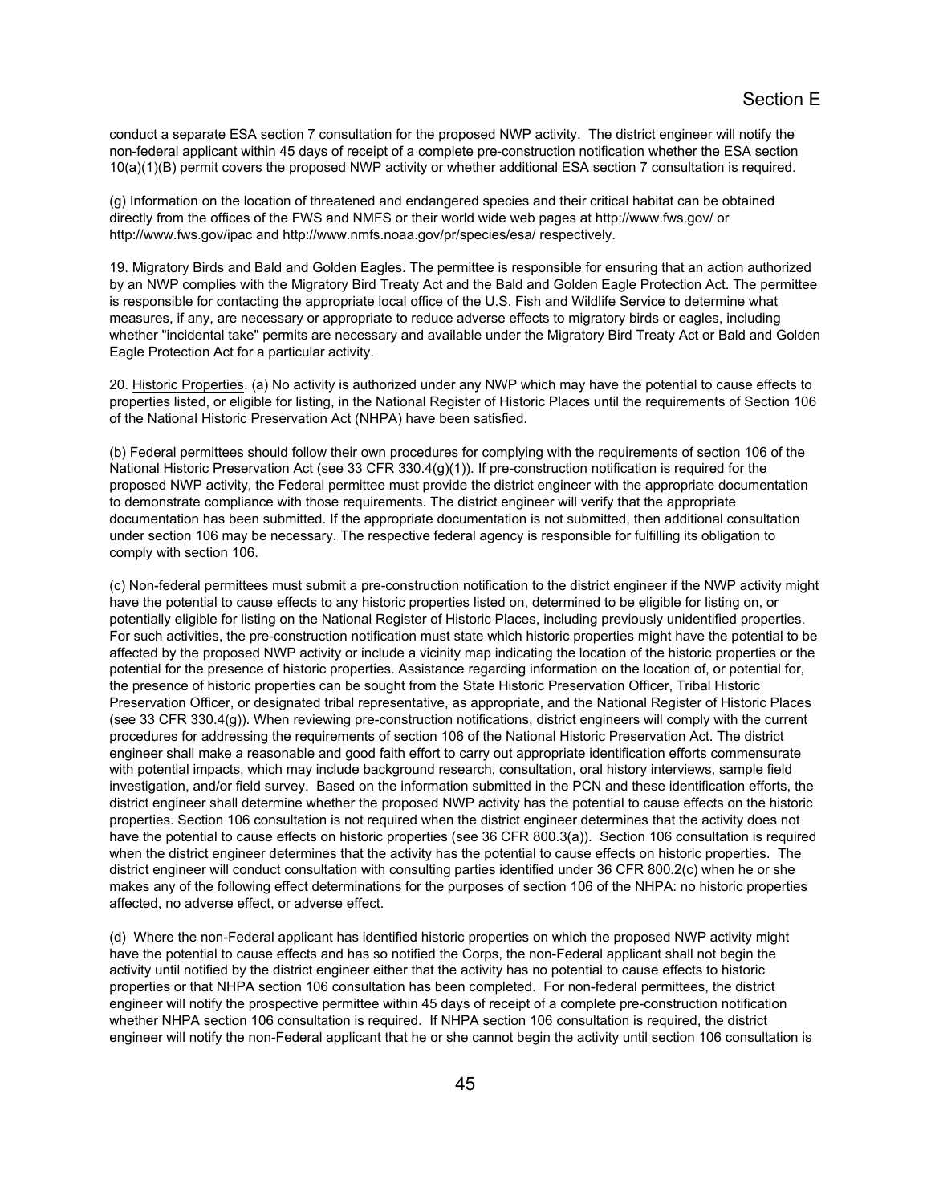conduct a separate ESA section 7 consultation for the proposed NWP activity. The district engineer will notify the non-federal applicant within 45 days of receipt of a complete pre-construction notification whether the ESA section 10(a)(1)(B) permit covers the proposed NWP activity or whether additional ESA section 7 consultation is required.

(g) Information on the location of threatened and endangered species and their critical habitat can be obtained directly from the offices of the FWS and NMFS or their world wide web pages at http://www.fws.gov/ or http://www.fws.gov/ipac and http://www.nmfs.noaa.gov/pr/species/esa/ respectively.

19. Migratory Birds and Bald and Golden Eagles. The permittee is responsible for ensuring that an action authorized by an NWP complies with the Migratory Bird Treaty Act and the Bald and Golden Eagle Protection Act. The permittee is responsible for contacting the appropriate local office of the U.S. Fish and Wildlife Service to determine what measures, if any, are necessary or appropriate to reduce adverse effects to migratory birds or eagles, including whether "incidental take" permits are necessary and available under the Migratory Bird Treaty Act or Bald and Golden Eagle Protection Act for a particular activity.

20. Historic Properties. (a) No activity is authorized under any NWP which may have the potential to cause effects to properties listed, or eligible for listing, in the National Register of Historic Places until the requirements of Section 106 of the National Historic Preservation Act (NHPA) have been satisfied.

(b) Federal permittees should follow their own procedures for complying with the requirements of section 106 of the National Historic Preservation Act (see 33 CFR 330.4(g)(1)). If pre-construction notification is required for the proposed NWP activity, the Federal permittee must provide the district engineer with the appropriate documentation to demonstrate compliance with those requirements. The district engineer will verify that the appropriate documentation has been submitted. If the appropriate documentation is not submitted, then additional consultation under section 106 may be necessary. The respective federal agency is responsible for fulfilling its obligation to comply with section 106.

(c) Non-federal permittees must submit a pre-construction notification to the district engineer if the NWP activity might have the potential to cause effects to any historic properties listed on, determined to be eligible for listing on, or potentially eligible for listing on the National Register of Historic Places, including previously unidentified properties. For such activities, the pre-construction notification must state which historic properties might have the potential to be affected by the proposed NWP activity or include a vicinity map indicating the location of the historic properties or the potential for the presence of historic properties. Assistance regarding information on the location of, or potential for, the presence of historic properties can be sought from the State Historic Preservation Officer, Tribal Historic Preservation Officer, or designated tribal representative, as appropriate, and the National Register of Historic Places (see 33 CFR 330.4(g)). When reviewing pre-construction notifications, district engineers will comply with the current procedures for addressing the requirements of section 106 of the National Historic Preservation Act. The district engineer shall make a reasonable and good faith effort to carry out appropriate identification efforts commensurate with potential impacts, which may include background research, consultation, oral history interviews, sample field investigation, and/or field survey. Based on the information submitted in the PCN and these identification efforts, the district engineer shall determine whether the proposed NWP activity has the potential to cause effects on the historic properties. Section 106 consultation is not required when the district engineer determines that the activity does not have the potential to cause effects on historic properties (see 36 CFR 800.3(a)). Section 106 consultation is required when the district engineer determines that the activity has the potential to cause effects on historic properties. The district engineer will conduct consultation with consulting parties identified under 36 CFR 800.2(c) when he or she makes any of the following effect determinations for the purposes of section 106 of the NHPA: no historic properties affected, no adverse effect, or adverse effect.

(d) Where the non-Federal applicant has identified historic properties on which the proposed NWP activity might have the potential to cause effects and has so notified the Corps, the non-Federal applicant shall not begin the activity until notified by the district engineer either that the activity has no potential to cause effects to historic properties or that NHPA section 106 consultation has been completed. For non-federal permittees, the district engineer will notify the prospective permittee within 45 days of receipt of a complete pre-construction notification whether NHPA section 106 consultation is required. If NHPA section 106 consultation is required, the district engineer will notify the non-Federal applicant that he or she cannot begin the activity until section 106 consultation is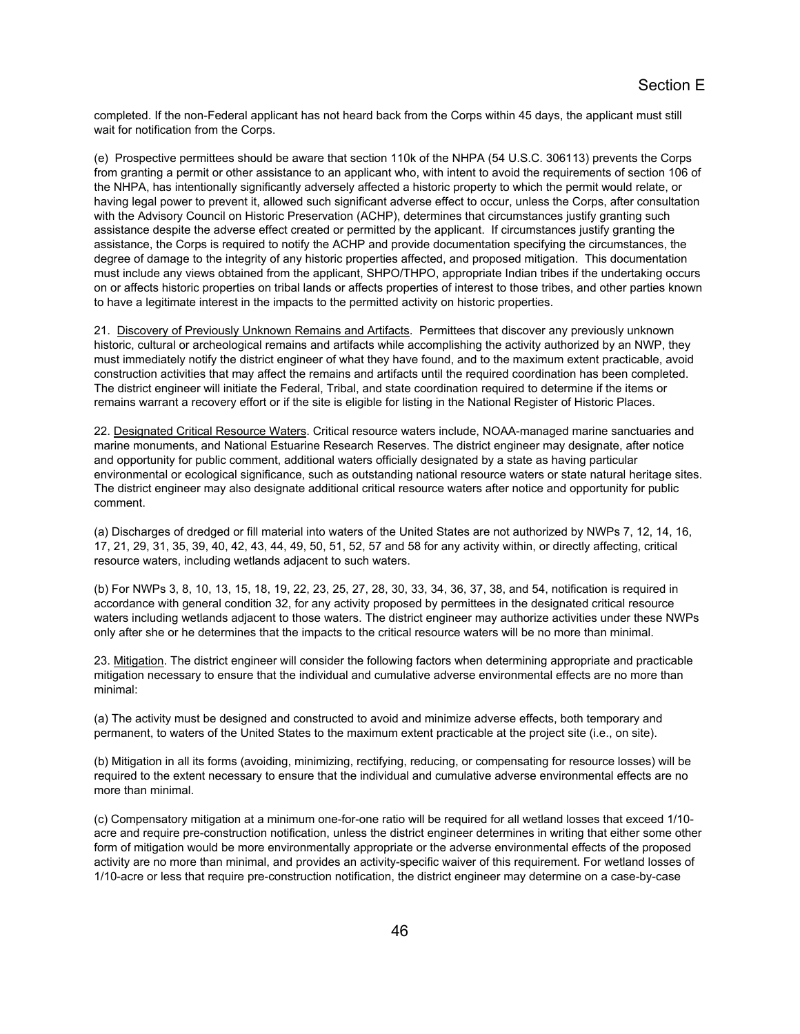completed. If the non-Federal applicant has not heard back from the Corps within 45 days, the applicant must still wait for notification from the Corps.

(e) Prospective permittees should be aware that section 110k of the NHPA (54 U.S.C. 306113) prevents the Corps from granting a permit or other assistance to an applicant who, with intent to avoid the requirements of section 106 of the NHPA, has intentionally significantly adversely affected a historic property to which the permit would relate, or having legal power to prevent it, allowed such significant adverse effect to occur, unless the Corps, after consultation with the Advisory Council on Historic Preservation (ACHP), determines that circumstances justify granting such assistance despite the adverse effect created or permitted by the applicant. If circumstances justify granting the assistance, the Corps is required to notify the ACHP and provide documentation specifying the circumstances, the degree of damage to the integrity of any historic properties affected, and proposed mitigation. This documentation must include any views obtained from the applicant, SHPO/THPO, appropriate Indian tribes if the undertaking occurs on or affects historic properties on tribal lands or affects properties of interest to those tribes, and other parties known to have a legitimate interest in the impacts to the permitted activity on historic properties.

21. <u>Discovery of Previously Unknown Remains and Artifacts</u>. Permittees that discover any previously unknown historic, cultural or archeological remains and artifacts while accomplishing the activity authorized by an NWP, they must immediately notify the district engineer of what they have found, and to the maximum extent practicable, avoid construction activities that may affect the remains and artifacts until the required coordination has been completed. The district engineer will initiate the Federal, Tribal, and state coordination required to determine if the items or remains warrant a recovery effort or if the site is eligible for listing in the National Register of Historic Places.

22. <u>Designated Critical Resource Waters</u>. Critical resource waters include, NOAA-managed marine sanctuaries and marine monuments, and National Estuarine Research Reserves. The district engineer may designate, after notice and opportunity for public comment, additional waters officially designated by a state as having particular environmental or ecological significance, such as outstanding national resource waters or state natural heritage sites. The district engineer may also designate additional critical resource waters after notice and opportunity for public comment.

(a) Discharges of dredged or fill material into waters of the United States are not authorized by NWPs 7, 12, 14, 16, 17, 21, 29, 31, 35, 39, 40, 42, 43, 44, 49, 50, 51, 52, 57 and 58 for any activity within, or directly affecting, critical resource waters, including wetlands adjacent to such waters.

(b) For NWPs 3, 8, 10, 13, 15, 18, 19, 22, 23, 25, 27, 28, 30, 33, 34, 36, 37, 38, and 54, notification is required in accordance with general condition 32, for any activity proposed by permittees in the designated critical resource waters including wetlands adjacent to those waters. The district engineer may authorize activities under these NWPs only after she or he determines that the impacts to the critical resource waters will be no more than minimal.

23. <u>Mitigation</u>. The district engineer will consider the following factors when determining appropriate and practicable mitigation necessary to ensure that the individual and cumulative adverse environmental effects are no more than minimal:

(a) The activity must be designed and constructed to avoid and minimize adverse effects, both temporary and permanent, to waters of the United States to the maximum extent practicable at the project site (i.e., on site).

(b) Mitigation in all its forms (avoiding, minimizing, rectifying, reducing, or compensating for resource losses) will be required to the extent necessary to ensure that the individual and cumulative adverse environmental effects are no more than minimal.

(c) Compensatory mitigation at a minimum one-for-one ratio will be required for all wetland losses that exceed 1/10-acre and require pre-construction notification, unless the district engineer determines in writing that either some other form of mitigation would be more environmentally appropriate or the adverse environmental effects of the proposed activity are no more than minimal, and provides an activity-specific waiver of this requirement. For wetland losses of 1/10-acre or less that require pre-construction notification, the district engineer may determine on a case-by-case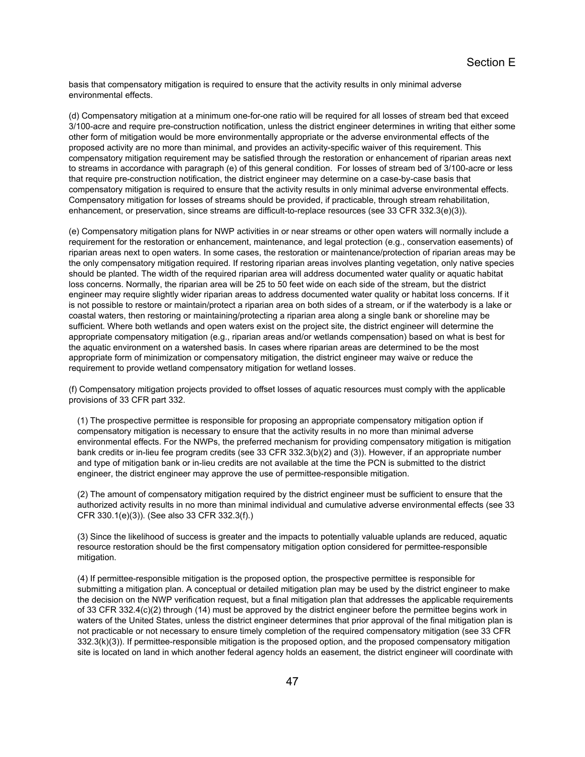basis that compensatory mitigation is required to ensure that the activity results in only minimal adverse environmental effects.

(d) Compensatory mitigation at a minimum one-for-one ratio will be required for all losses of stream bed that exceed 3/100-acre and require pre-construction notification, unless the district engineer determines in writing that either some other form of mitigation would be more environmentally appropriate or the adverse environmental effects of the proposed activity are no more than minimal, and provides an activity-specific waiver of this requirement. This compensatory mitigation requirement may be satisfied through the restoration or enhancement of riparian areas next to streams in accordance with paragraph (e) of this general condition. For losses of stream bed of 3/100-acre or less that require pre-construction notification, the district engineer may determine on a case-by-case basis that compensatory mitigation is required to ensure that the activity results in only minimal adverse environmental effects. Compensatory mitigation for losses of streams should be provided, if practicable, through stream rehabilitation, enhancement, or preservation, since streams are difficult-to-replace resources (see 33 CFR 332.3(e)(3)).

(e) Compensatory mitigation plans for NWP activities in or near streams or other open waters will normally include a requirement for the restoration or enhancement, maintenance, and legal protection (e.g., conservation easements) of riparian areas next to open waters. In some cases, the restoration or maintenance/protection of riparian areas may be the only compensatory mitigation required. If restoring riparian areas involves planting vegetation, only native species should be planted. The width of the required riparian area will address documented water quality or aquatic habitat loss concerns. Normally, the riparian area will be 25 to 50 feet wide on each side of the stream, but the district engineer may require slightly wider riparian areas to address documented water quality or habitat loss concerns. If it is not possible to restore or maintain/protect a riparian area on both sides of a stream, or if the waterbody is a lake or coastal waters, then restoring or maintaining/protecting a riparian area along a single bank or shoreline may be sufficient. Where both wetlands and open waters exist on the project site, the district engineer will determine the appropriate compensatory mitigation (e.g., riparian areas and/or wetlands compensation) based on what is best for the aquatic environment on a watershed basis. In cases where riparian areas are determined to be the most appropriate form of minimization or compensatory mitigation, the district engineer may waive or reduce the requirement to provide wetland compensatory mitigation for wetland losses.

(f) Compensatory mitigation projects provided to offset losses of aquatic resources must comply with the applicable provisions of 33 CFR part 332.

(1) The prospective permittee is responsible for proposing an appropriate compensatory mitigation option if compensatory mitigation is necessary to ensure that the activity results in no more than minimal adverse environmental effects. For the NWPs, the preferred mechanism for providing compensatory mitigation is mitigation bank credits or in-lieu fee program credits (see 33 CFR 332.3(b)(2) and (3)). However, if an appropriate number and type of mitigation bank or in-lieu credits are not available at the time the PCN is submitted to the district engineer, the district engineer may approve the use of permittee-responsible mitigation.

(2) The amount of compensatory mitigation required by the district engineer must be sufficient to ensure that the authorized activity results in no more than minimal individual and cumulative adverse environmental effects (see 33 CFR 330.1(e)(3)). (See also 33 CFR 332.3(f).)

(3) Since the likelihood of success is greater and the impacts to potentially valuable uplands are reduced, aquatic resource restoration should be the first compensatory mitigation option considered for permittee-responsible mitigation.

(4) If permittee-responsible mitigation is the proposed option, the prospective permittee is responsible for submitting a mitigation plan. A conceptual or detailed mitigation plan may be used by the district engineer to make the decision on the NWP verification request, but a final mitigation plan that addresses the applicable requirements of 33 CFR 332.4(c)(2) through (14) must be approved by the district engineer before the permittee begins work in waters of the United States, unless the district engineer determines that prior approval of the final mitigation plan is not practicable or not necessary to ensure timely completion of the required compensatory mitigation (see 33 CFR 332.3(k)(3)). If permittee-responsible mitigation is the proposed option, and the proposed compensatory mitigation site is located on land in which another federal agency holds an easement, the district engineer will coordinate with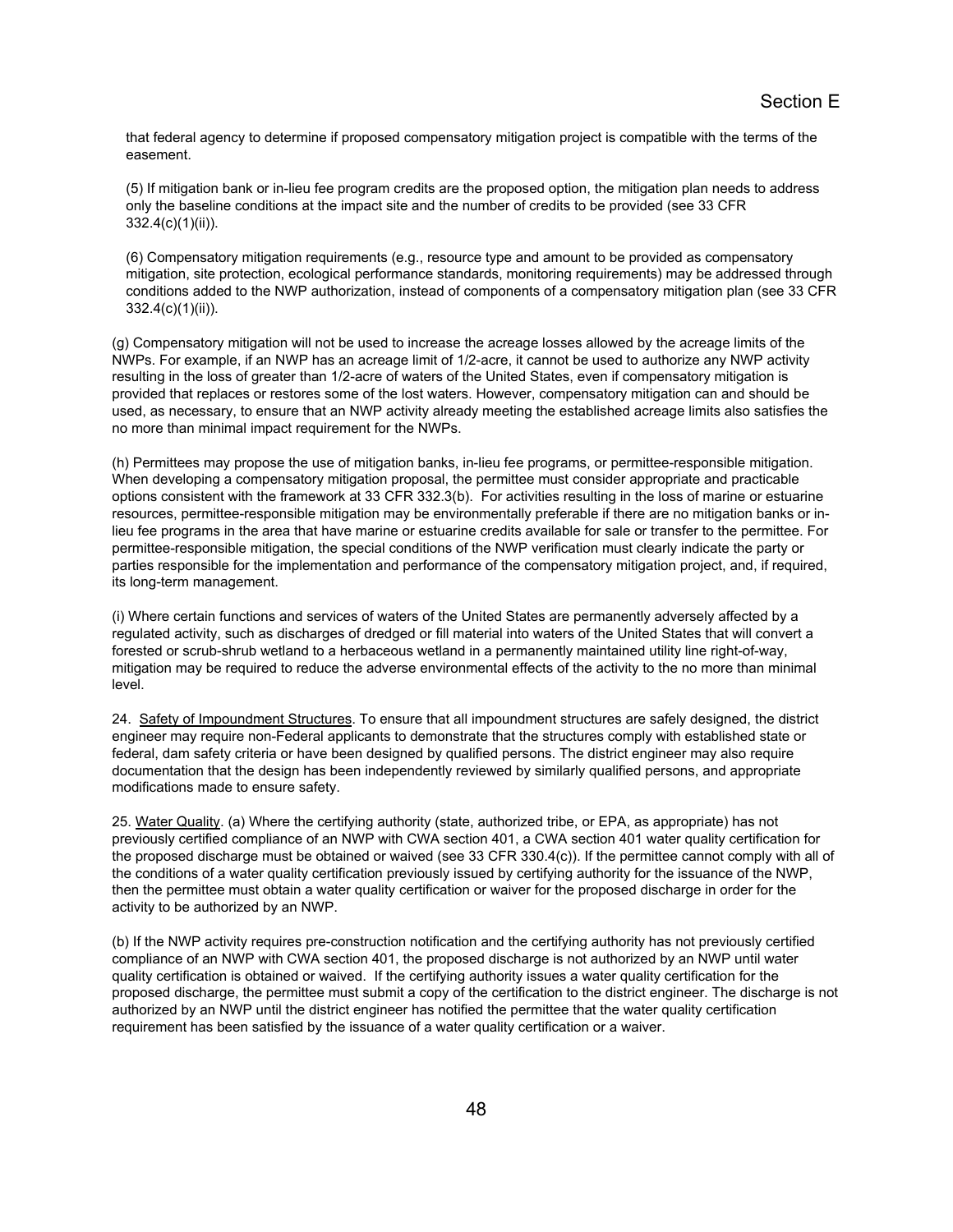that federal agency to determine if proposed compensatory mitigation project is compatible with the terms of the easement.

(5) If mitigation bank or in-lieu fee program credits are the proposed option, the mitigation plan needs to address only the baseline conditions at the impact site and the number of credits to be provided (see 33 CFR 332.4(c)(1)(ii)).

(6) Compensatory mitigation requirements (e.g., resource type and amount to be provided as compensatory mitigation, site protection, ecological performance standards, monitoring requirements) may be addressed through conditions added to the NWP authorization, instead of components of a compensatory mitigation plan (see 33 CFR 332.4(c)(1)(ii)).

(g) Compensatory mitigation will not be used to increase the acreage losses allowed by the acreage limits of the NWPs. For example, if an NWP has an acreage limit of 1/2-acre, it cannot be used to authorize any NWP activity resulting in the loss of greater than 1/2-acre of waters of the United States, even if compensatory mitigation is provided that replaces or restores some of the lost waters. However, compensatory mitigation can and should be used, as necessary, to ensure that an NWP activity already meeting the established acreage limits also satisfies the no more than minimal impact requirement for the NWPs.

(h) Permittees may propose the use of mitigation banks, in-lieu fee programs, or permittee-responsible mitigation. When developing a compensatory mitigation proposal, the permittee must consider appropriate and practicable options consistent with the framework at 33 CFR 332.3(b). For activities resulting in the loss of marine or estuarine resources, permittee-responsible mitigation may be environmentally preferable if there are no mitigation banks or in-lieu fee programs in the area that have marine or estuarine credits available for sale or transfer to the permittee. For permittee-responsible mitigation, the special conditions of the NWP verification must clearly indicate the party or parties responsible for the implementation and performance of the compensatory mitigation project, and, if required, its long-term management.

(i) Where certain functions and services of waters of the United States are permanently adversely affected by a regulated activity, such as discharges of dredged or fill material into waters of the United States that will convert a forested or scrub-shrub wetland to a herbaceous wetland in a permanently maintained utility line right-of-way, mitigation may be required to reduce the adverse environmental effects of the activity to the no more than minimal level.

24. Safety of Impoundment Structures. To ensure that all impoundment structures are safely designed, the district engineer may require non-Federal applicants to demonstrate that the structures comply with established state or federal, dam safety criteria or have been designed by qualified persons. The district engineer may also require documentation that the design has been independently reviewed by similarly qualified persons, and appropriate modifications made to ensure safety.

25. Water Quality. (a) Where the certifying authority (state, authorized tribe, or EPA, as appropriate) has not previously certified compliance of an NWP with CWA section 401, a CWA section 401 water quality certification for the proposed discharge must be obtained or waived (see 33 CFR 330.4(c)). If the permittee cannot comply with all of the conditions of a water quality certification previously issued by certifying authority for the issuance of the NWP, then the permittee must obtain a water quality certification or waiver for the proposed discharge in order for the activity to be authorized by an NWP.

(b) If the NWP activity requires pre-construction notification and the certifying authority has not previously certified compliance of an NWP with CWA section 401, the proposed discharge is not authorized by an NWP until water quality certification is obtained or waived. If the certifying authority issues a water quality certification for the proposed discharge, the permittee must submit a copy of the certification to the district engineer. The discharge is not authorized by an NWP until the district engineer has notified the permittee that the water quality certification requirement has been satisfied by the issuance of a water quality certification or a waiver.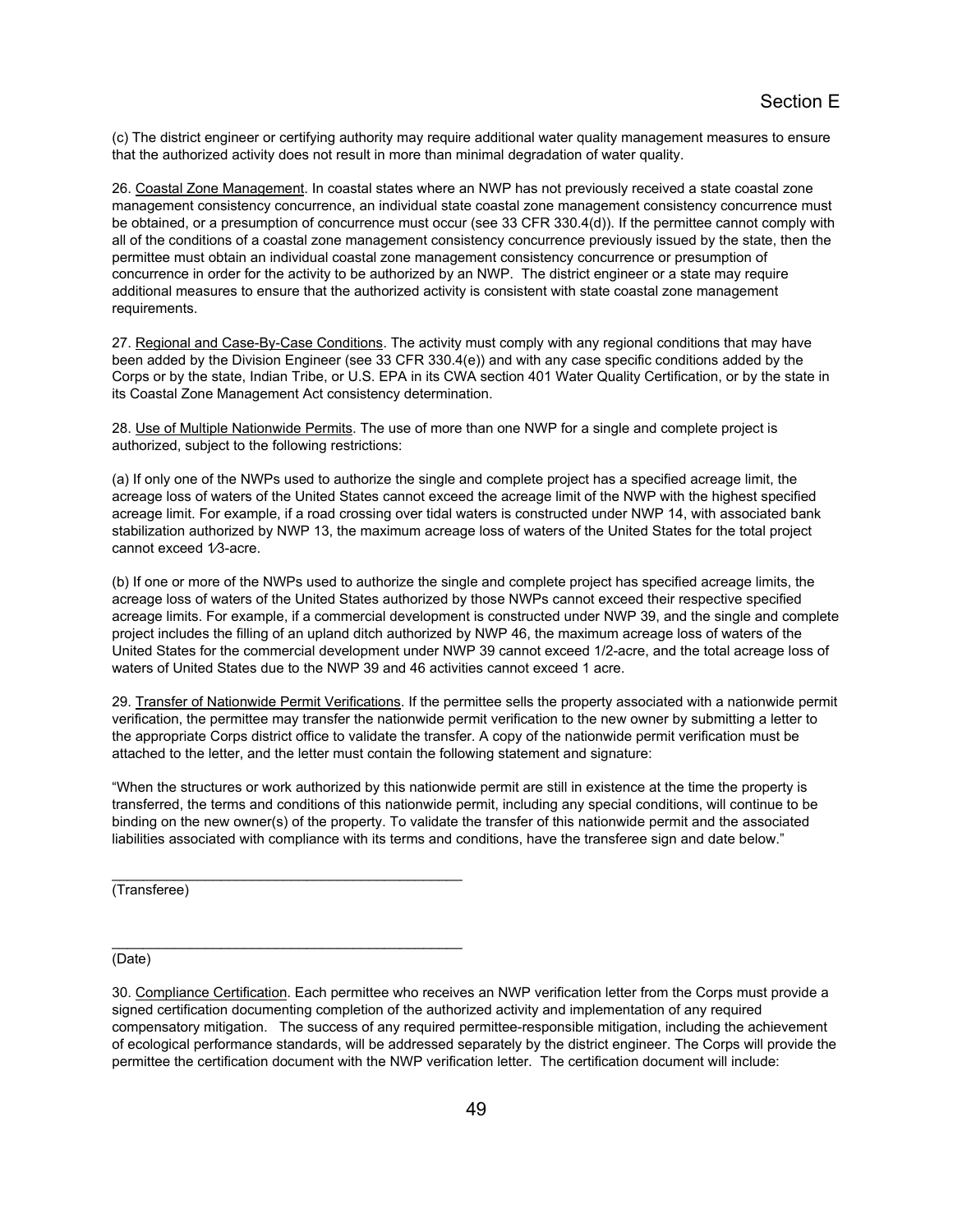(c) The district engineer or certifying authority may require additional water quality management measures to ensure that the authorized activity does not result in more than minimal degradation of water quality.

26. Coastal Zone Management. In coastal states where an NWP has not previously received a state coastal zone management consistency concurrence, an individual state coastal zone management consistency concurrence must be obtained, or a presumption of concurrence must occur (see 33 CFR 330.4(d)). If the permittee cannot comply with all of the conditions of a coastal zone management consistency concurrence previously issued by the state, then the permittee must obtain an individual coastal zone management consistency concurrence or presumption of concurrence in order for the activity to be authorized by an NWP. The district engineer or a state may require additional measures to ensure that the authorized activity is consistent with state coastal zone management requirements.

27. Regional and Case-By-Case Conditions. The activity must comply with any regional conditions that may have been added by the Division Engineer (see 33 CFR 330.4(e)) and with any case specific conditions added by the Corps or by the state, Indian Tribe, or U.S. EPA in its CWA section 401 Water Quality Certification, or by the state in its Coastal Zone Management Act consistency determination.

28. Use of Multiple Nationwide Permits. The use of more than one NWP for a single and complete project is authorized, subject to the following restrictions:

(a) If only one of the NWPs used to authorize the single and complete project has a specified acreage limit, the acreage loss of waters of the United States cannot exceed the acreage limit of the NWP with the highest specified acreage limit. For example, if a road crossing over tidal waters is constructed under NWP 14, with associated bank stabilization authorized by NWP 13, the maximum acreage loss of waters of the United States for the total project cannot exceed 1⁄3-acre.

(b) If one or more of the NWPs used to authorize the single and complete project has specified acreage limits, the acreage loss of waters of the United States authorized by those NWPs cannot exceed their respective specified acreage limits. For example, if a commercial development is constructed under NWP 39, and the single and complete project includes the filling of an upland ditch authorized by NWP 46, the maximum acreage loss of waters of the United States for the commercial development under NWP 39 cannot exceed 1/2-acre, and the total acreage loss of waters of United States due to the NWP 39 and 46 activities cannot exceed 1 acre.

29. Transfer of Nationwide Permit Verifications. If the permittee sells the property associated with a nationwide permit verification, the permittee may transfer the nationwide permit verification to the new owner by submitting a letter to the appropriate Corps district office to validate the transfer. A copy of the nationwide permit verification must be attached to the letter, and the letter must contain the following statement and signature:

"When the structures or work authorized by this nationwide permit are still in existence at the time the property is transferred, the terms and conditions of this nationwide permit, including any special conditions, will continue to be binding on the new owner(s) of the property. To validate the transfer of this nationwide permit and the associated liabilities associated with compliance with its terms and conditions, have the transferee sign and date below."

_____________________________________________
(Transferee)

_____________________________________________
(Date)

30. Compliance Certification. Each permittee who receives an NWP verification letter from the Corps must provide a signed certification documenting completion of the authorized activity and implementation of any required compensatory mitigation. The success of any required permittee-responsible mitigation, including the achievement of ecological performance standards, will be addressed separately by the district engineer. The Corps will provide the permittee the certification document with the NWP verification letter. The certification document will include: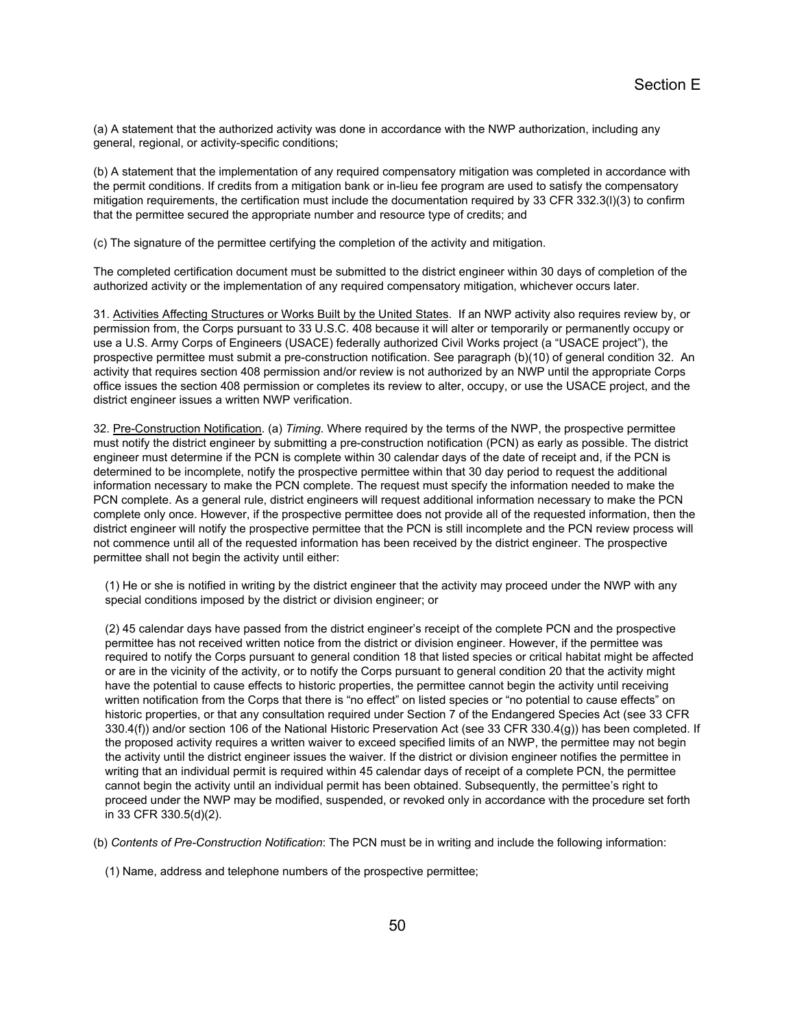(a) A statement that the authorized activity was done in accordance with the NWP authorization, including any general, regional, or activity-specific conditions;

(b) A statement that the implementation of any required compensatory mitigation was completed in accordance with the permit conditions. If credits from a mitigation bank or in-lieu fee program are used to satisfy the compensatory mitigation requirements, the certification must include the documentation required by 33 CFR 332.3(l)(3) to confirm that the permittee secured the appropriate number and resource type of credits; and

(c) The signature of the permittee certifying the completion of the activity and mitigation.

The completed certification document must be submitted to the district engineer within 30 days of completion of the authorized activity or the implementation of any required compensatory mitigation, whichever occurs later.

31. Activities Affecting Structures or Works Built by the United States. If an NWP activity also requires review by, or permission from, the Corps pursuant to 33 U.S.C. 408 because it will alter or temporarily or permanently occupy or use a U.S. Army Corps of Engineers (USACE) federally authorized Civil Works project (a "USACE project"), the prospective permittee must submit a pre-construction notification. See paragraph (b)(10) of general condition 32. An activity that requires section 408 permission and/or review is not authorized by an NWP until the appropriate Corps office issues the section 408 permission or completes its review to alter, occupy, or use the USACE project, and the district engineer issues a written NWP verification.

32. Pre-Construction Notification. (a) *Timing*. Where required by the terms of the NWP, the prospective permittee must notify the district engineer by submitting a pre-construction notification (PCN) as early as possible. The district engineer must determine if the PCN is complete within 30 calendar days of the date of receipt and, if the PCN is determined to be incomplete, notify the prospective permittee within that 30 day period to request the additional information necessary to make the PCN complete. The request must specify the information needed to make the PCN complete. As a general rule, district engineers will request additional information necessary to make the PCN complete only once. However, if the prospective permittee does not provide all of the requested information, then the district engineer will notify the prospective permittee that the PCN is still incomplete and the PCN review process will not commence until all of the requested information has been received by the district engineer. The prospective permittee shall not begin the activity until either:

(1) He or she is notified in writing by the district engineer that the activity may proceed under the NWP with any special conditions imposed by the district or division engineer; or

(2) 45 calendar days have passed from the district engineer's receipt of the complete PCN and the prospective permittee has not received written notice from the district or division engineer. However, if the permittee was required to notify the Corps pursuant to general condition 18 that listed species or critical habitat might be affected or are in the vicinity of the activity, or to notify the Corps pursuant to general condition 20 that the activity might have the potential to cause effects to historic properties, the permittee cannot begin the activity until receiving written notification from the Corps that there is "no effect" on listed species or "no potential to cause effects" on historic properties, or that any consultation required under Section 7 of the Endangered Species Act (see 33 CFR 330.4(f)) and/or section 106 of the National Historic Preservation Act (see 33 CFR 330.4(g)) has been completed. If the proposed activity requires a written waiver to exceed specified limits of an NWP, the permittee may not begin the activity until the district engineer issues the waiver. If the district or division engineer notifies the permittee in writing that an individual permit is required within 45 calendar days of receipt of a complete PCN, the permittee cannot begin the activity until an individual permit has been obtained. Subsequently, the permittee's right to proceed under the NWP may be modified, suspended, or revoked only in accordance with the procedure set forth in 33 CFR 330.5(d)(2).

(b) *Contents of Pre-Construction Notification*: The PCN must be in writing and include the following information:

(1) Name, address and telephone numbers of the prospective permittee;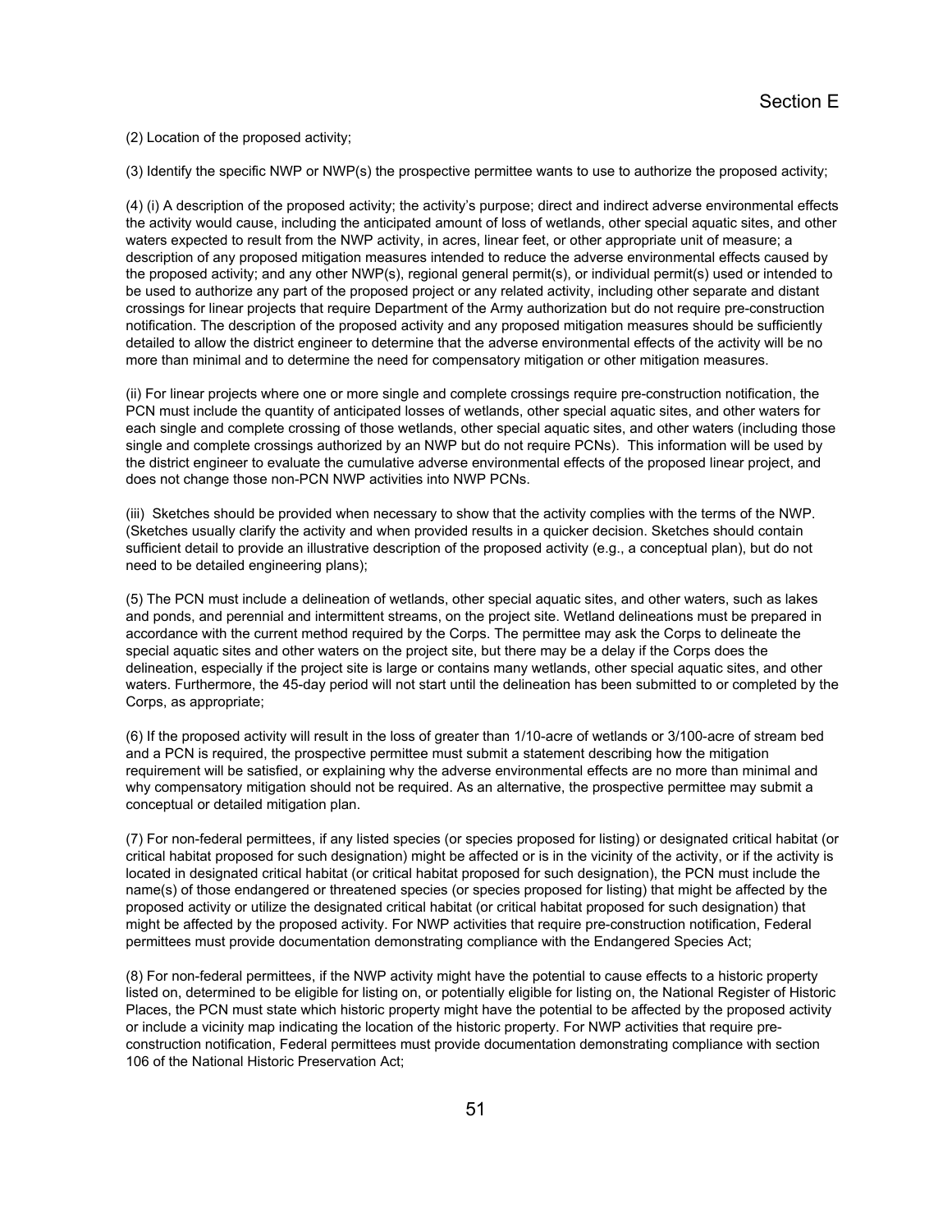(2) Location of the proposed activity;

(3) Identify the specific NWP or NWP(s) the prospective permittee wants to use to authorize the proposed activity;

(4) (i) A description of the proposed activity; the activity's purpose; direct and indirect adverse environmental effects the activity would cause, including the anticipated amount of loss of wetlands, other special aquatic sites, and other waters expected to result from the NWP activity, in acres, linear feet, or other appropriate unit of measure; a description of any proposed mitigation measures intended to reduce the adverse environmental effects caused by the proposed activity; and any other NWP(s), regional general permit(s), or individual permit(s) used or intended to be used to authorize any part of the proposed project or any related activity, including other separate and distant crossings for linear projects that require Department of the Army authorization but do not require pre-construction notification. The description of the proposed activity and any proposed mitigation measures should be sufficiently detailed to allow the district engineer to determine that the adverse environmental effects of the activity will be no more than minimal and to determine the need for compensatory mitigation or other mitigation measures.

(ii) For linear projects where one or more single and complete crossings require pre-construction notification, the PCN must include the quantity of anticipated losses of wetlands, other special aquatic sites, and other waters for each single and complete crossing of those wetlands, other special aquatic sites, and other waters (including those single and complete crossings authorized by an NWP but do not require PCNs). This information will be used by the district engineer to evaluate the cumulative adverse environmental effects of the proposed linear project, and does not change those non-PCN NWP activities into NWP PCNs.

(iii) Sketches should be provided when necessary to show that the activity complies with the terms of the NWP. (Sketches usually clarify the activity and when provided results in a quicker decision. Sketches should contain sufficient detail to provide an illustrative description of the proposed activity (e.g., a conceptual plan), but do not need to be detailed engineering plans);

(5) The PCN must include a delineation of wetlands, other special aquatic sites, and other waters, such as lakes and ponds, and perennial and intermittent streams, on the project site. Wetland delineations must be prepared in accordance with the current method required by the Corps. The permittee may ask the Corps to delineate the special aquatic sites and other waters on the project site, but there may be a delay if the Corps does the delineation, especially if the project site is large or contains many wetlands, other special aquatic sites, and other waters. Furthermore, the 45-day period will not start until the delineation has been submitted to or completed by the Corps, as appropriate;

(6) If the proposed activity will result in the loss of greater than 1/10-acre of wetlands or 3/100-acre of stream bed and a PCN is required, the prospective permittee must submit a statement describing how the mitigation requirement will be satisfied, or explaining why the adverse environmental effects are no more than minimal and why compensatory mitigation should not be required. As an alternative, the prospective permittee may submit a conceptual or detailed mitigation plan.

(7) For non-federal permittees, if any listed species (or species proposed for listing) or designated critical habitat (or critical habitat proposed for such designation) might be affected or is in the vicinity of the activity, or if the activity is located in designated critical habitat (or critical habitat proposed for such designation), the PCN must include the name(s) of those endangered or threatened species (or species proposed for listing) that might be affected by the proposed activity or utilize the designated critical habitat (or critical habitat proposed for such designation) that might be affected by the proposed activity. For NWP activities that require pre-construction notification, Federal permittees must provide documentation demonstrating compliance with the Endangered Species Act;

(8) For non-federal permittees, if the NWP activity might have the potential to cause effects to a historic property listed on, determined to be eligible for listing on, or potentially eligible for listing on, the National Register of Historic Places, the PCN must state which historic property might have the potential to be affected by the proposed activity or include a vicinity map indicating the location of the historic property. For NWP activities that require pre-construction notification, Federal permittees must provide documentation demonstrating compliance with section 106 of the National Historic Preservation Act;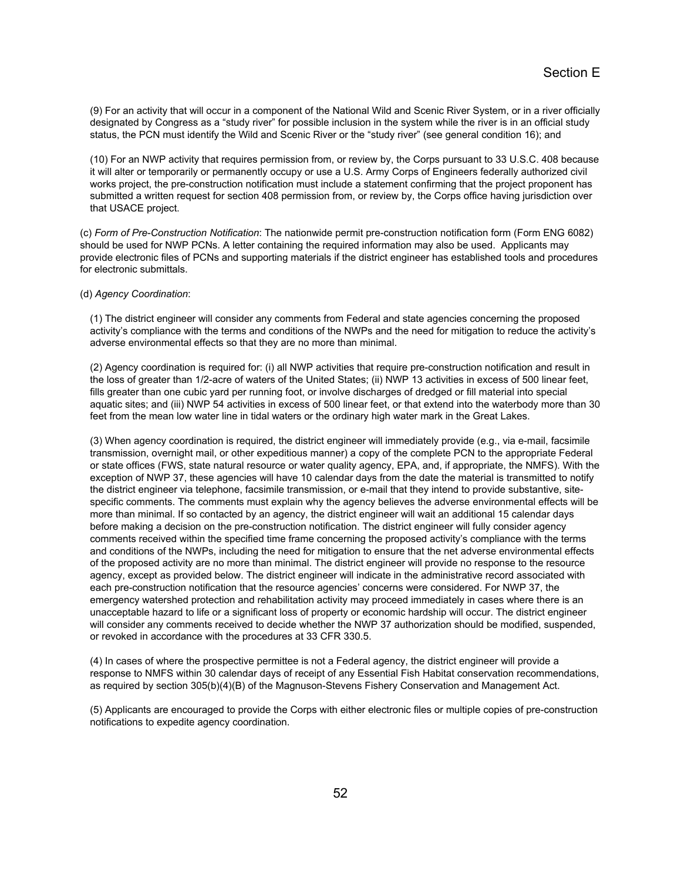(9) For an activity that will occur in a component of the National Wild and Scenic River System, or in a river officially designated by Congress as a "study river" for possible inclusion in the system while the river is in an official study status, the PCN must identify the Wild and Scenic River or the "study river" (see general condition 16); and

(10) For an NWP activity that requires permission from, or review by, the Corps pursuant to 33 U.S.C. 408 because it will alter or temporarily or permanently occupy or use a U.S. Army Corps of Engineers federally authorized civil works project, the pre-construction notification must include a statement confirming that the project proponent has submitted a written request for section 408 permission from, or review by, the Corps office having jurisdiction over that USACE project.

(c) *Form of Pre-Construction Notification*: The nationwide permit pre-construction notification form (Form ENG 6082) should be used for NWP PCNs. A letter containing the required information may also be used. Applicants may provide electronic files of PCNs and supporting materials if the district engineer has established tools and procedures for electronic submittals.

(d) *Agency Coordination*:

(1) The district engineer will consider any comments from Federal and state agencies concerning the proposed activity's compliance with the terms and conditions of the NWPs and the need for mitigation to reduce the activity's adverse environmental effects so that they are no more than minimal.

(2) Agency coordination is required for: (i) all NWP activities that require pre-construction notification and result in the loss of greater than 1/2-acre of waters of the United States; (ii) NWP 13 activities in excess of 500 linear feet, fills greater than one cubic yard per running foot, or involve discharges of dredged or fill material into special aquatic sites; and (iii) NWP 54 activities in excess of 500 linear feet, or that extend into the waterbody more than 30 feet from the mean low water line in tidal waters or the ordinary high water mark in the Great Lakes.

(3) When agency coordination is required, the district engineer will immediately provide (e.g., via e-mail, facsimile transmission, overnight mail, or other expeditious manner) a copy of the complete PCN to the appropriate Federal or state offices (FWS, state natural resource or water quality agency, EPA, and, if appropriate, the NMFS). With the exception of NWP 37, these agencies will have 10 calendar days from the date the material is transmitted to notify the district engineer via telephone, facsimile transmission, or e-mail that they intend to provide substantive, site-specific comments. The comments must explain why the agency believes the adverse environmental effects will be more than minimal. If so contacted by an agency, the district engineer will wait an additional 15 calendar days before making a decision on the pre-construction notification. The district engineer will fully consider agency comments received within the specified time frame concerning the proposed activity's compliance with the terms and conditions of the NWPs, including the need for mitigation to ensure that the net adverse environmental effects of the proposed activity are no more than minimal. The district engineer will provide no response to the resource agency, except as provided below. The district engineer will indicate in the administrative record associated with each pre-construction notification that the resource agencies' concerns were considered. For NWP 37, the emergency watershed protection and rehabilitation activity may proceed immediately in cases where there is an unacceptable hazard to life or a significant loss of property or economic hardship will occur. The district engineer will consider any comments received to decide whether the NWP 37 authorization should be modified, suspended, or revoked in accordance with the procedures at 33 CFR 330.5.

(4) In cases of where the prospective permittee is not a Federal agency, the district engineer will provide a response to NMFS within 30 calendar days of receipt of any Essential Fish Habitat conservation recommendations, as required by section 305(b)(4)(B) of the Magnuson-Stevens Fishery Conservation and Management Act.

(5) Applicants are encouraged to provide the Corps with either electronic files or multiple copies of pre-construction notifications to expedite agency coordination.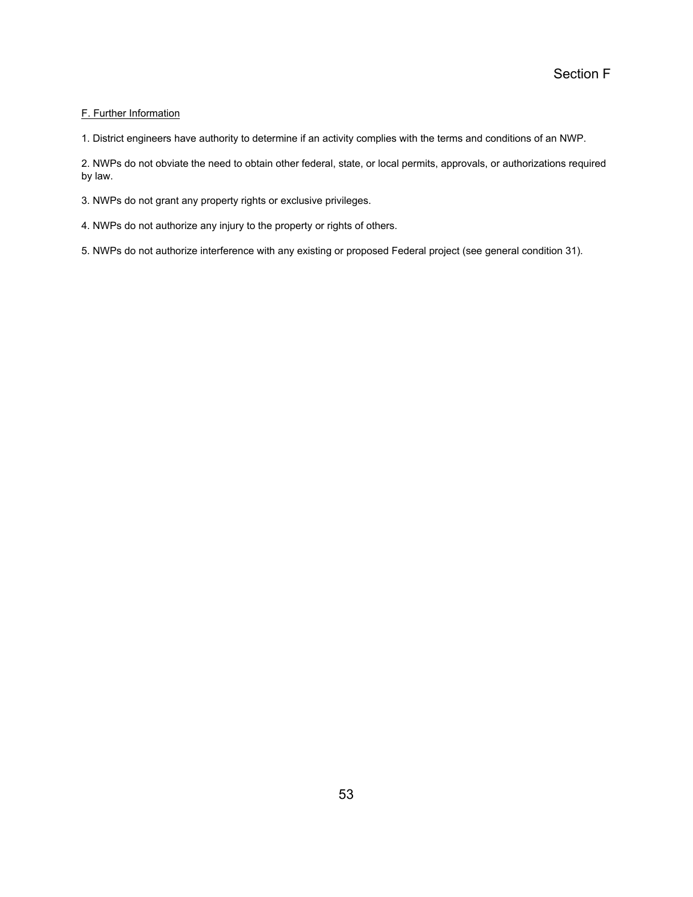## F. Further Information

1. District engineers have authority to determine if an activity complies with the terms and conditions of an NWP.

2. NWPs do not obviate the need to obtain other federal, state, or local permits, approvals, or authorizations required by law.

3. NWPs do not grant any property rights or exclusive privileges.

4. NWPs do not authorize any injury to the property or rights of others.

5. NWPs do not authorize interference with any existing or proposed Federal project (see general condition 31).